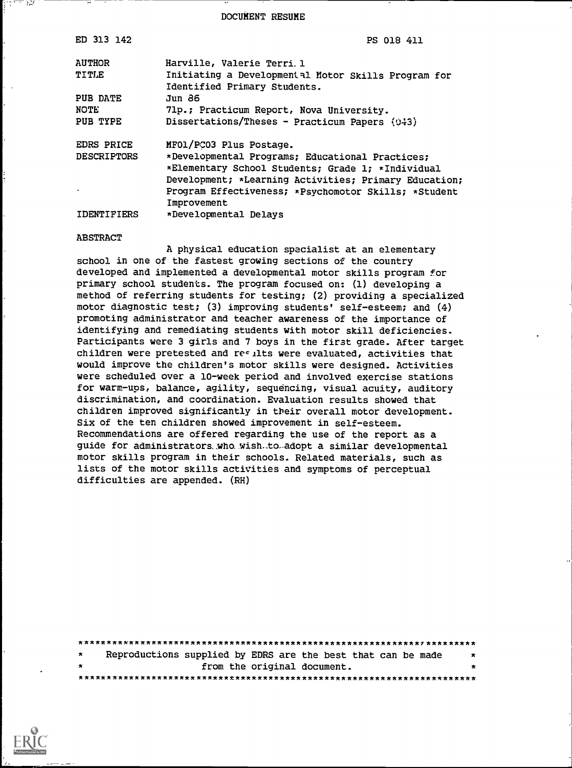DOCUMENT RESUME

| | |
|---|---|
| ED 313 142 | PS 018 411 |
| AUTHOR | Harville, Valerie Terri. 1 |
| TITLE | Initiating a Developmental Motor Skills Program for Identified Primary Students. |
| PUB DATE | Jun 86 |
| NOTE | 71p.; Practicum Report, Nova University. |
| PUB TYPE | Dissertations/Theses - Practicum Papers (043) |
| EDRS PRICE | MF01/PC03 Plus Postage. |
| DESCRIPTORS | *Developmental Programs; Educational Practices; *Elementary School Students; Grade 1; *Individual Development; *Learning Activities; Primary Education; Program Effectiveness; *Psychomotor Skills; *Student Improvement |
| IDENTIFIERS | *Developmental Delays |

ABSTRACT

A physical education specialist at an elementary school in one of the fastest growing sections of the country developed and implemented a developmental motor skills program for primary school students. The program focused on: (1) developing a method of referring students for testing; (2) providing a specialized motor diagnostic test; (3) improving students' self-esteem; and (4) promoting administrator and teacher awareness of the importance of identifying and remediating students with motor skill deficiencies. Participants were 3 girls and 7 boys in the first grade. After target children were pretested and results were evaluated, activities that would improve the children's motor skills were designed. Activities were scheduled over a 10-week period and involved exercise stations for warm-ups, balance, agility, sequencing, visual acuity, auditory discrimination, and coordination. Evaluation results showed that children improved significantly in their overall motor development. Six of the ten children showed improvement in self-esteem. Recommendations are offered regarding the use of the report as a guide for administrators who wish to adopt a similar developmental motor skills program in their schools. Related materials, such as lists of the motor skills activities and symptoms of perceptual difficulties are appended. (RH)

*********************************************************************
* Reproductions supplied by EDRS are the best that can be made *
* from the original document. *
*********************************************************************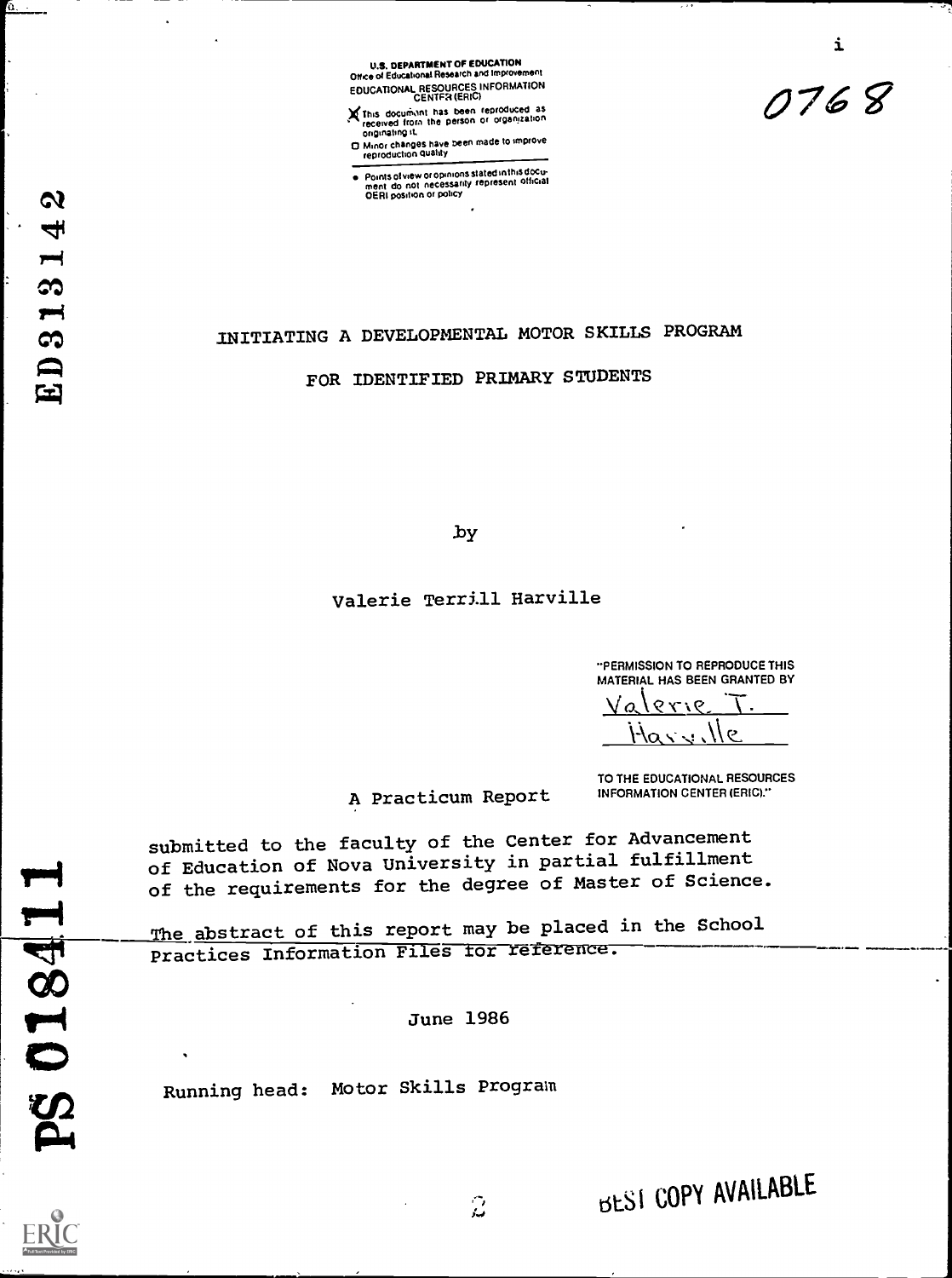U.S. DEPARTMENT OF EDUCATION
Office of Educational Research and Improvement
EDUCATIONAL RESOURCES INFORMATION CENTER (ERIC)

- This document has been reproduced as received from the person or organization originating it.
- Minor changes have been made to improve reproduction quality

- Points of view or opinions stated in this document do not necessarily represent official OERI position or policy

0768

ED313142

# INITIATING A DEVELOPMENTAL MOTOR SKILLS PROGRAM FOR IDENTIFIED PRIMARY STUDENTS

by

Valerie Terrill Harville

"PERMISSION TO REPRODUCE THIS MATERIAL HAS BEEN GRANTED BY Valerie T. Harville TO THE EDUCATIONAL RESOURCES INFORMATION CENTER (ERIC)."

A Practicum Report

submitted to the faculty of the Center for Advancement of Education of Nova University in partial fulfillment of the requirements for the degree of Master of Science.

The abstract of this report may be placed in the School Practices Information Files for reference.

June 1986

Running head: Motor Skills Program

PS018411

BEST COPY AVAILABLE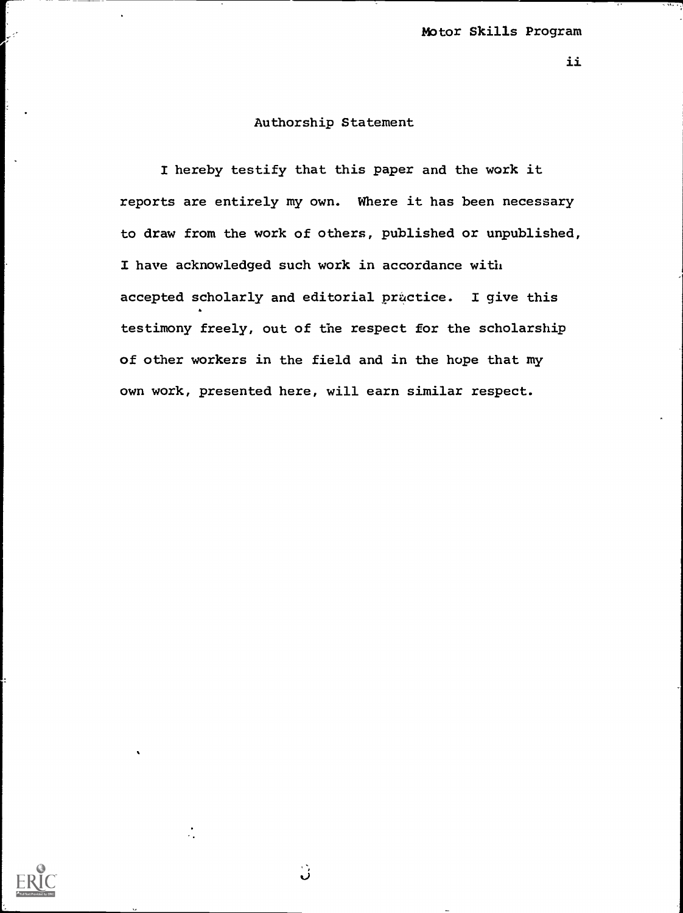# Authorship Statement

I hereby testify that this paper and the work it reports are entirely my own. Where it has been necessary to draw from the work of others, published or unpublished, I have acknowledged such work in accordance with accepted scholarly and editorial practice. I give this testimony freely, out of the respect for the scholarship of other workers in the field and in the hope that my own work, presented here, will earn similar respect.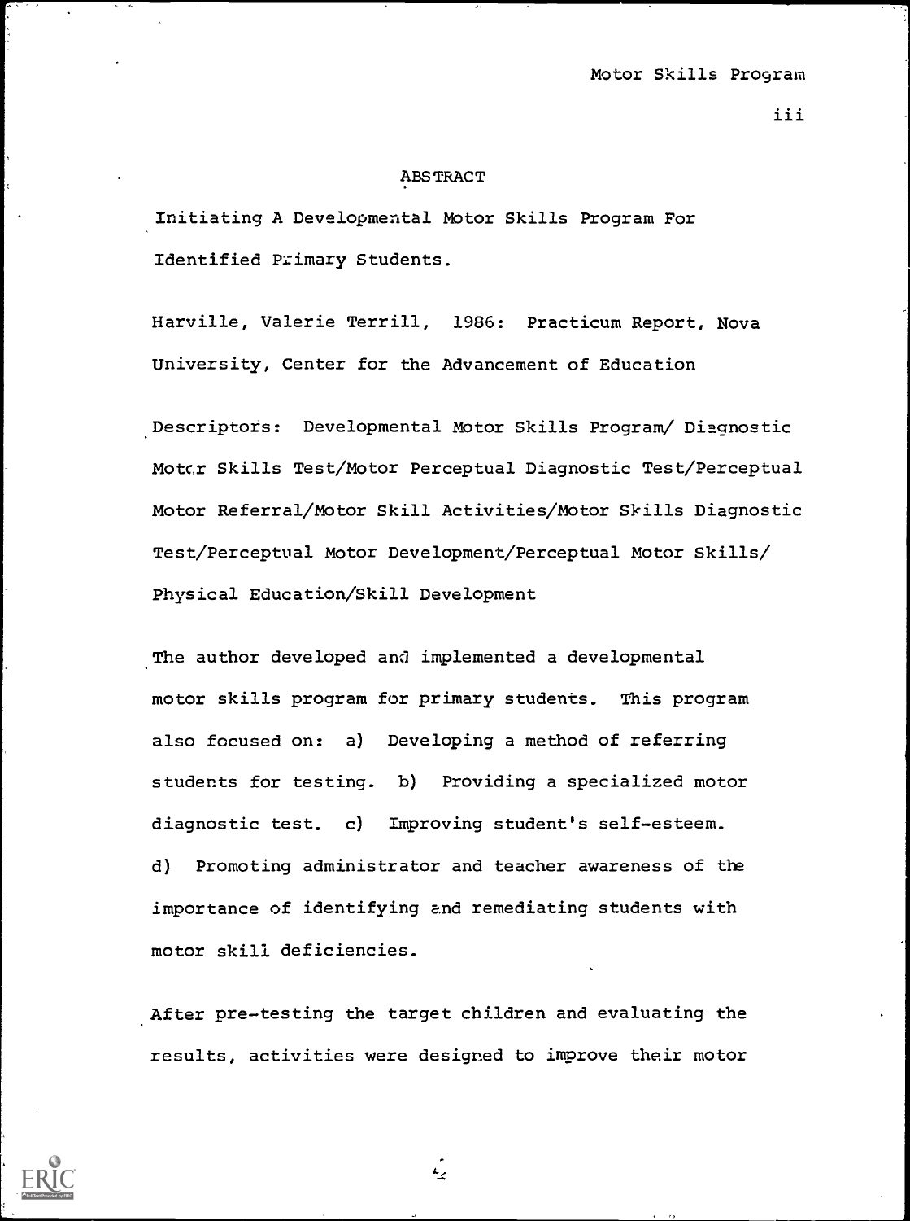## ABSTRACT

Initiating A Developmental Motor Skills Program For Identified Primary Students.

Harville, Valerie Terrill, 1986: Practicum Report, Nova University, Center for the Advancement of Education

Descriptors: Developmental Motor Skills Program/ Diagnostic Motor Skills Test/Motor Perceptual Diagnostic Test/Perceptual Motor Referral/Motor Skill Activities/Motor Skills Diagnostic Test/Perceptual Motor Development/Perceptual Motor Skills/ Physical Education/Skill Development

The author developed and implemented a developmental motor skills program for primary students. This program also focused on: a) Developing a method of referring students for testing. b) Providing a specialized motor diagnostic test. c) Improving student's self-esteem. d) Promoting administrator and teacher awareness of the importance of identifying and remediating students with motor skill deficiencies.

After pre-testing the target children and evaluating the results, activities were designed to improve their motor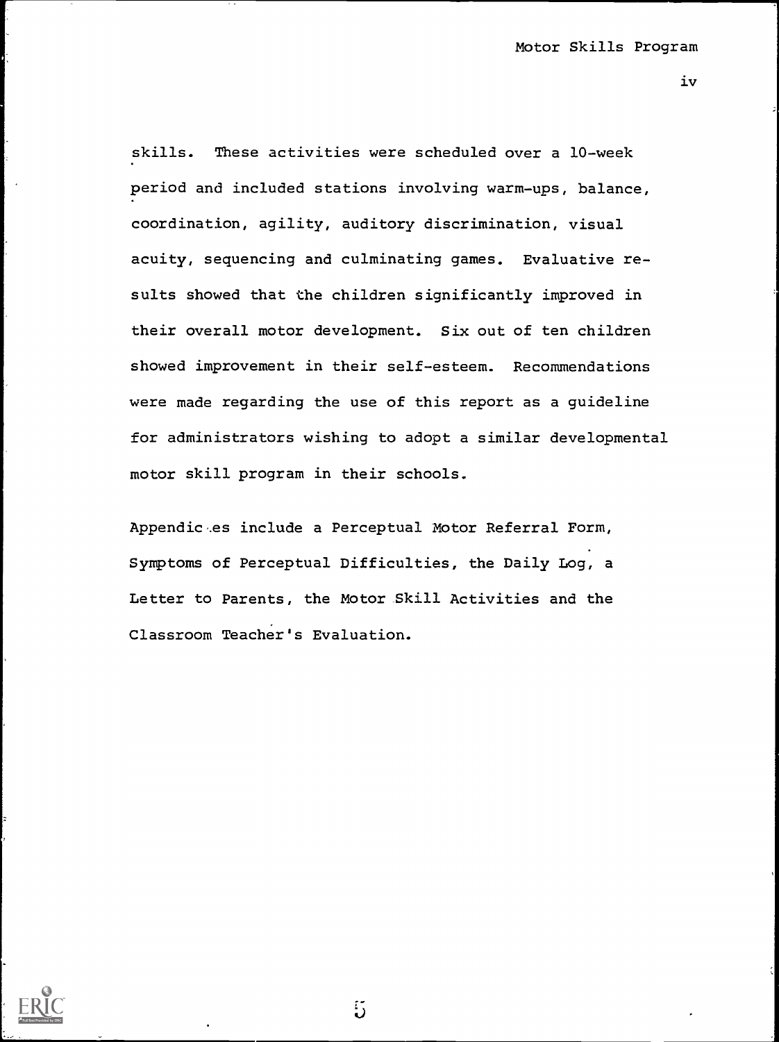skills. These activities were scheduled over a 10-week period and included stations involving warm-ups, balance, coordination, agility, auditory discrimination, visual acuity, sequencing and culminating games. Evaluative results showed that the children significantly improved in their overall motor development. Six out of ten children showed improvement in their self-esteem. Recommendations were made regarding the use of this report as a guideline for administrators wishing to adopt a similar developmental motor skill program in their schools.

Appendices include a Perceptual Motor Referral Form, Symptoms of Perceptual Difficulties, the Daily Log, a Letter to Parents, the Motor Skill Activities and the Classroom Teacher's Evaluation.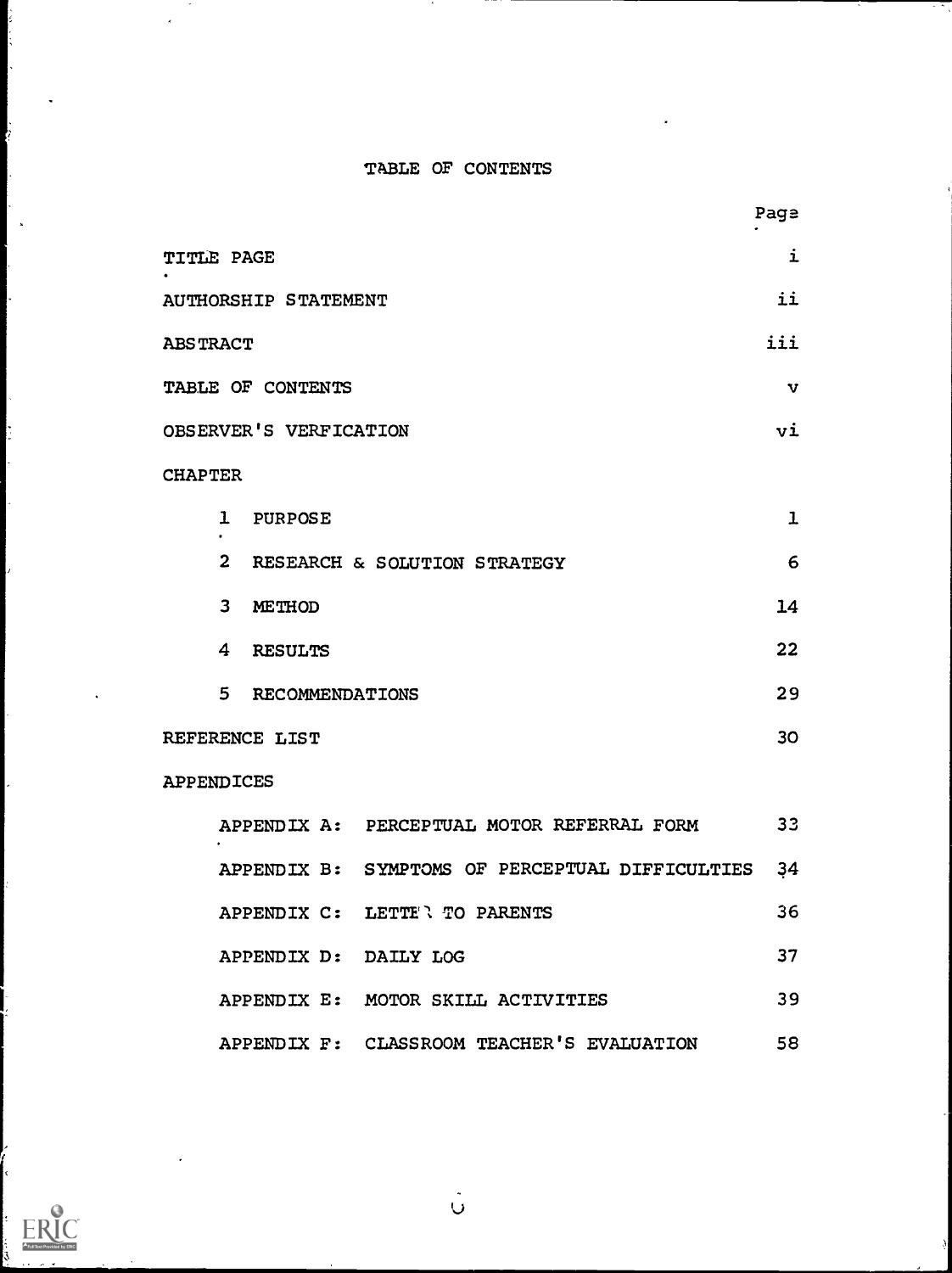# TABLE OF CONTENTS

| | Page |
|---|---|
| TITLE PAGE | i |
| AUTHORSHIP STATEMENT | ii |
| ABSTRACT | iii |
| TABLE OF CONTENTS | v |
| OBSERVER'S VERFICATION | vi |
| CHAPTER | |
| 1 PURPOSE | 1 |
| 2 RESEARCH & SOLUTION STRATEGY | 6 |
| 3 METHOD | 14 |
| 4 RESULTS | 22 |
| 5 RECOMMENDATIONS | 29 |
| REFERENCE LIST | 30 |
| APPENDICES | |
| APPENDIX A: PERCEPTUAL MOTOR REFERRAL FORM | 33 |
| APPENDIX B: SYMPTOMS OF PERCEPTUAL DIFFICULTIES | 34 |
| APPENDIX C: LETTER TO PARENTS | 36 |
| APPENDIX D: DAILY LOG | 37 |
| APPENDIX E: MOTOR SKILL ACTIVITIES | 39 |
| APPENDIX F: CLASSROOM TEACHER'S EVALUATION | 58 |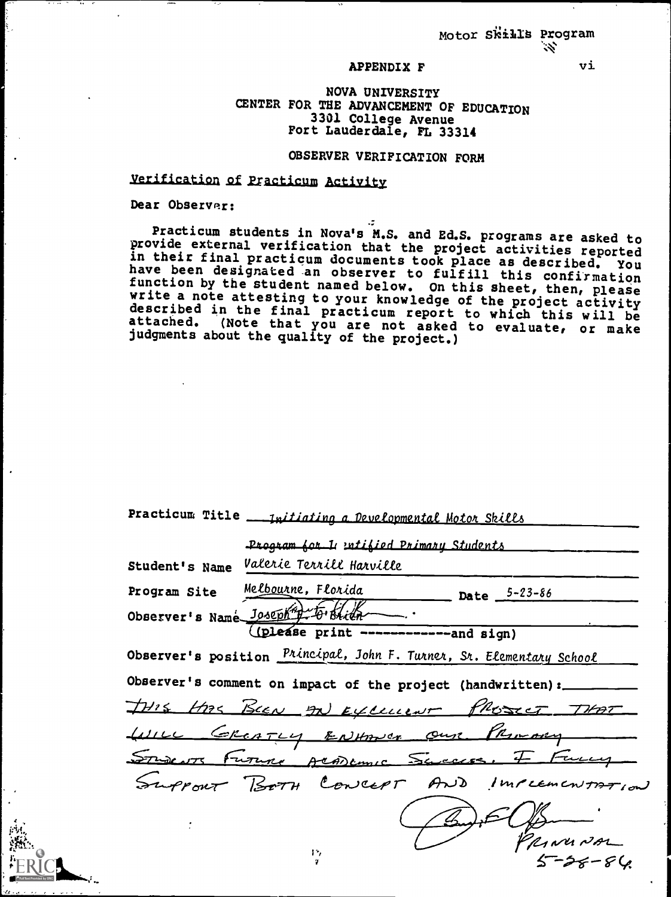Motor Skills Program

APPENDIX F

NOVA UNIVERSITY
CENTER FOR THE ADVANCEMENT OF EDUCATION
3301 College Avenue
Fort Lauderdale, FL 33314

OBSERVER VERIFICATION FORM

Verification of Practicum Activity

Dear Observer:

Practicum students in Nova's M.S. and Ed.S. programs are asked to provide external verification that the project activities reported in their final practicum documents took place as described. You have been designated an observer to fulfill this confirmation function by the student named below. On this sheet, then, please write a note attesting to your knowledge of the project activity described in the final practicum report to which this will be attached. (Note that you are not asked to evaluate, or make judgments about the quality of the project.)

Practicum Title Initiating a Developmental Motor Skills Program for Identified Primary Students

Student's Name Valerie Terrill Harville

Program Site Melbourne, Florida Date 5-23-86

Observer's Name Joseph F. O'Brien
(please print ------------and sign)

Observer's position Principal, John F. Turner, Sr. Elementary School

Observer's comment on impact of the project (handwritten):

THIS HAS BEEN AN EXCELLENT PROJECT THAT WILL GREATLY ENHANCE OUR PRIMARY STUDENTS FUTURE ACADEMIC SUCCESS. I FULLY SUPPORT BOTH CONCEPT AND IMPLEMENTATION

Principal
5-28-86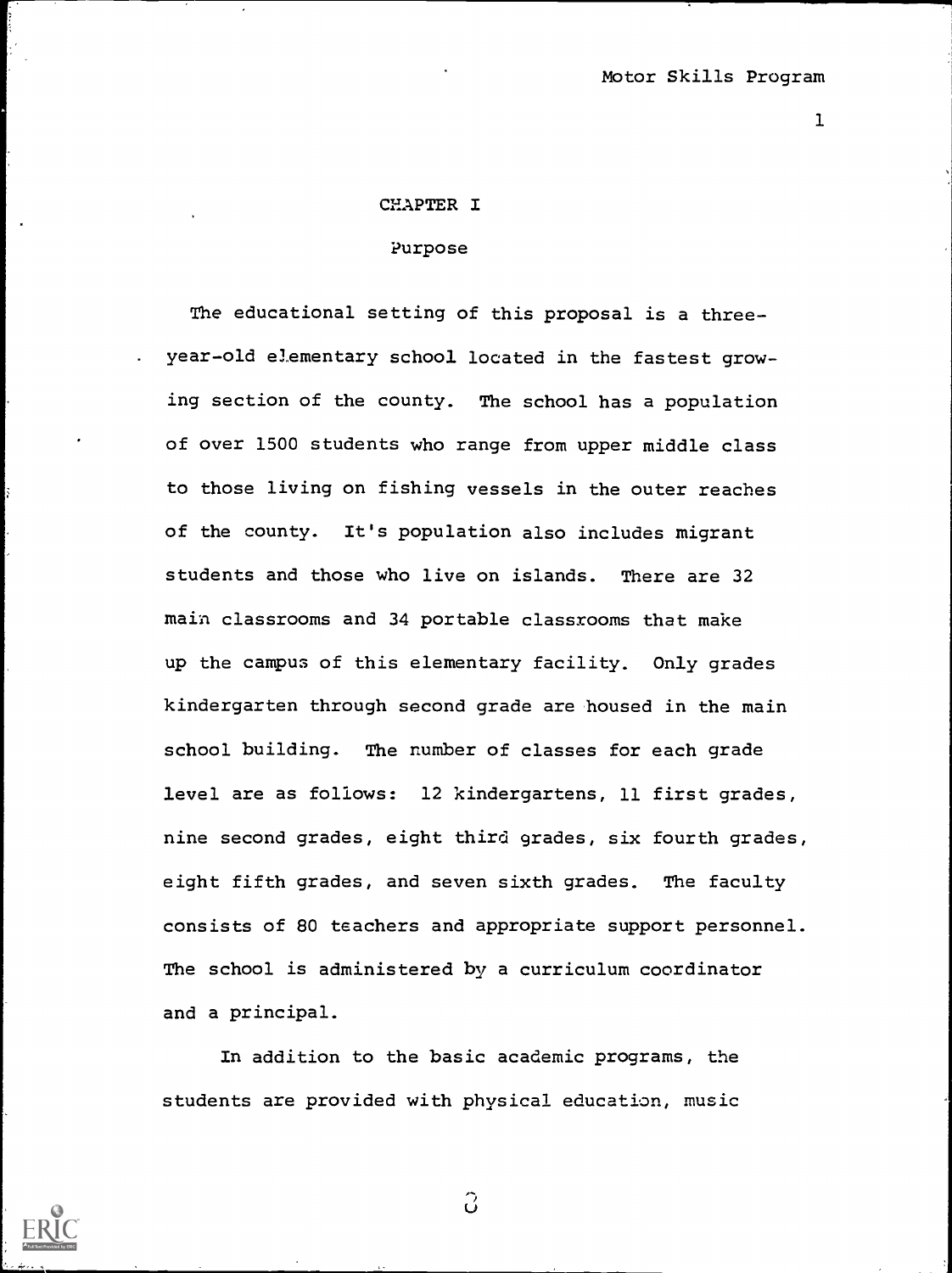# CHAPTER I

## Purpose

The educational setting of this proposal is a three-year-old elementary school located in the fastest growing section of the county. The school has a population of over 1500 students who range from upper middle class to those living on fishing vessels in the outer reaches of the county. It's population also includes migrant students and those who live on islands. There are 32 main classrooms and 34 portable classrooms that make up the campus of this elementary facility. Only grades kindergarten through second grade are housed in the main school building. The number of classes for each grade level are as follows: 12 kindergartens, 11 first grades, nine second grades, eight third grades, six fourth grades, eight fifth grades, and seven sixth grades. The faculty consists of 80 teachers and appropriate support personnel. The school is administered by a curriculum coordinator and a principal.

In addition to the basic academic programs, the students are provided with physical education, music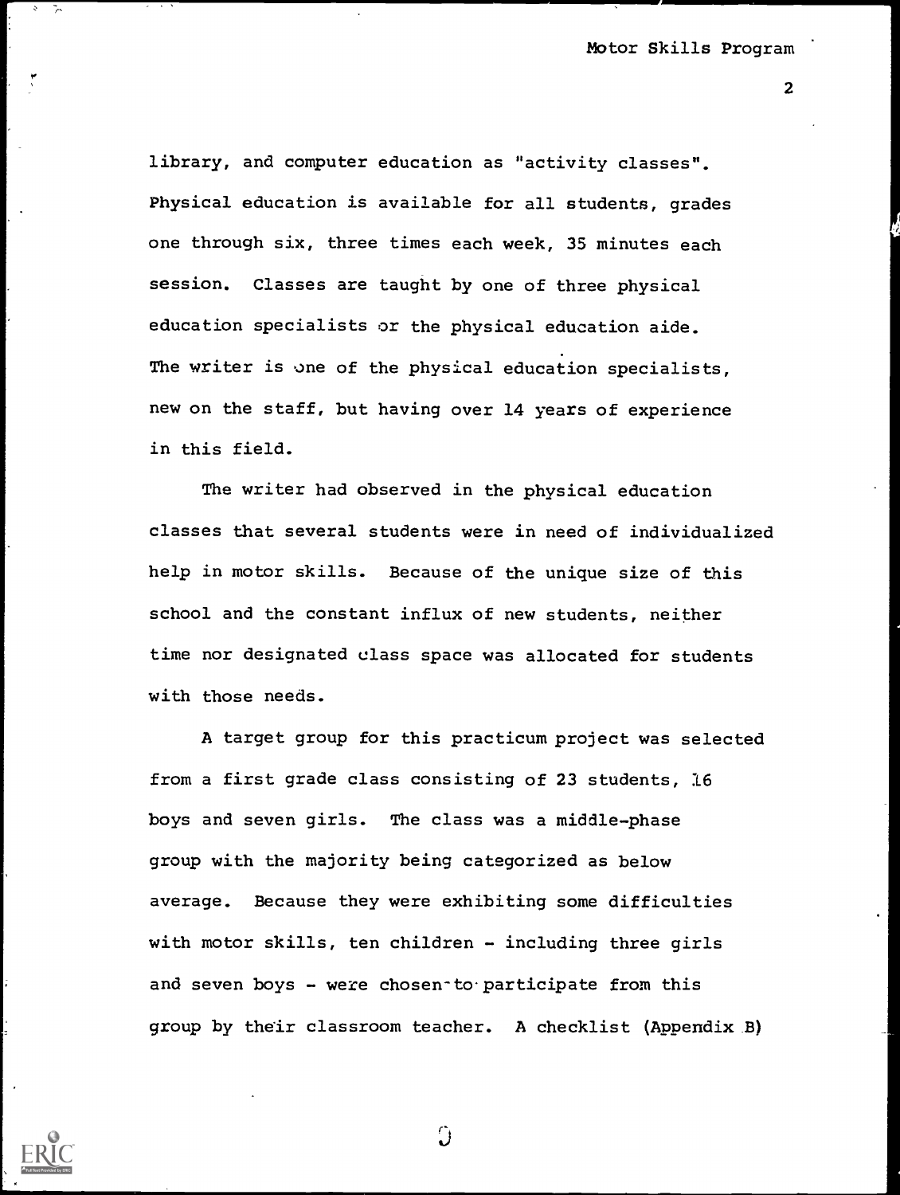library, and computer education as "activity classes". Physical education is available for all students, grades one through six, three times each week, 35 minutes each session. Classes are taught by one of three physical education specialists or the physical education aide. The writer is one of the physical education specialists, new on the staff, but having over 14 years of experience in this field.

The writer had observed in the physical education classes that several students were in need of individualized help in motor skills. Because of the unique size of this school and the constant influx of new students, neither time nor designated class space was allocated for students with those needs.

A target group for this practicum project was selected from a first grade class consisting of 23 students, 16 boys and seven girls. The class was a middle-phase group with the majority being categorized as below average. Because they were exhibiting some difficulties with motor skills, ten children - including three girls and seven boys - were chosen to participate from this group by their classroom teacher. A checklist (Appendix B)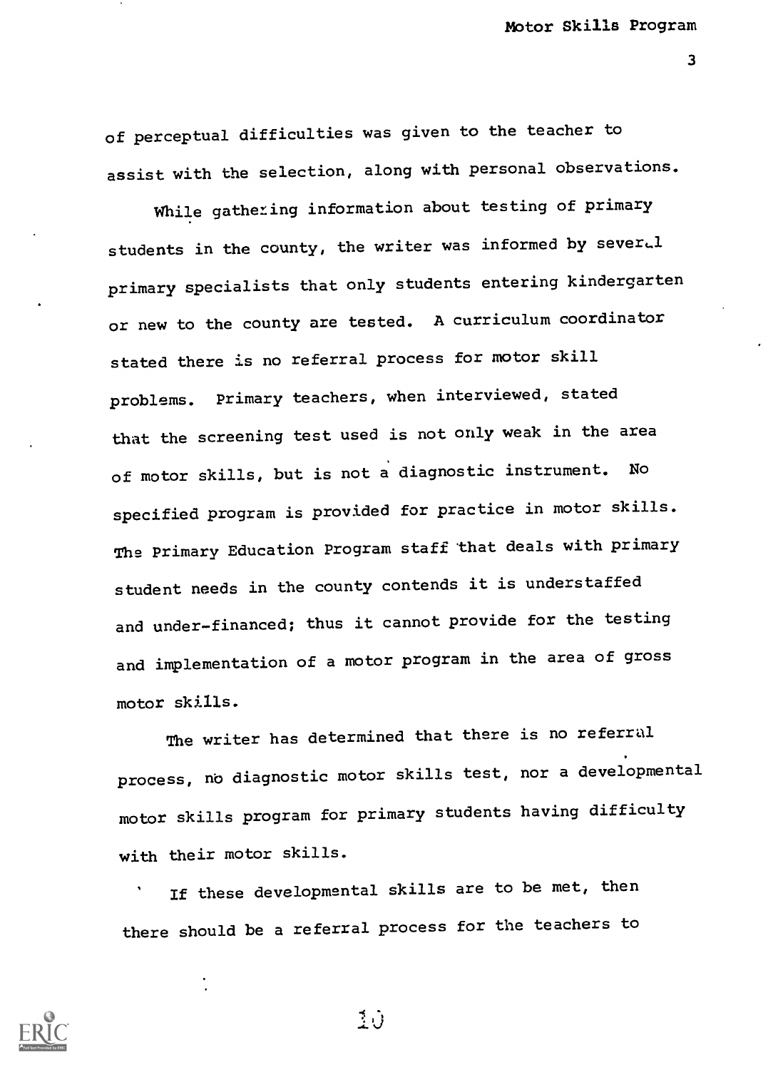of perceptual difficulties was given to the teacher to assist with the selection, along with personal observations.

While gathering information about testing of primary students in the county, the writer was informed by several primary specialists that only students entering kindergarten or new to the county are tested. A curriculum coordinator stated there is no referral process for motor skill problems. Primary teachers, when interviewed, stated that the screening test used is not only weak in the area of motor skills, but is not a diagnostic instrument. No specified program is provided for practice in motor skills. The Primary Education Program staff that deals with primary student needs in the county contends it is understaffed and under-financed; thus it cannot provide for the testing and implementation of a motor program in the area of gross motor skills.

The writer has determined that there is no referral process, no diagnostic motor skills test, nor a developmental motor skills program for primary students having difficulty with their motor skills.

If these developmental skills are to be met, then there should be a referral process for the teachers to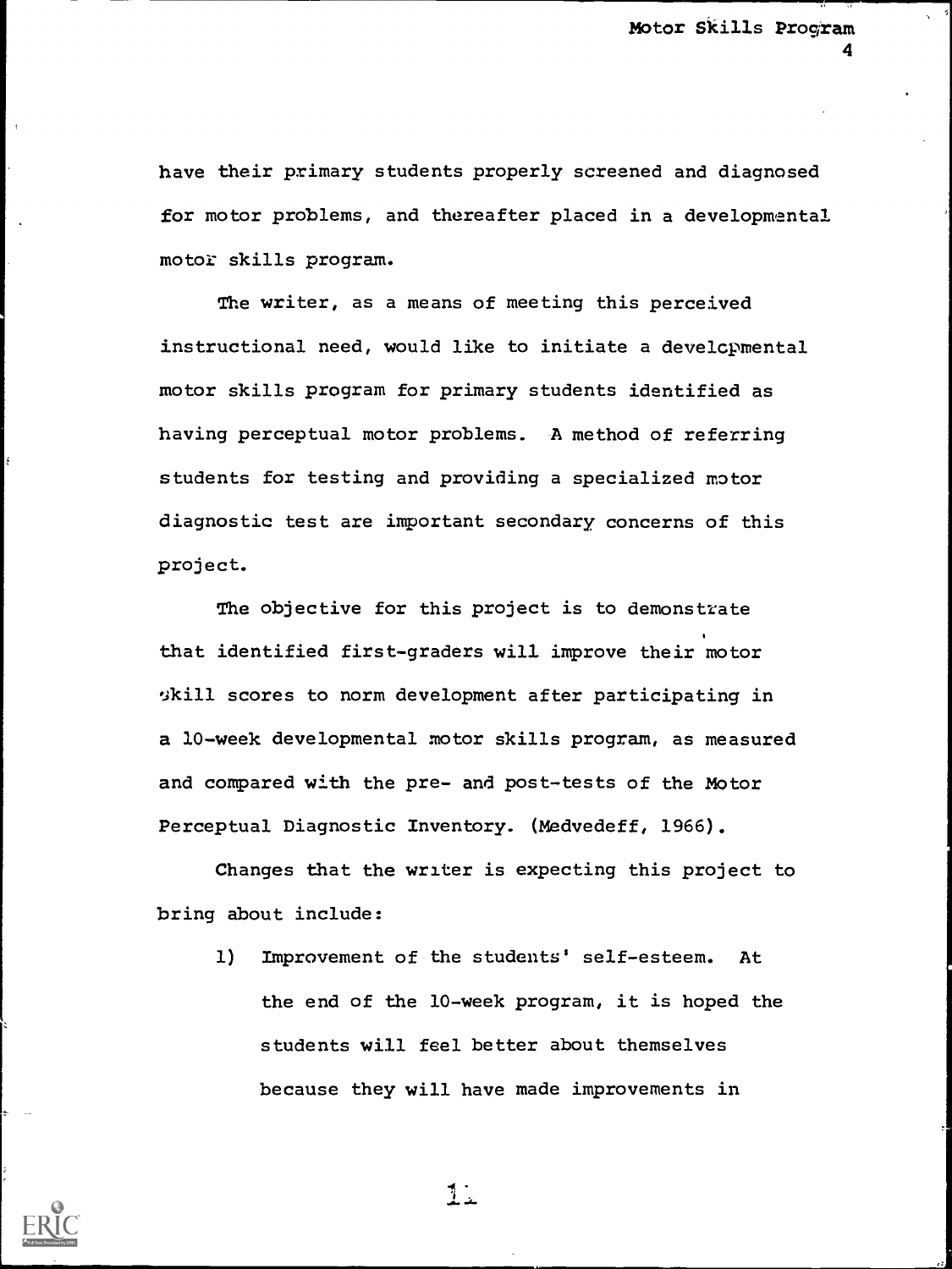have their primary students properly screened and diagnosed for motor problems, and thereafter placed in a developmental motor skills program.

The writer, as a means of meeting this perceived instructional need, would like to initiate a developmental motor skills program for primary students identified as having perceptual motor problems. A method of referring students for testing and providing a specialized motor diagnostic test are important secondary concerns of this project.

The objective for this project is to demonstrate that identified first-graders will improve their motor skill scores to norm development after participating in a 10-week developmental motor skills program, as measured and compared with the pre- and post-tests of the Motor Perceptual Diagnostic Inventory. (Medvedeff, 1966).

Changes that the writer is expecting this project to bring about include:

1) Improvement of the students' self-esteem. At the end of the 10-week program, it is hoped the students will feel better about themselves because they will have made improvements in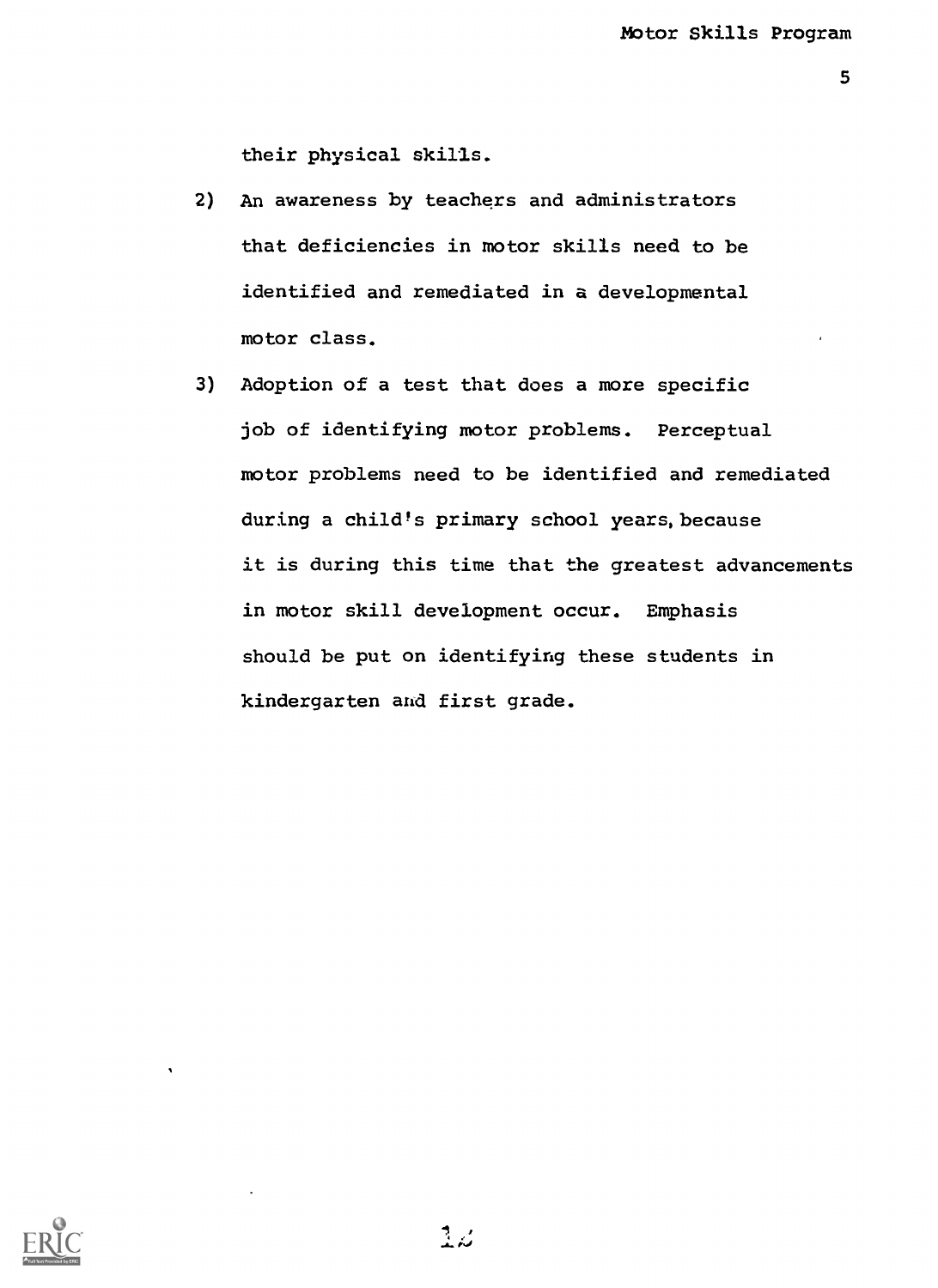their physical skills.

2) An awareness by teachers and administrators that deficiencies in motor skills need to be identified and remediated in a developmental motor class.

3) Adoption of a test that does a more specific job of identifying motor problems. Perceptual motor problems need to be identified and remediated during a child's primary school years, because it is during this time that the greatest advancements in motor skill development occur. Emphasis should be put on identifying these students in kindergarten and first grade.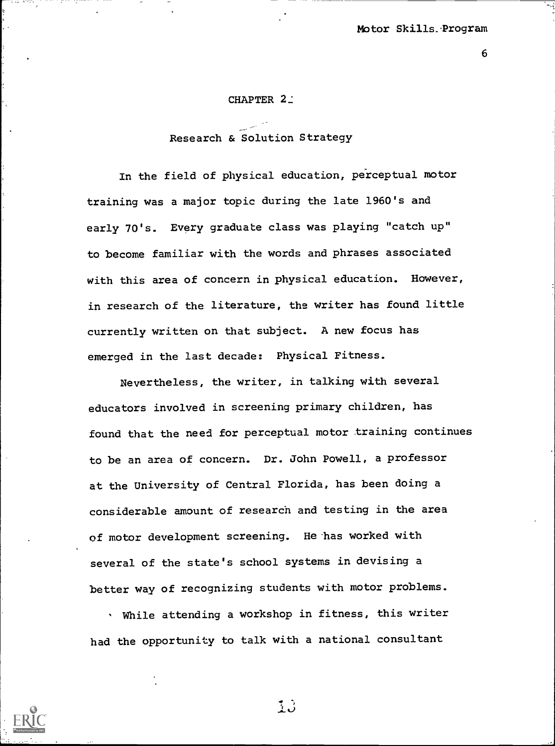# CHAPTER 2

## Research & Solution Strategy

In the field of physical education, perceptual motor training was a major topic during the late 1960's and early 70's. Every graduate class was playing "catch up" to become familiar with the words and phrases associated with this area of concern in physical education. However, in research of the literature, the writer has found little currently written on that subject. A new focus has emerged in the last decade: Physical Fitness.

Nevertheless, the writer, in talking with several educators involved in screening primary children, has found that the need for perceptual motor training continues to be an area of concern. Dr. John Powell, a professor at the University of Central Florida, has been doing a considerable amount of research and testing in the area of motor development screening. He has worked with several of the state's school systems in devising a better way of recognizing students with motor problems.

While attending a workshop in fitness, this writer had the opportunity to talk with a national consultant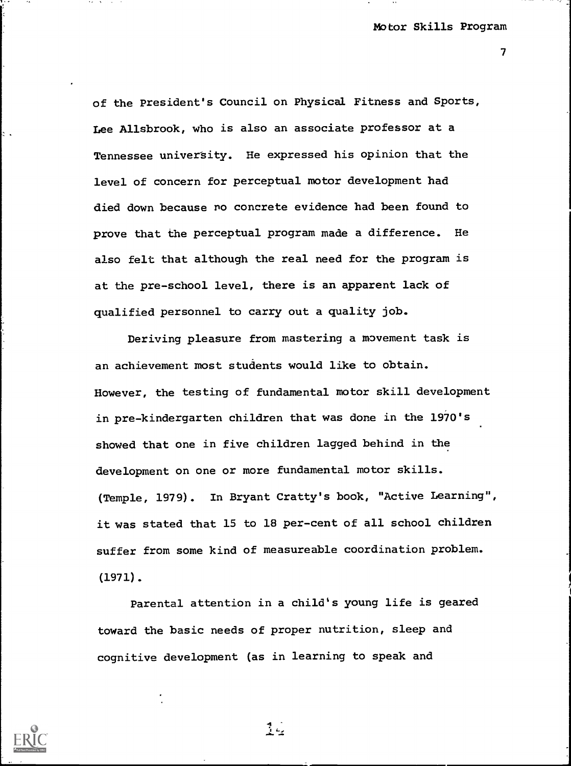of the President's Council on Physical Fitness and Sports, Lee Allsbrook, who is also an associate professor at a Tennessee university. He expressed his opinion that the level of concern for perceptual motor development had died down because no concrete evidence had been found to prove that the perceptual program made a difference. He also felt that although the real need for the program is at the pre-school level, there is an apparent lack of qualified personnel to carry out a quality job.

Deriving pleasure from mastering a movement task is an achievement most students would like to obtain. However, the testing of fundamental motor skill development in pre-kindergarten children that was done in the 1970's showed that one in five children lagged behind in the development on one or more fundamental motor skills. (Temple, 1979). In Bryant Cratty's book, "Active Learning", it was stated that 15 to 18 per-cent of all school children suffer from some kind of measureable coordination problem. (1971).

Parental attention in a child's young life is geared toward the basic needs of proper nutrition, sleep and cognitive development (as in learning to speak and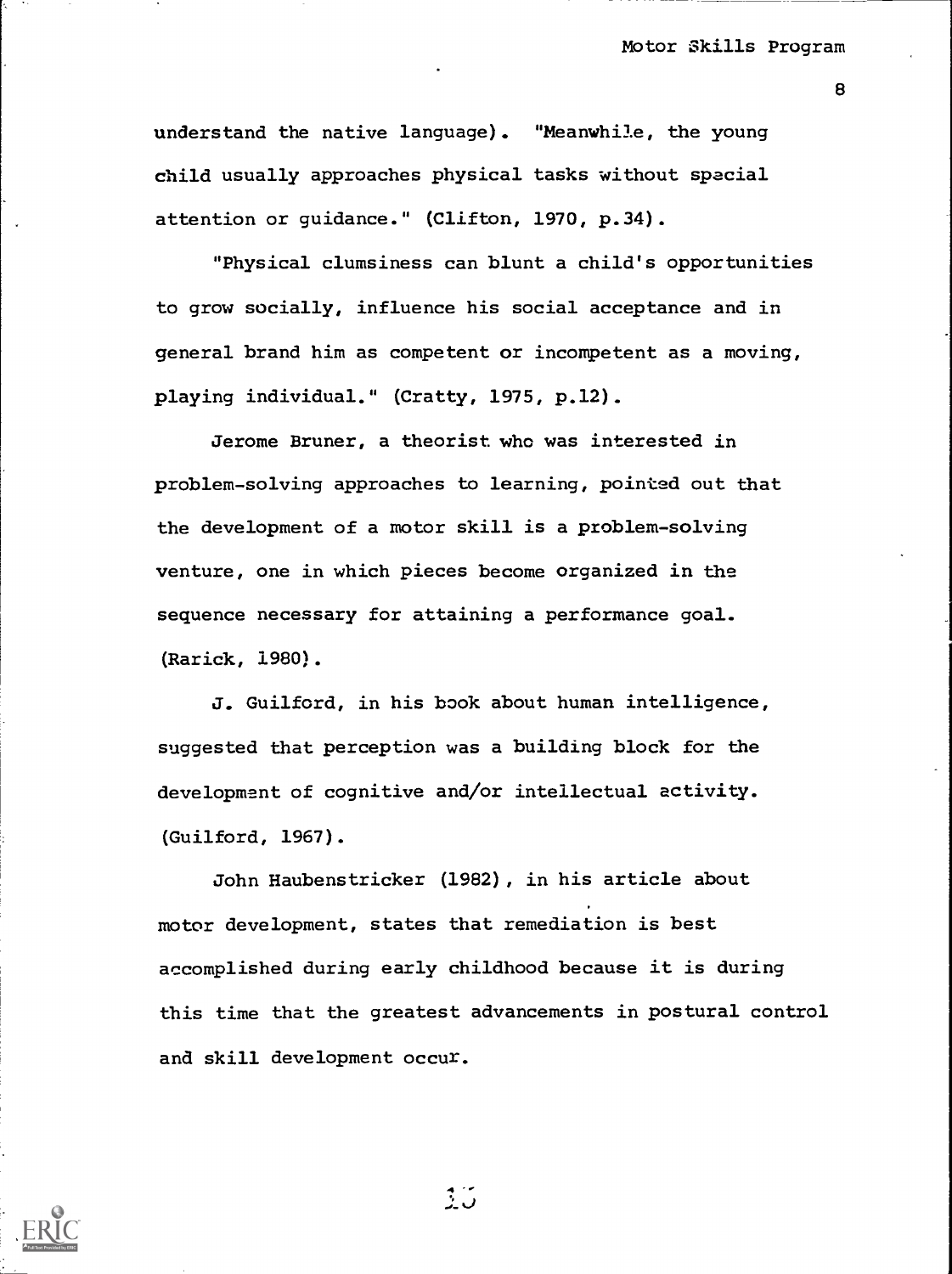understand the native language). "Meanwhile, the young child usually approaches physical tasks without special attention or guidance." (Clifton, 1970, p.34).

"Physical clumsiness can blunt a child's opportunities to grow socially, influence his social acceptance and in general brand him as competent or incompetent as a moving, playing individual." (Cratty, 1975, p.12).

Jerome Bruner, a theorist who was interested in problem-solving approaches to learning, pointed out that the development of a motor skill is a problem-solving venture, one in which pieces become organized in the sequence necessary for attaining a performance goal. (Rarick, 1980).

J. Guilford, in his book about human intelligence, suggested that perception was a building block for the development of cognitive and/or intellectual activity. (Guilford, 1967).

John Haubenstricker (1982), in his article about motor development, states that remediation is best accomplished during early childhood because it is during this time that the greatest advancements in postural control and skill development occur.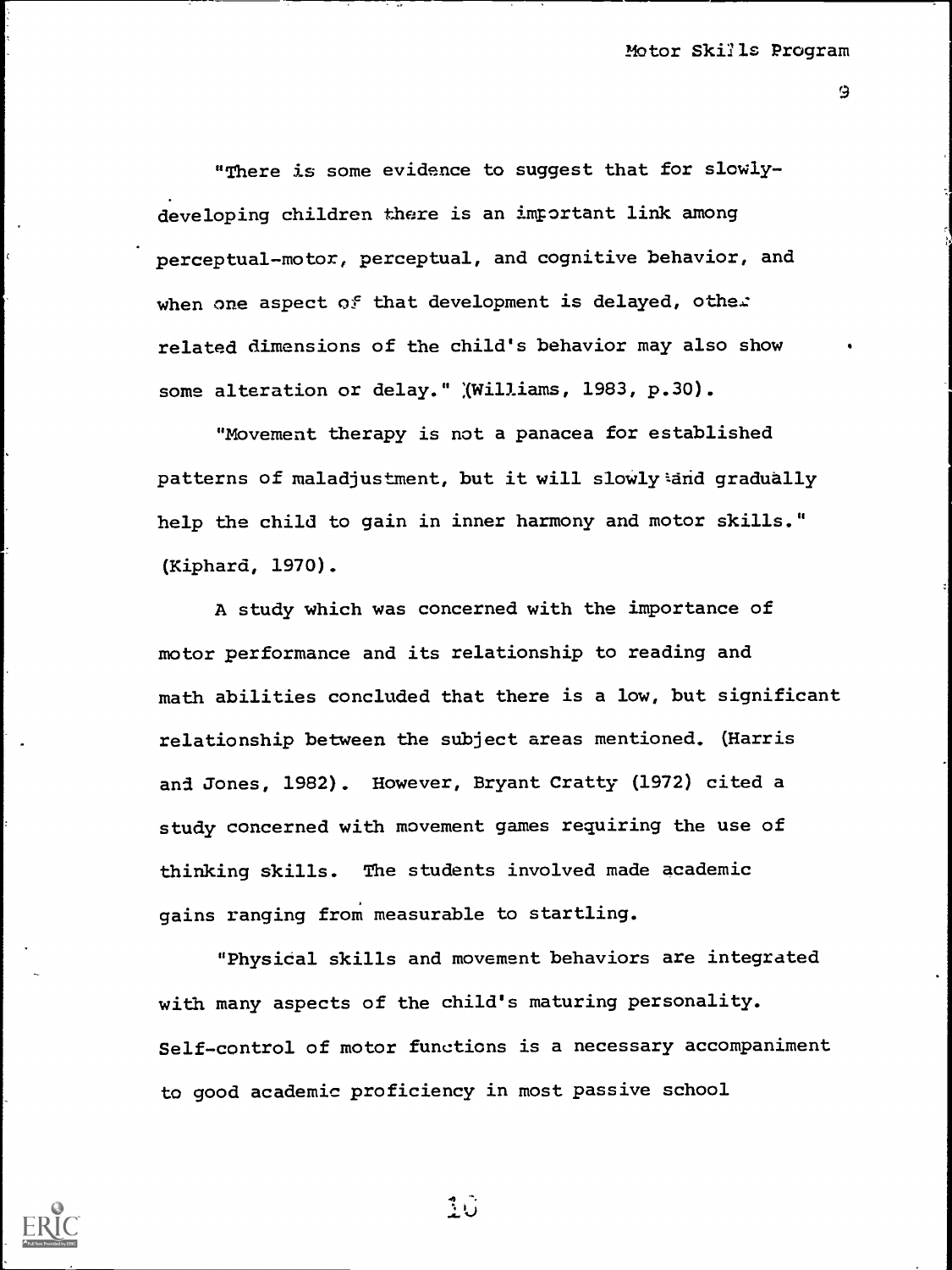"There is some evidence to suggest that for slowly-developing children there is an important link among perceptual-motor, perceptual, and cognitive behavior, and when one aspect of that development is delayed, other related dimensions of the child's behavior may also show some alteration or delay." (Williams, 1983, p.30).

"Movement therapy is not a panacea for established patterns of maladjustment, but it will slowly and gradually help the child to gain in inner harmony and motor skills." (Kiphard, 1970).

A study which was concerned with the importance of motor performance and its relationship to reading and math abilities concluded that there is a low, but significant relationship between the subject areas mentioned. (Harris and Jones, 1982). However, Bryant Cratty (1972) cited a study concerned with movement games requiring the use of thinking skills. The students involved made academic gains ranging from measurable to startling.

"Physical skills and movement behaviors are integrated with many aspects of the child's maturing personality. Self-control of motor functions is a necessary accompaniment to good academic proficiency in most passive school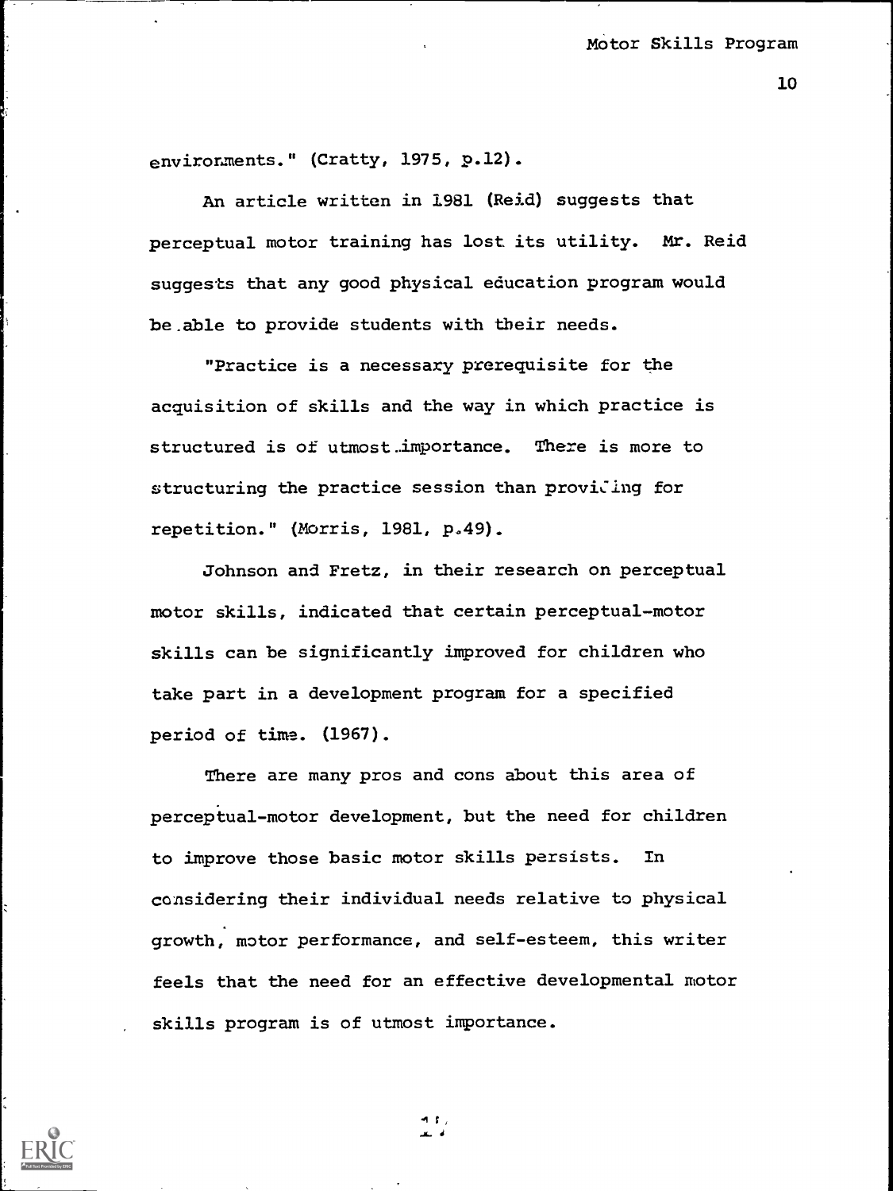environments." (Cratty, 1975, p.12).

An article written in 1981 (Reid) suggests that perceptual motor training has lost its utility. Mr. Reid suggests that any good physical education program would be able to provide students with their needs.

"Practice is a necessary prerequisite for the acquisition of skills and the way in which practice is structured is of utmost importance. There is more to structuring the practice session than providing for repetition." (Morris, 1981, p.49).

Johnson and Fretz, in their research on perceptual motor skills, indicated that certain perceptual-motor skills can be significantly improved for children who take part in a development program for a specified period of time. (1967).

There are many pros and cons about this area of perceptual-motor development, but the need for children to improve those basic motor skills persists. In considering their individual needs relative to physical growth, motor performance, and self-esteem, this writer feels that the need for an effective developmental motor skills program is of utmost importance.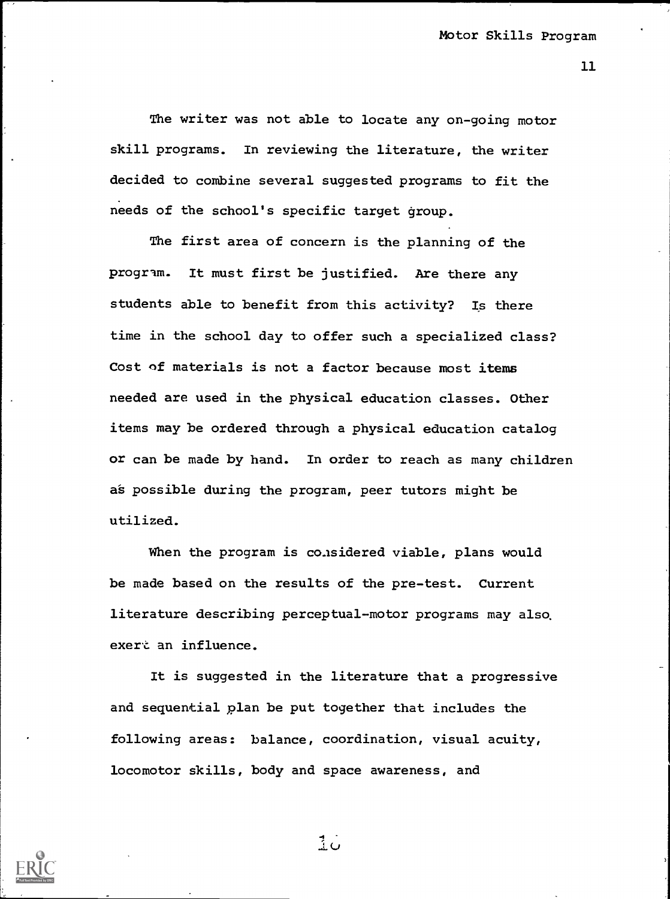The writer was not able to locate any on-going motor skill programs. In reviewing the literature, the writer decided to combine several suggested programs to fit the needs of the school's specific target group.

The first area of concern is the planning of the program. It must first be justified. Are there any students able to benefit from this activity? Is there time in the school day to offer such a specialized class? Cost of materials is not a factor because most items needed are used in the physical education classes. Other items may be ordered through a physical education catalog or can be made by hand. In order to reach as many children as possible during the program, peer tutors might be utilized.

When the program is considered viable, plans would be made based on the results of the pre-test. Current literature describing perceptual-motor programs may also exert an influence.

It is suggested in the literature that a progressive and sequential plan be put together that includes the following areas: balance, coordination, visual acuity, locomotor skills, body and space awareness, and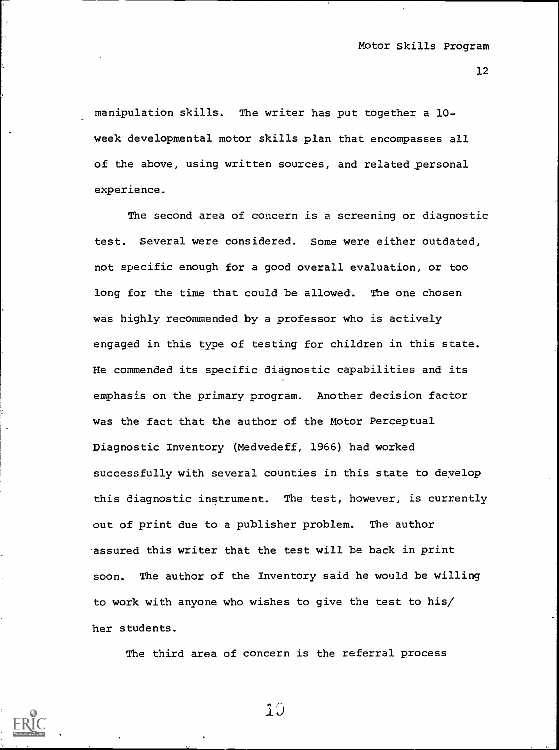manipulation skills. The writer has put together a 10-week developmental motor skills plan that encompasses all of the above, using written sources, and related personal experience.

The second area of concern is a screening or diagnostic test. Several were considered. Some were either outdated, not specific enough for a good overall evaluation, or too long for the time that could be allowed. The one chosen was highly recommended by a professor who is actively engaged in this type of testing for children in this state. He commended its specific diagnostic capabilities and its emphasis on the primary program. Another decision factor was the fact that the author of the Motor Perceptual Diagnostic Inventory (Medvedeff, 1966) had worked successfully with several counties in this state to develop this diagnostic instrument. The test, however, is currently out of print due to a publisher problem. The author assured this writer that the test will be back in print soon. The author of the Inventory said he would be willing to work with anyone who wishes to give the test to his/her students.

The third area of concern is the referral process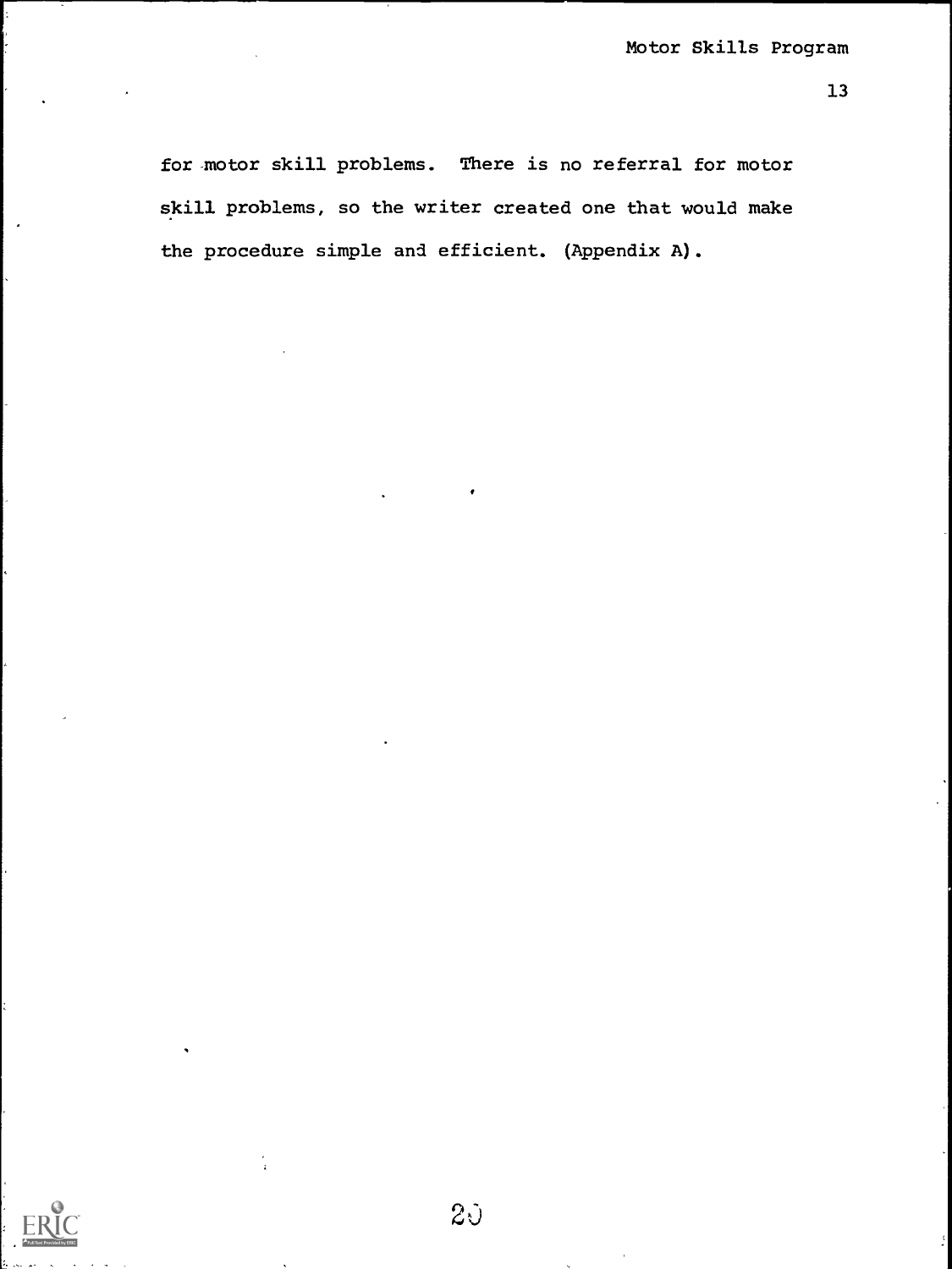for motor skill problems. There is no referral for motor skill problems, so the writer created one that would make the procedure simple and efficient. (Appendix A).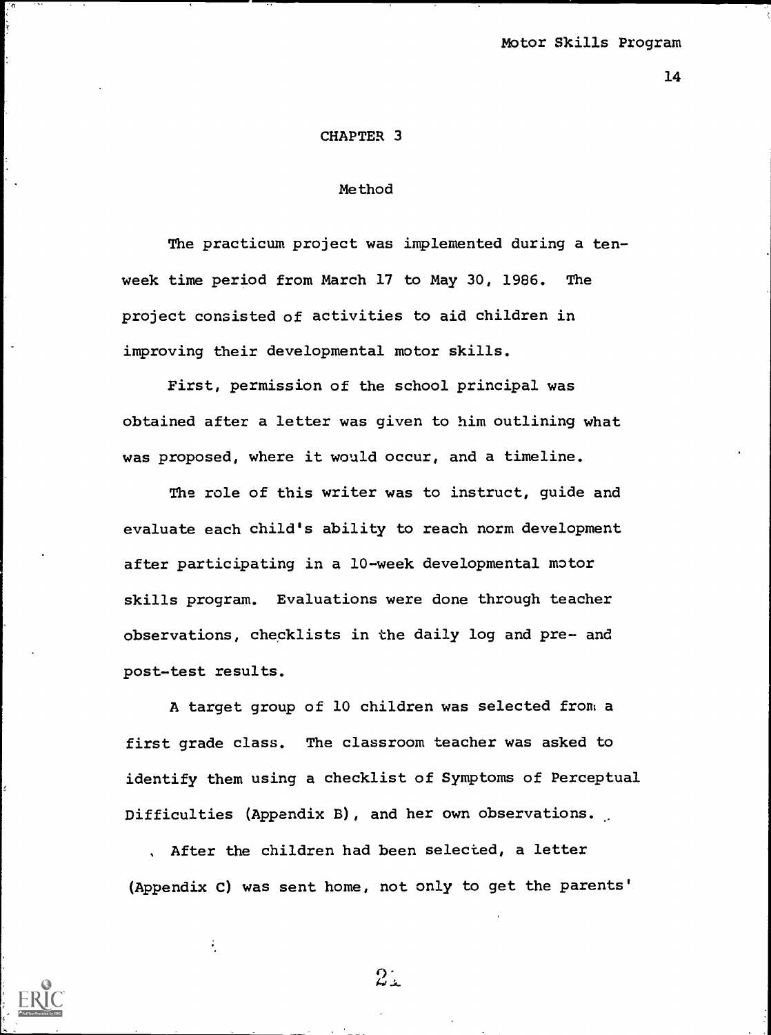# CHAPTER 3

## Method

The practicum project was implemented during a ten-week time period from March 17 to May 30, 1986. The project consisted of activities to aid children in improving their developmental motor skills.

First, permission of the school principal was obtained after a letter was given to him outlining what was proposed, where it would occur, and a timeline.

The role of this writer was to instruct, guide and evaluate each child's ability to reach norm development after participating in a 10-week developmental motor skills program. Evaluations were done through teacher observations, checklists in the daily log and pre- and post-test results.

A target group of 10 children was selected from a first grade class. The classroom teacher was asked to identify them using a checklist of Symptoms of Perceptual Difficulties (Appendix B), and her own observations.

After the children had been selected, a letter (Appendix C) was sent home, not only to get the parents'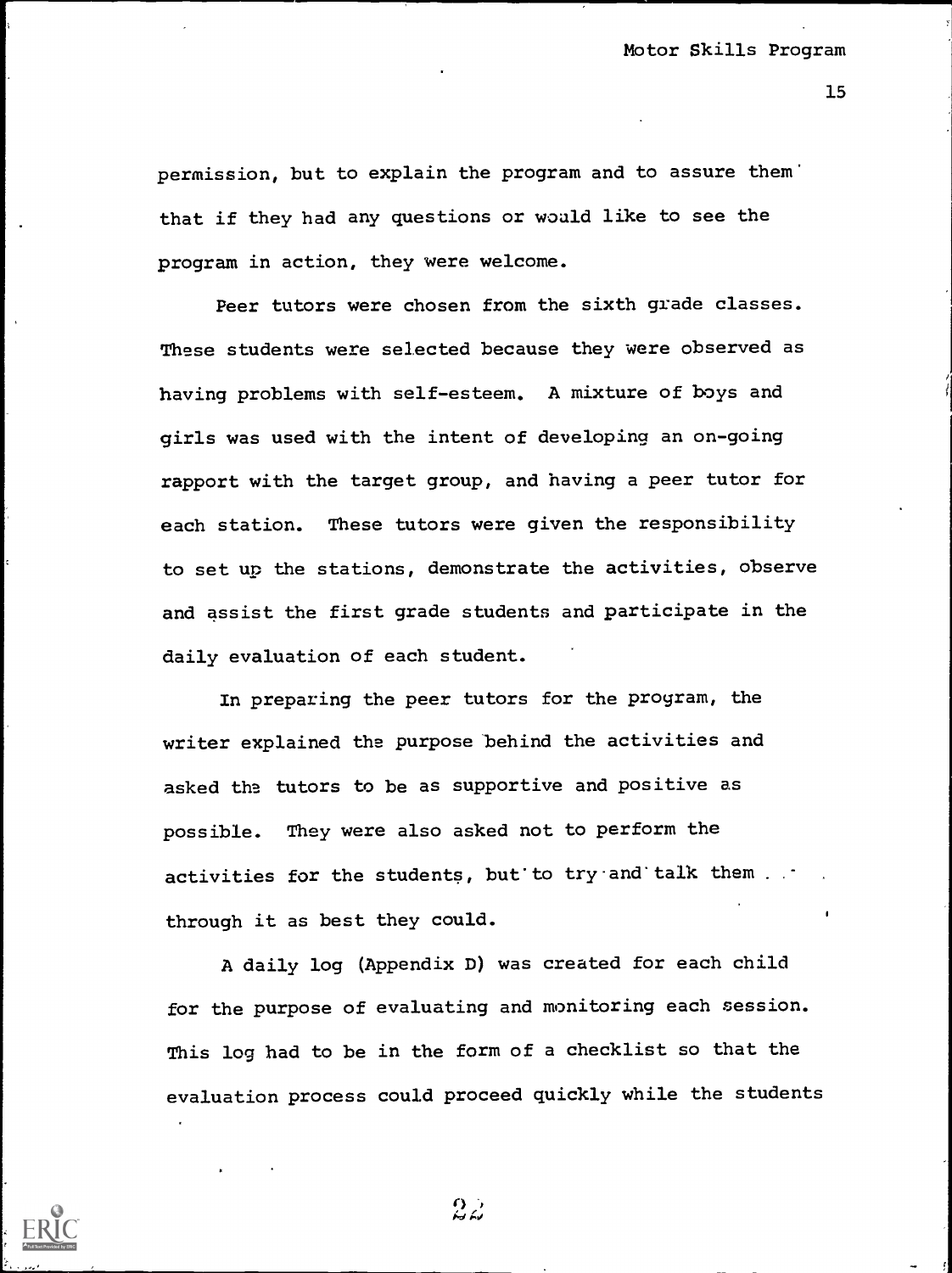permission, but to explain the program and to assure them that if they had any questions or would like to see the program in action, they were welcome.

Peer tutors were chosen from the sixth grade classes. These students were selected because they were observed as having problems with self-esteem. A mixture of boys and girls was used with the intent of developing an on-going rapport with the target group, and having a peer tutor for each station. These tutors were given the responsibility to set up the stations, demonstrate the activities, observe and assist the first grade students and participate in the daily evaluation of each student.

In preparing the peer tutors for the program, the writer explained the purpose behind the activities and asked the tutors to be as supportive and positive as possible. They were also asked not to perform the activities for the students, but to try and talk them through it as best they could.

A daily log (Appendix D) was created for each child for the purpose of evaluating and monitoring each session. This log had to be in the form of a checklist so that the evaluation process could proceed quickly while the students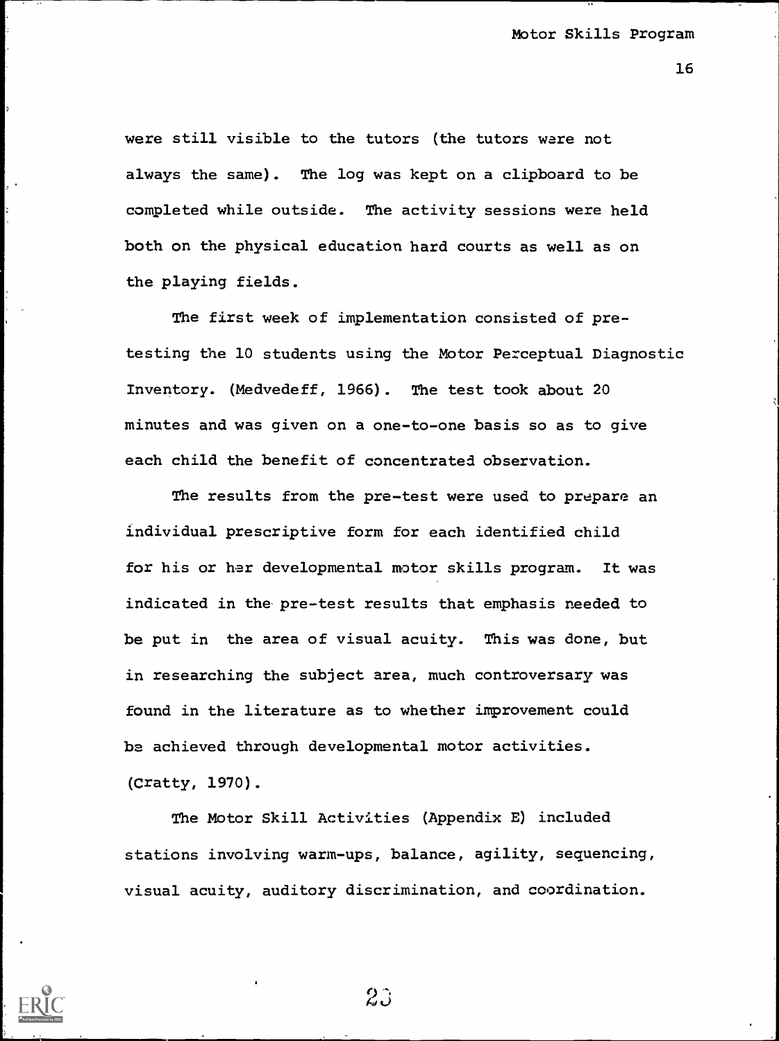were still visible to the tutors (the tutors were not always the same). The log was kept on a clipboard to be completed while outside. The activity sessions were held both on the physical education hard courts as well as on the playing fields.

The first week of implementation consisted of pre-testing the 10 students using the Motor Perceptual Diagnostic Inventory. (Medvedeff, 1966). The test took about 20 minutes and was given on a one-to-one basis so as to give each child the benefit of concentrated observation.

The results from the pre-test were used to prepare an individual prescriptive form for each identified child for his or her developmental motor skills program. It was indicated in the pre-test results that emphasis needed to be put in the area of visual acuity. This was done, but in researching the subject area, much controversary was found in the literature as to whether improvement could be achieved through developmental motor activities. (Cratty, 1970).

The Motor Skill Activities (Appendix E) included stations involving warm-ups, balance, agility, sequencing, visual acuity, auditory discrimination, and coordination.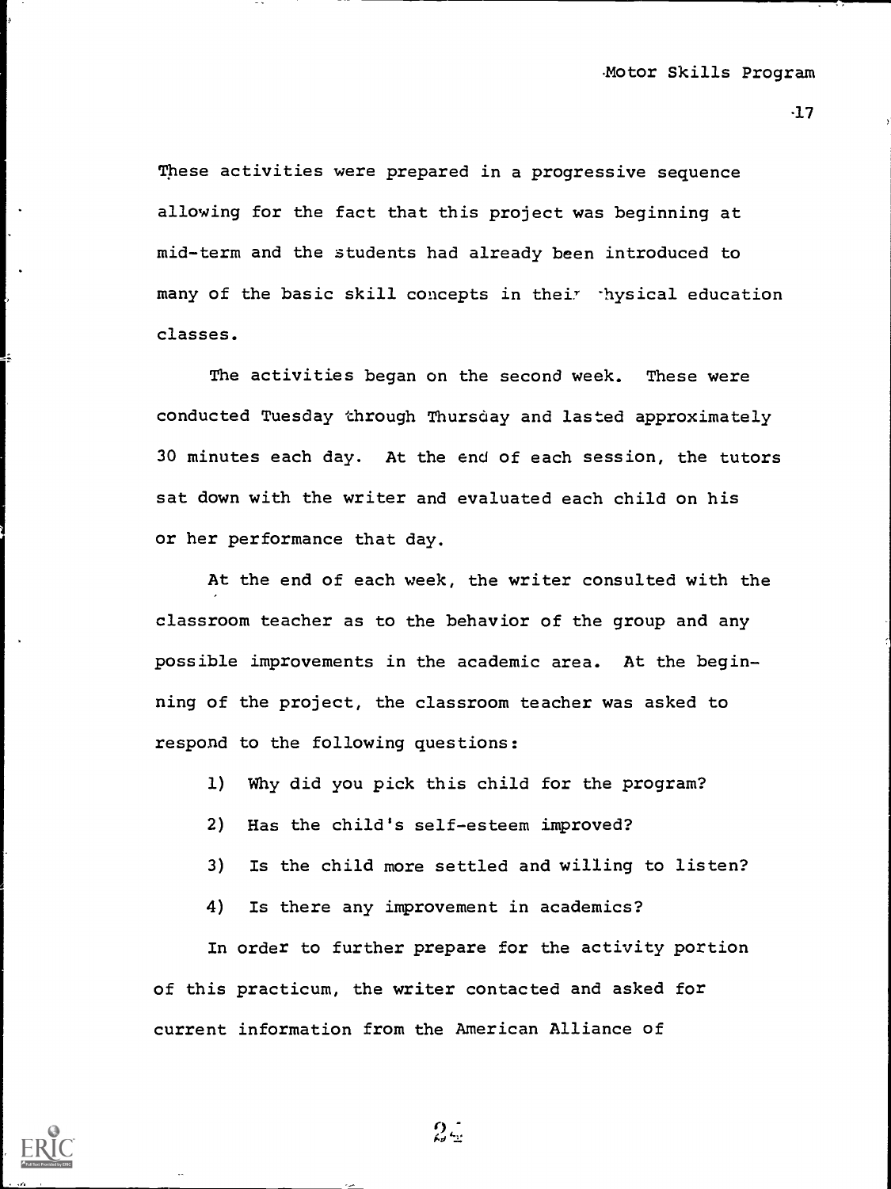These activities were prepared in a progressive sequence allowing for the fact that this project was beginning at mid-term and the students had already been introduced to many of the basic skill concepts in their physical education classes.

The activities began on the second week. These were conducted Tuesday through Thursday and lasted approximately 30 minutes each day. At the end of each session, the tutors sat down with the writer and evaluated each child on his or her performance that day.

At the end of each week, the writer consulted with the classroom teacher as to the behavior of the group and any possible improvements in the academic area. At the beginning of the project, the classroom teacher was asked to respond to the following questions:

1) Why did you pick this child for the program?
2) Has the child's self-esteem improved?
3) Is the child more settled and willing to listen?
4) Is there any improvement in academics?

In order to further prepare for the activity portion of this practicum, the writer contacted and asked for current information from the American Alliance of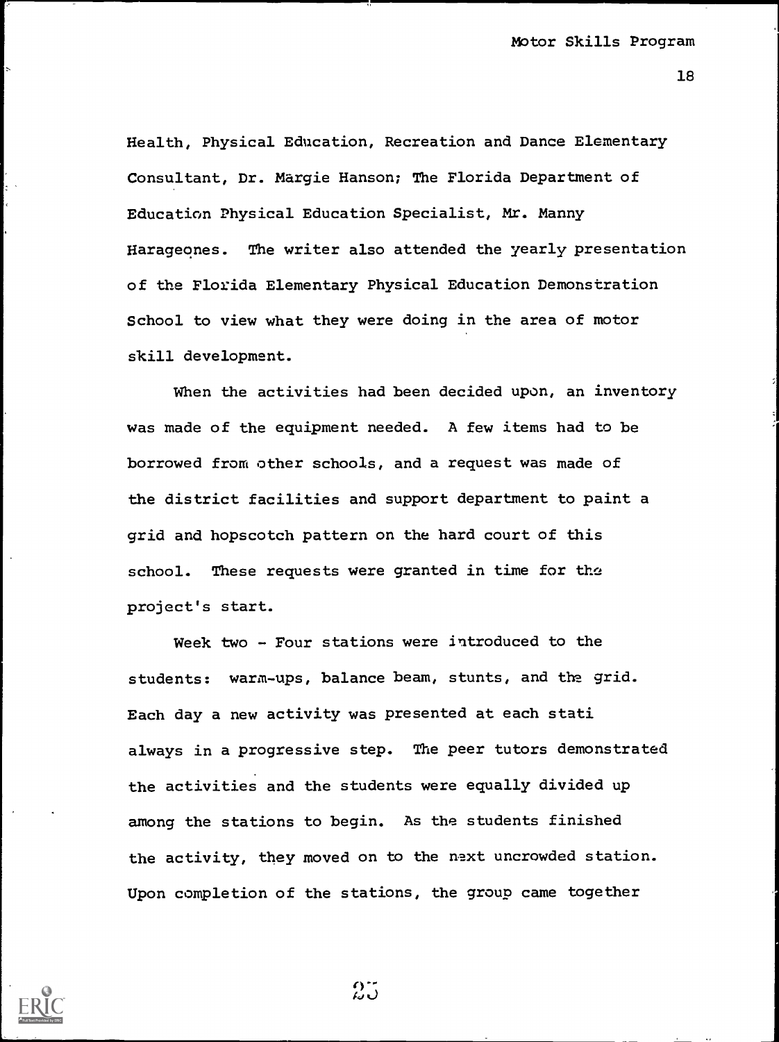Health, Physical Education, Recreation and Dance Elementary Consultant, Dr. Margie Hanson; The Florida Department of Education Physical Education Specialist, Mr. Manny Harageones. The writer also attended the yearly presentation of the Florida Elementary Physical Education Demonstration School to view what they were doing in the area of motor skill development.

When the activities had been decided upon, an inventory was made of the equipment needed. A few items had to be borrowed from other schools, and a request was made of the district facilities and support department to paint a grid and hopscotch pattern on the hard court of this school. These requests were granted in time for the project's start.

Week two - Four stations were introduced to the students: warm-ups, balance beam, stunts, and the grid. Each day a new activity was presented at each stati always in a progressive step. The peer tutors demonstrated the activities and the students were equally divided up among the stations to begin. As the students finished the activity, they moved on to the next uncrowded station. Upon completion of the stations, the group came together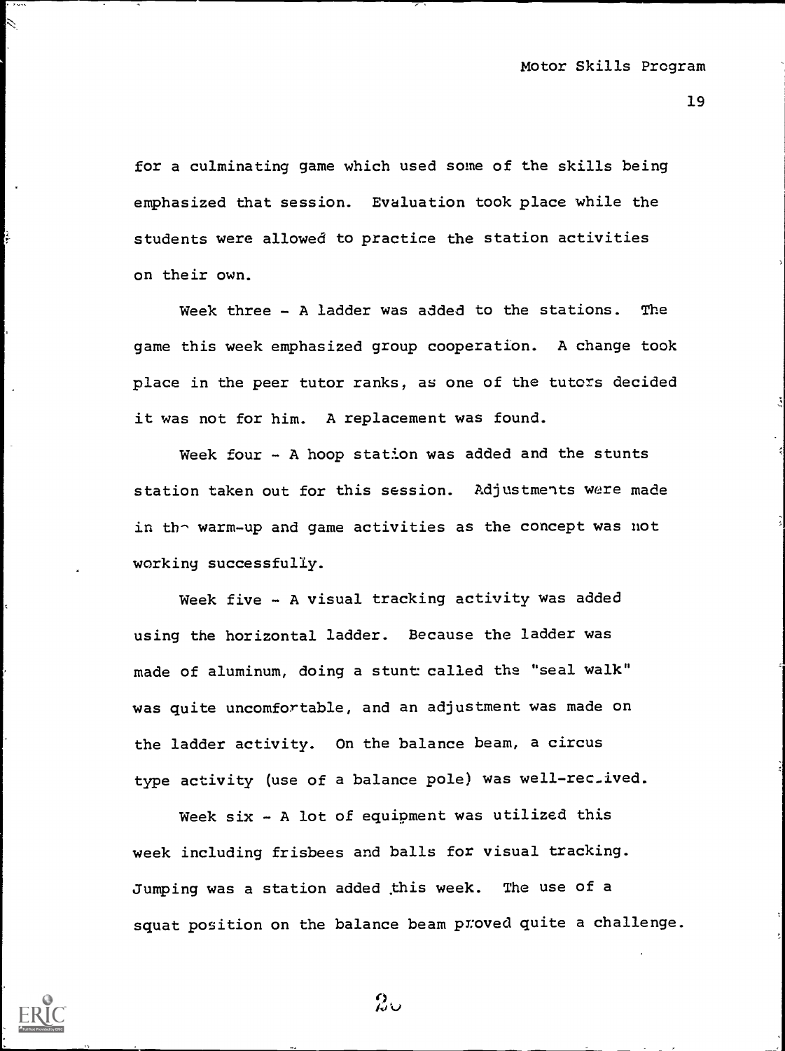for a culminating game which used some of the skills being emphasized that session. Evaluation took place while the students were allowed to practice the station activities on their own.

Week three - A ladder was added to the stations. The game this week emphasized group cooperation. A change took place in the peer tutor ranks, as one of the tutors decided it was not for him. A replacement was found.

Week four - A hoop station was added and the stunts station taken out for this session. Adjustments were made in the warm-up and game activities as the concept was not working successfully.

Week five - A visual tracking activity was added using the horizontal ladder. Because the ladder was made of aluminum, doing a stunt called the "seal walk" was quite uncomfortable, and an adjustment was made on the ladder activity. On the balance beam, a circus type activity (use of a balance pole) was well-received.

Week six - A lot of equipment was utilized this week including frisbees and balls for visual tracking. Jumping was a station added this week. The use of a squat position on the balance beam proved quite a challenge.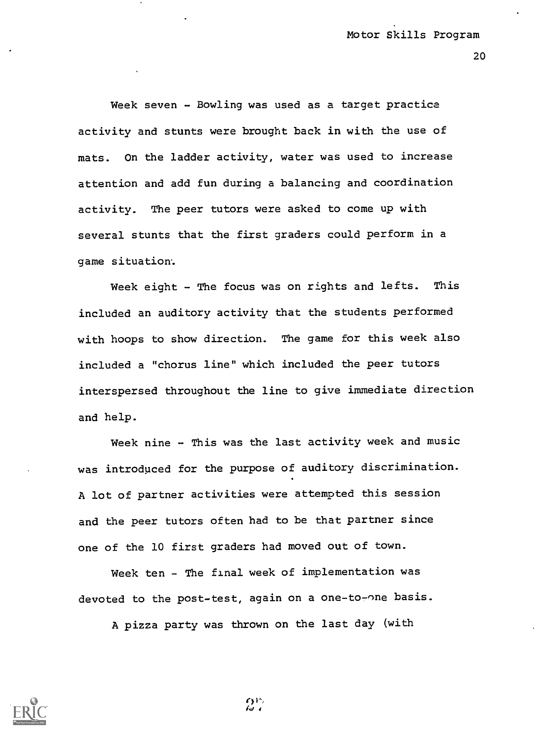Week seven - Bowling was used as a target practice activity and stunts were brought back in with the use of mats. On the ladder activity, water was used to increase attention and add fun during a balancing and coordination activity. The peer tutors were asked to come up with several stunts that the first graders could perform in a game situation.

Week eight - The focus was on rights and lefts. This included an auditory activity that the students performed with hoops to show direction. The game for this week also included a "chorus line" which included the peer tutors interspersed throughout the line to give immediate direction and help.

Week nine - This was the last activity week and music was introduced for the purpose of auditory discrimination. A lot of partner activities were attempted this session and the peer tutors often had to be that partner since one of the 10 first graders had moved out of town.

Week ten - The final week of implementation was devoted to the post-test, again on a one-to-one basis.

A pizza party was thrown on the last day (with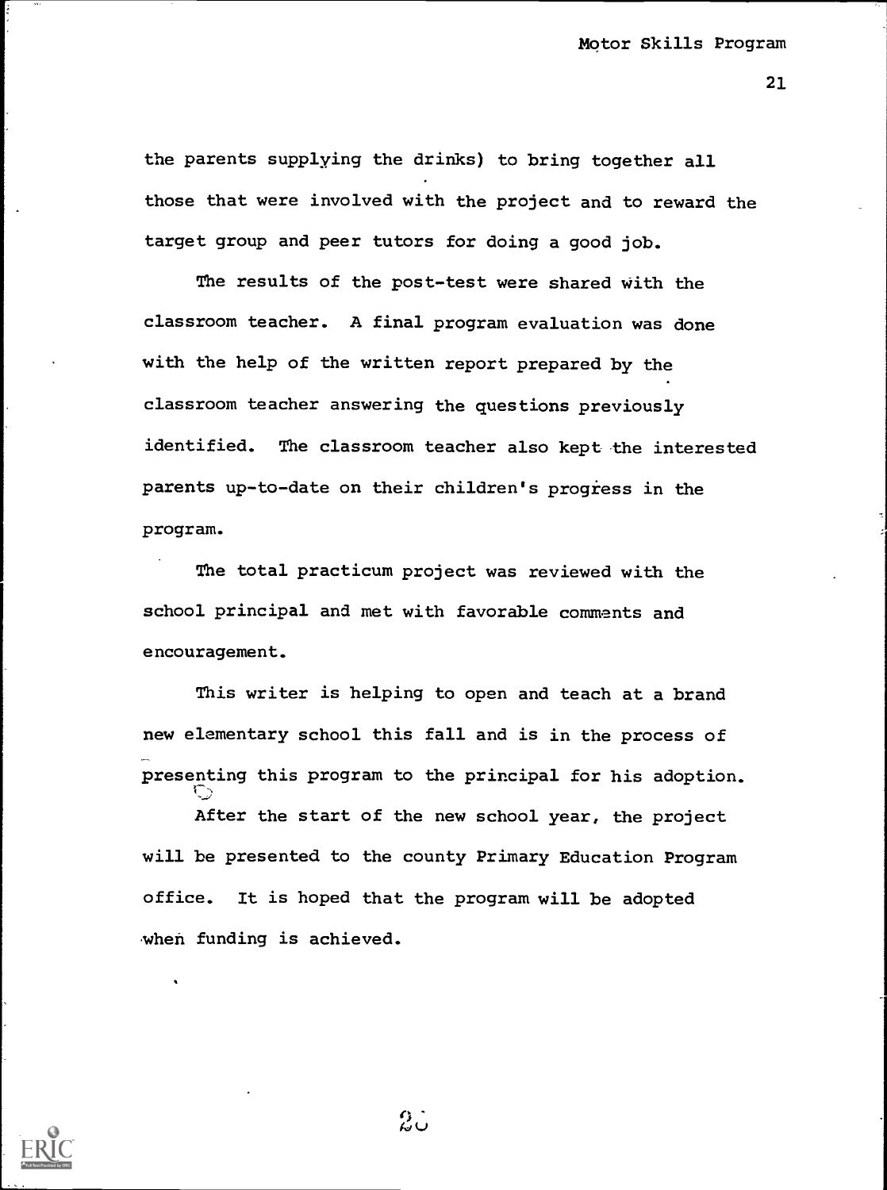the parents supplying the drinks) to bring together all those that were involved with the project and to reward the target group and peer tutors for doing a good job.

The results of the post-test were shared with the classroom teacher. A final program evaluation was done with the help of the written report prepared by the classroom teacher answering the questions previously identified. The classroom teacher also kept the interested parents up-to-date on their children's progress in the program.

The total practicum project was reviewed with the school principal and met with favorable comments and encouragement.

This writer is helping to open and teach at a brand new elementary school this fall and is in the process of presenting this program to the principal for his adoption.

After the start of the new school year, the project will be presented to the county Primary Education Program office. It is hoped that the program will be adopted when funding is achieved.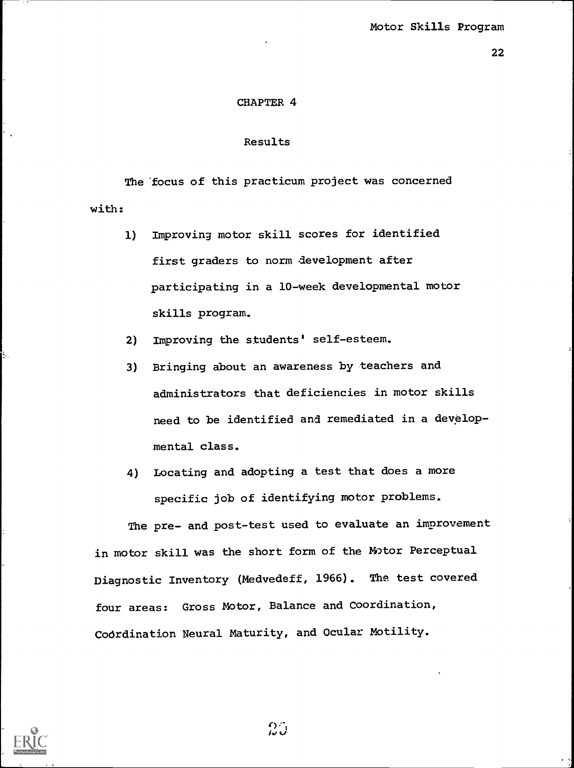# CHAPTER 4

## Results

The focus of this practicum project was concerned with:

1) Improving motor skill scores for identified first graders to norm development after participating in a 10-week developmental motor skills program.
2) Improving the students' self-esteem.
3) Bringing about an awareness by teachers and administrators that deficiencies in motor skills need to be identified and remediated in a developmental class.
4) Locating and adopting a test that does a more specific job of identifying motor problems.

The pre- and post-test used to evaluate an improvement in motor skill was the short form of the Motor Perceptual Diagnostic Inventory (Medvedeff, 1966). The test covered four areas: Gross Motor, Balance and Coordination, Coördination Neural Maturity, and Ocular Motility.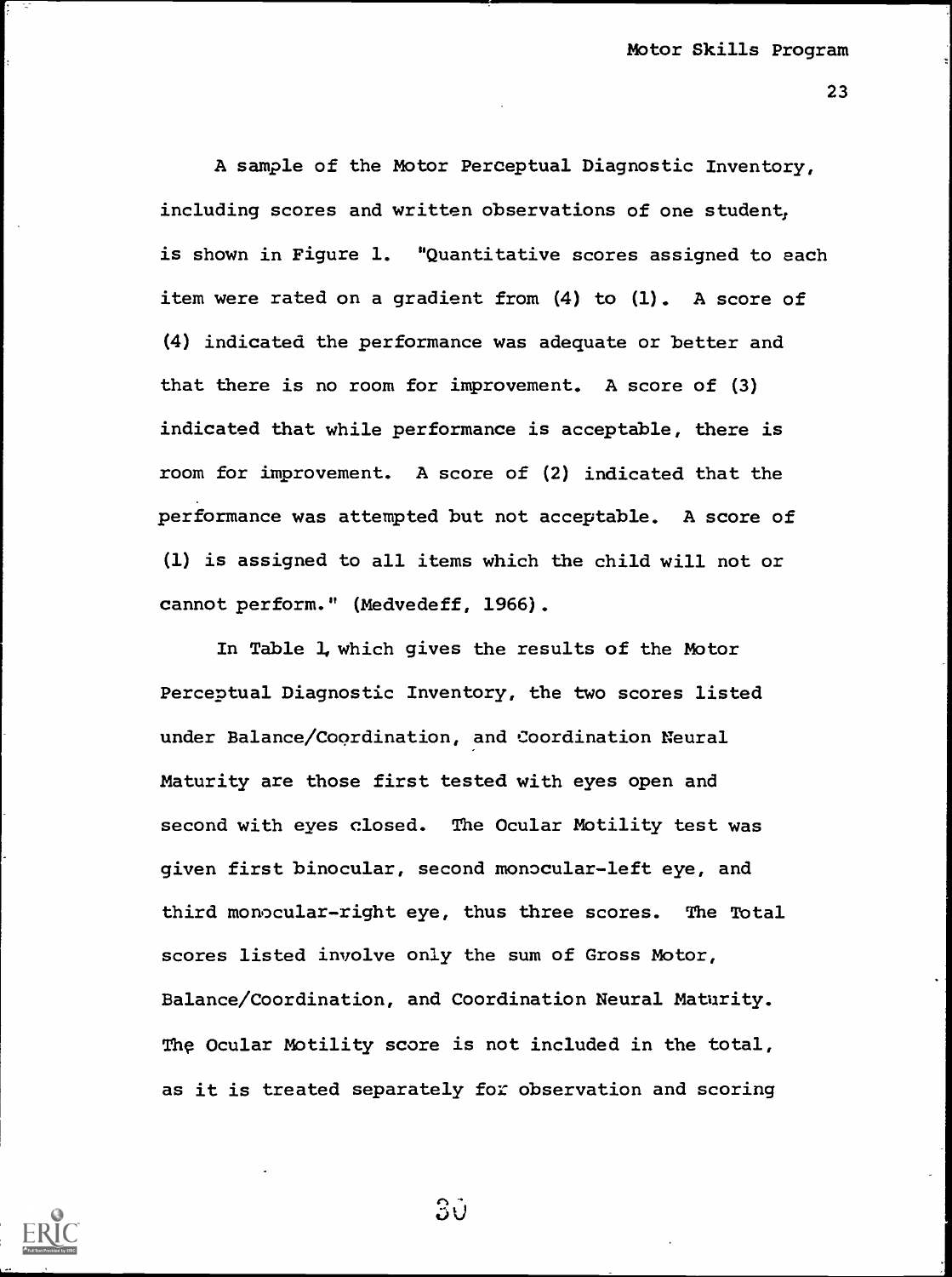A sample of the Motor Perceptual Diagnostic Inventory, including scores and written observations of one student, is shown in Figure 1. "Quantitative scores assigned to each item were rated on a gradient from (4) to (1). A score of (4) indicated the performance was adequate or better and that there is no room for improvement. A score of (3) indicated that while performance is acceptable, there is room for improvement. A score of (2) indicated that the performance was attempted but not acceptable. A score of (1) is assigned to all items which the child will not or cannot perform." (Medvedeff, 1966).

In Table 1, which gives the results of the Motor Perceptual Diagnostic Inventory, the two scores listed under Balance/Coordination, and Coordination Neural Maturity are those first tested with eyes open and second with eyes closed. The Ocular Motility test was given first binocular, second monocular-left eye, and third monocular-right eye, thus three scores. The Total scores listed involve only the sum of Gross Motor, Balance/Coordination, and Coordination Neural Maturity. The Ocular Motility score is not included in the total, as it is treated separately for observation and scoring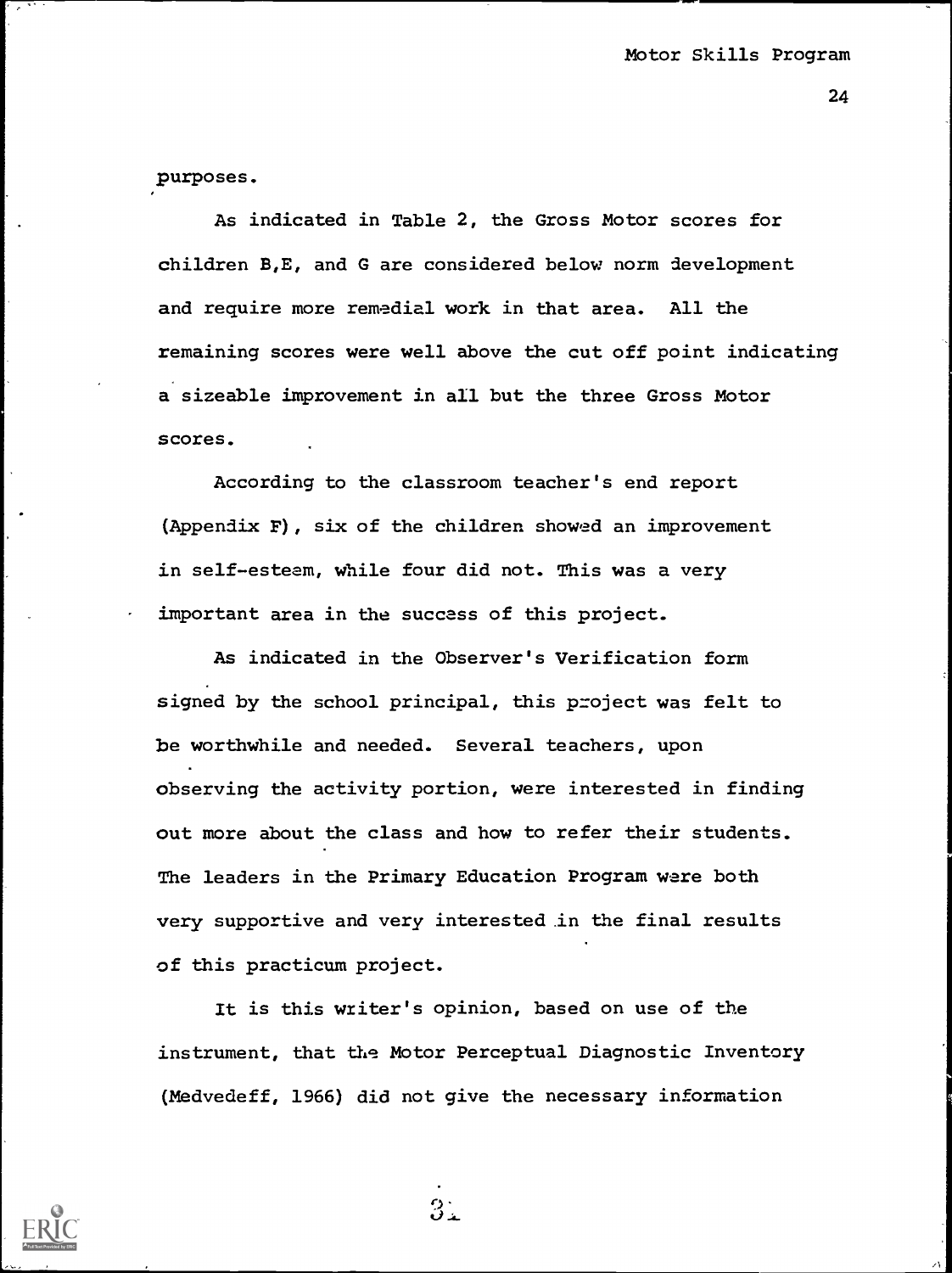purposes.

As indicated in Table 2, the Gross Motor scores for children B,E, and G are considered below norm development and require more remedial work in that area. All the remaining scores were well above the cut off point indicating a sizeable improvement in all but the three Gross Motor scores.

According to the classroom teacher's end report (Appendix F), six of the children showed an improvement in self-esteem, while four did not. This was a very important area in the success of this project.

As indicated in the Observer's Verification form signed by the school principal, this project was felt to be worthwhile and needed. Several teachers, upon observing the activity portion, were interested in finding out more about the class and how to refer their students. The leaders in the Primary Education Program were both very supportive and very interested in the final results of this practicum project.

It is this writer's opinion, based on use of the instrument, that the Motor Perceptual Diagnostic Inventory (Medvedeff, 1966) did not give the necessary information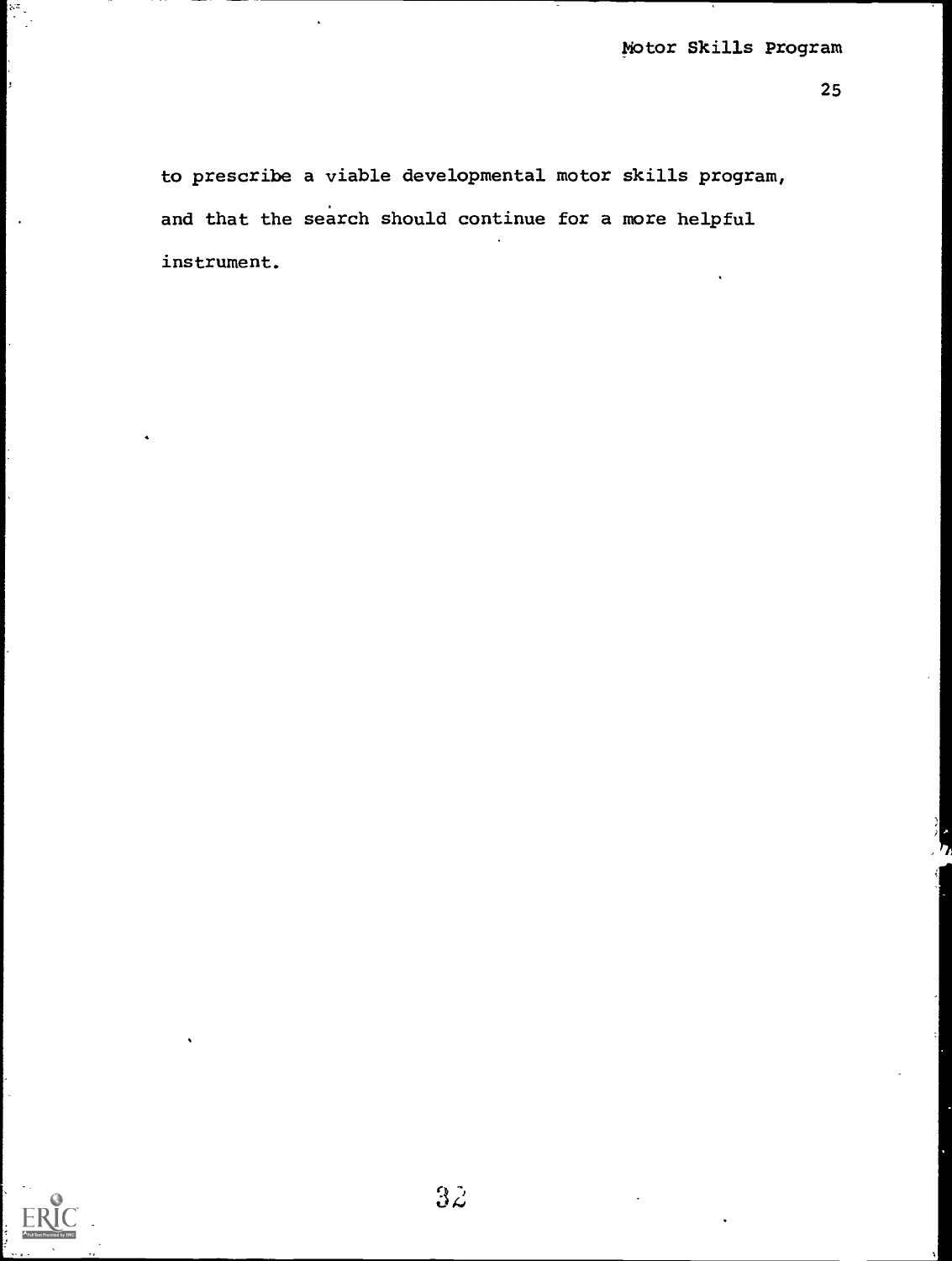to prescribe a viable developmental motor skills program, and that the search should continue for a more helpful instrument.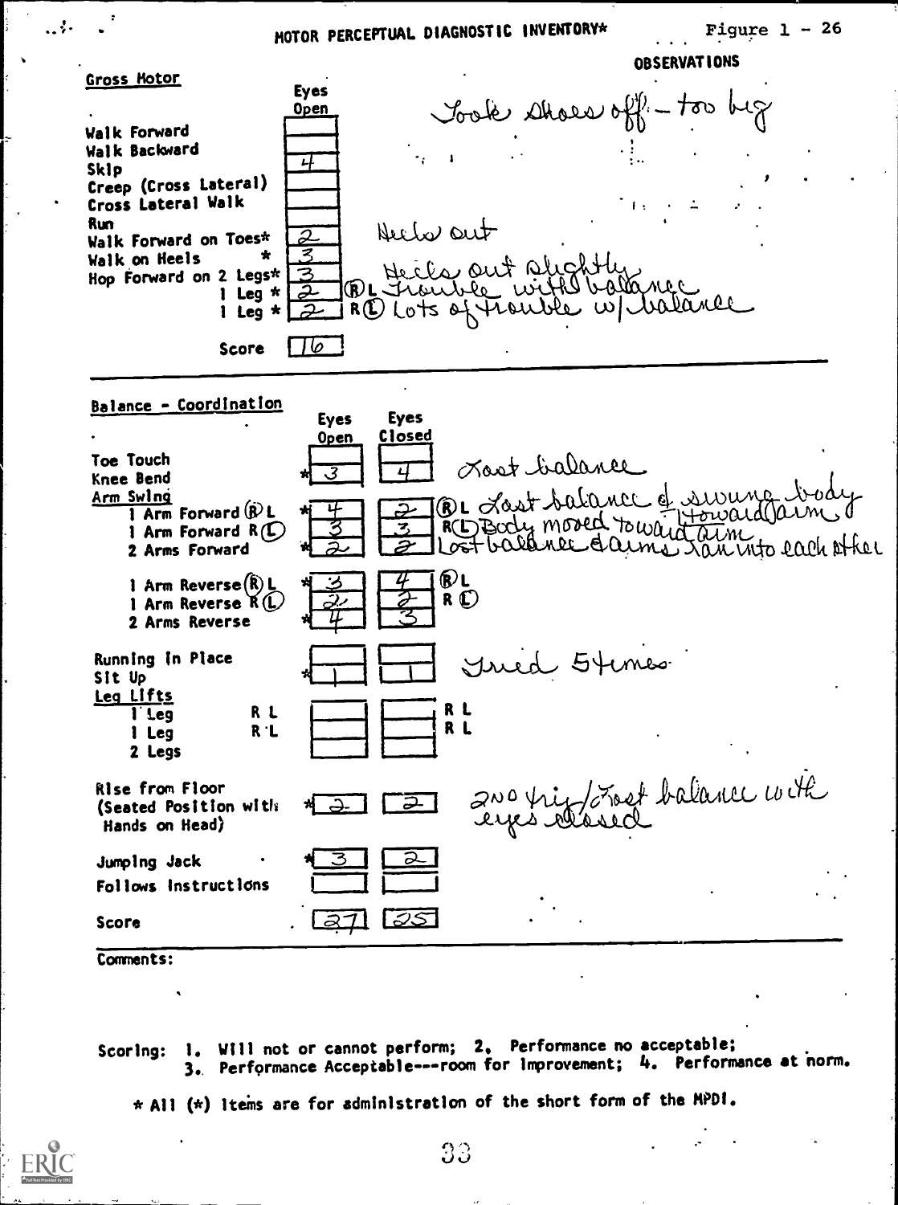# MOTOR PERCEPTUAL DIAGNOSTIC INVENTORY*

Figure 1 - 26

## Gross Motor

| | Eyes Open | OBSERVATIONS |
|---|---|---|
| | | Took shoes off - too big |
| Walk Forward | | |
| Walk Backward | | |
| Skip | 4 | |
| Creep (Cross Lateral) | | |
| Cross Lateral Walk | | |
| Run | | Heels out |
| Walk Forward on Toes* | 2 | |
| Walk on Heels * | 3 | Heels out slightly |
| Hop Forward on 2 Legs* | 3 | |
| 1 Leg * | 2 | (R) L Trouble with balance |
| 1 Leg * | 2 | R (L) Lots of trouble w/ balance |
| Score | 16 | |

## Balance - Coordination

| | Eyes Open | Eyes Closed | |
|---|---|---|---|
| Toe Touch | | | |
| Knee Bend | *3 | 4 | Lost balance |
| Arm Swing | | | |
| 1 Arm Forward (R) L | *4 | 2 | (R) L Lost balance & swung body toward arm |
| 1 Arm Forward R (L) | 3 | 3 | R (L) Body moved toward arm |
| 2 Arms Forward | *2 | 2 | Lost balance & arms ran into each other |
| 1 Arm Reverse (R) L | *3 | 4 | (R) L |
| 1 Arm Reverse R (L) | 2 | 2 | R (L) |
| 2 Arms Reverse | *4 | 3 | |
| Running in Place | | | |
| Sit Up | *1 | 1 | Tried 5 times |
| Leg Lifts | | | |
| 1 Leg R L | | | R L |
| 1 Leg R L | | | R L |
| 2 Legs | | | |
| Rise from Floor (Seated Position with Hands on Head) | *2 | 2 | 2nd trip / Lost balance with eyes closed |
| Jumping Jack | *3 | 2 | |
| Follows Instructions | | | |
| Score | 27 | 25 | |

Comments:

Scoring: 1. Will not or cannot perform; 2. Performance no acceptable; 3. Performance Acceptable---room for improvement; 4. Performance at norm.

* All (*) items are for administration of the short form of the MPDI.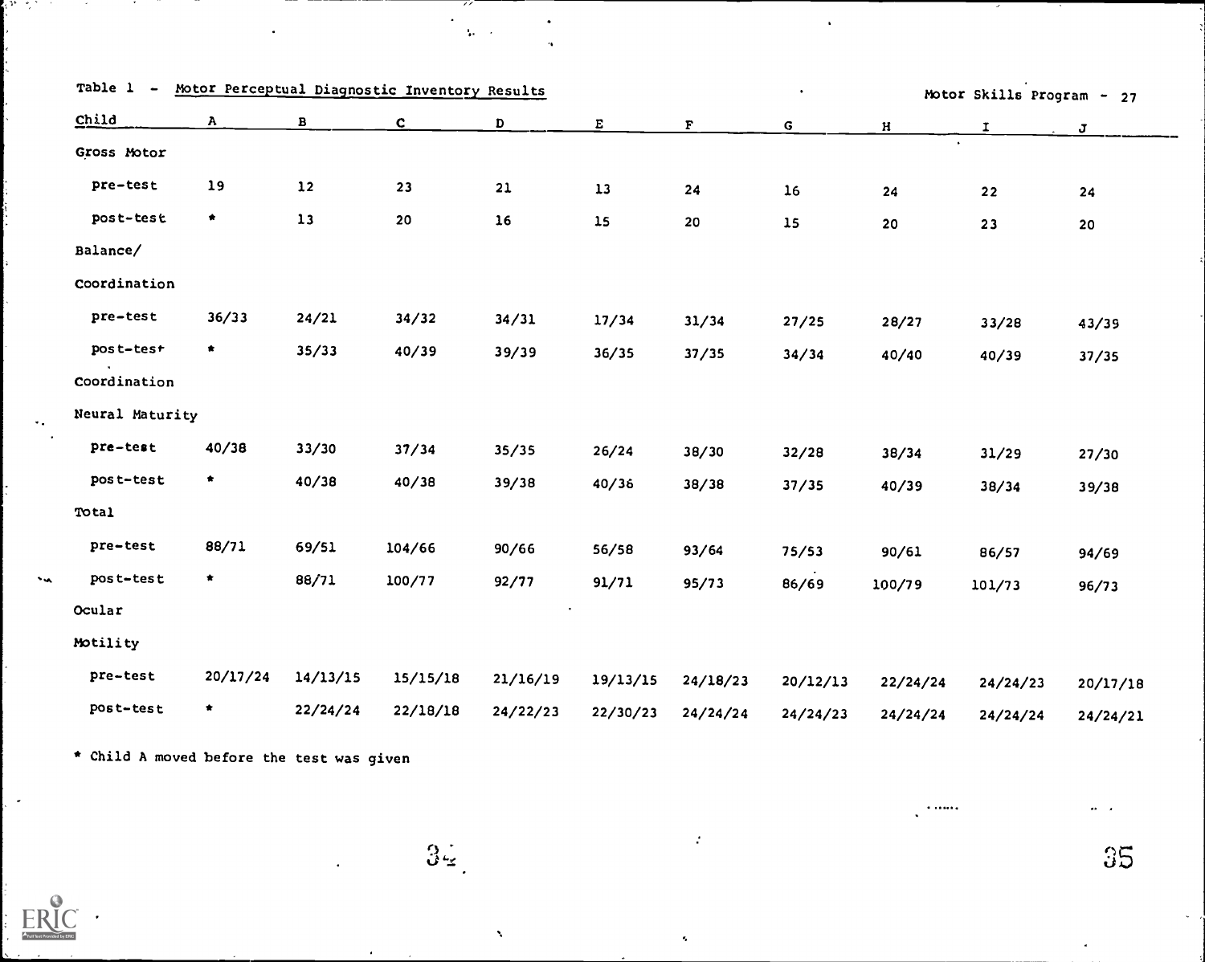Table 1 - Motor Perceptual Diagnostic Inventory Results

| Child | A | B | C | D | E | F | G | H | I | J |
|---|---|---|---|---|---|---|---|---|---|---|
| Gross Motor | | | | | | | | | | |
| pre-test | 19 | 12 | 23 | 21 | 13 | 24 | 16 | 24 | 22 | 24 |
| post-test | * | 13 | 20 | 16 | 15 | 20 | 15 | 20 | 23 | 20 |
| Balance/ Coordination | | | | | | | | | | |
| pre-test | 36/33 | 24/21 | 34/32 | 34/31 | 17/34 | 31/34 | 27/25 | 28/27 | 33/28 | 43/39 |
| post-test | * | 35/33 | 40/39 | 39/39 | 36/35 | 37/35 | 34/34 | 40/40 | 40/39 | 37/35 |
| Coordination Neural Maturity | | | | | | | | | | |
| pre-test | 40/38 | 33/30 | 37/34 | 35/35 | 26/24 | 38/30 | 32/28 | 38/34 | 31/29 | 27/30 |
| post-test | * | 40/38 | 40/38 | 39/38 | 40/36 | 38/38 | 37/35 | 40/39 | 38/34 | 39/38 |
| Total | | | | | | | | | | |
| pre-test | 88/71 | 69/51 | 104/66 | 90/66 | 56/58 | 93/64 | 75/53 | 90/61 | 86/57 | 94/69 |
| post-test | * | 88/71 | 100/77 | 92/77 | 91/71 | 95/73 | 86/69 | 100/79 | 101/73 | 96/73 |
| Ocular Motility | | | | | | | | | | |
| pre-test | 20/17/24 | 14/13/15 | 15/15/18 | 21/16/19 | 19/13/15 | 24/18/23 | 20/12/13 | 22/24/24 | 24/24/23 | 20/17/18 |
| post-test | * | 22/24/24 | 22/18/18 | 24/22/23 | 22/30/23 | 24/24/24 | 24/24/23 | 24/24/24 | 24/24/24 | 24/24/21 |

* Child A moved before the test was given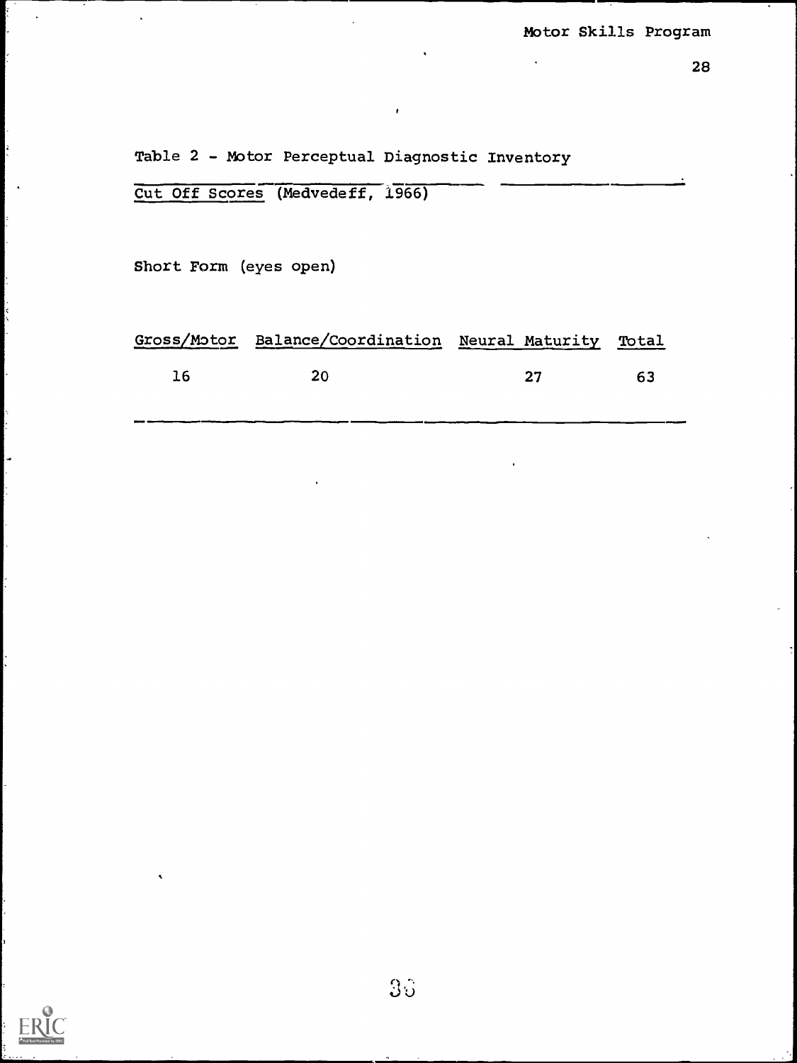Table 2 - Motor Perceptual Diagnostic Inventory

Cut Off Scores (Medvedeff, 1966)

Short Form (eyes open)

| Gross/Motor | Balance/Coordination | Neural Maturity | Total |
|---|---|---|---|
| 16 | 20 | 27 | 63 |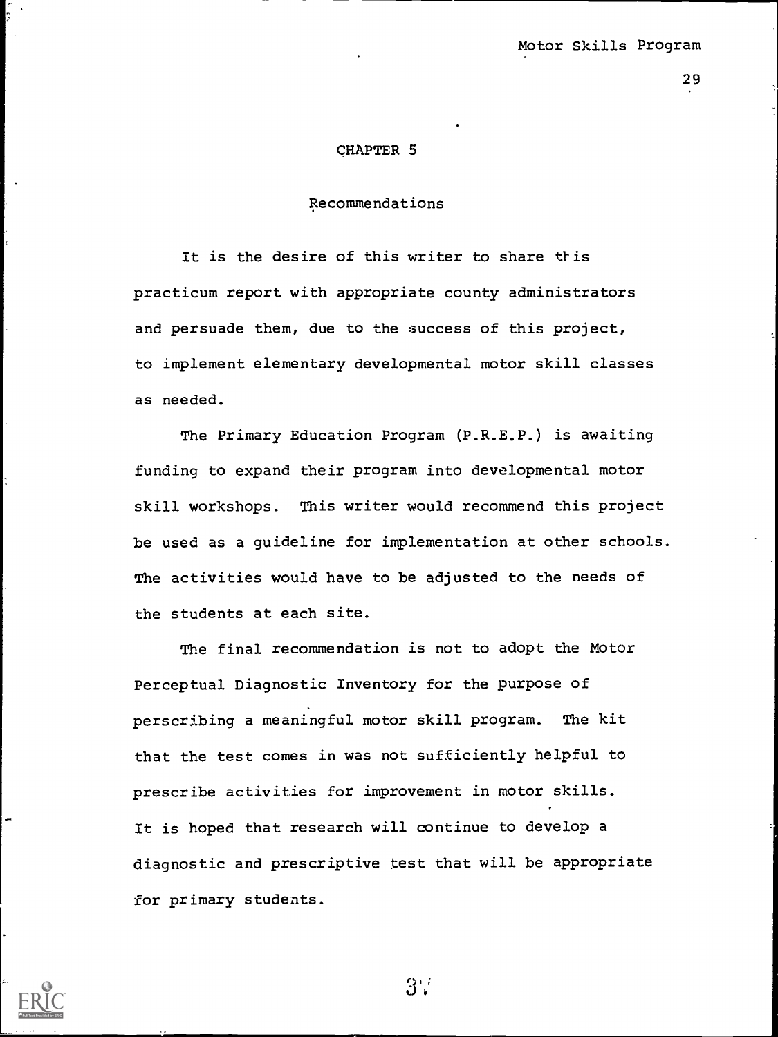# CHAPTER 5

## Recommendations

It is the desire of this writer to share this practicum report with appropriate county administrators and persuade them, due to the success of this project, to implement elementary developmental motor skill classes as needed.

The Primary Education Program (P.R.E.P.) is awaiting funding to expand their program into developmental motor skill workshops. This writer would recommend this project be used as a guideline for implementation at other schools. The activities would have to be adjusted to the needs of the students at each site.

The final recommendation is not to adopt the Motor Perceptual Diagnostic Inventory for the purpose of perscribing a meaningful motor skill program. The kit that the test comes in was not sufficiently helpful to prescribe activities for improvement in motor skills. It is hoped that research will continue to develop a diagnostic and prescriptive test that will be appropriate for primary students.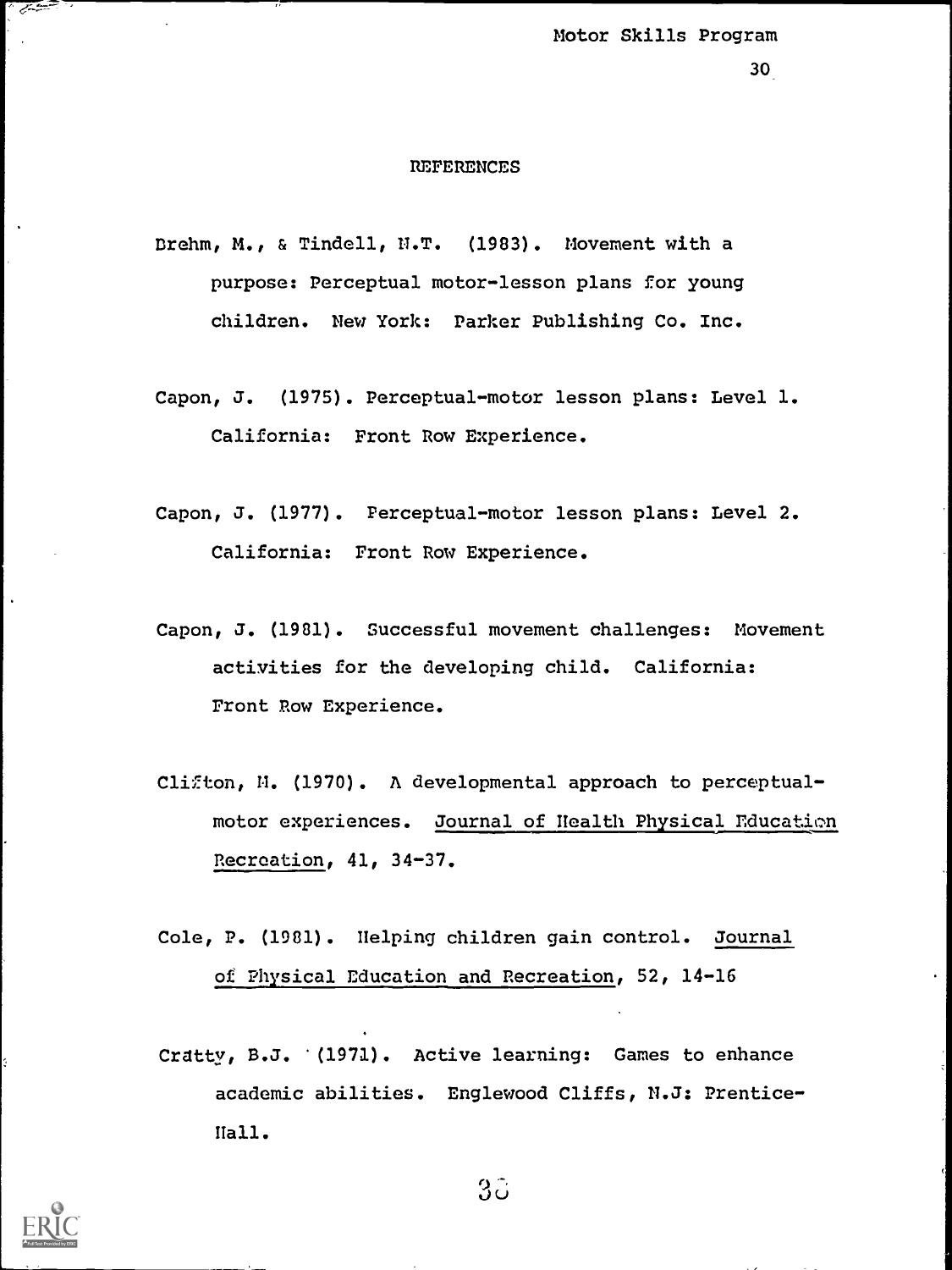## REFERENCES

Drehm, M., & Tindell, N.T. (1983). Movement with a purpose: Perceptual motor-lesson plans for young children. New York: Parker Publishing Co. Inc.

Capon, J. (1975). Perceptual-motor lesson plans: Level 1. California: Front Row Experience.

Capon, J. (1977). Perceptual-motor lesson plans: Level 2. California: Front Row Experience.

Capon, J. (1981). Successful movement challenges: Movement activities for the developing child. California: Front Row Experience.

Clifton, M. (1970). A developmental approach to perceptual-motor experiences. Journal of Health Physical Education Recreation, 41, 34-37.

Cole, P. (1981). Helping children gain control. Journal of Physical Education and Recreation, 52, 14-16

Cratty, B.J. (1971). Active learning: Games to enhance academic abilities. Englewood Cliffs, N.J: Prentice-Hall.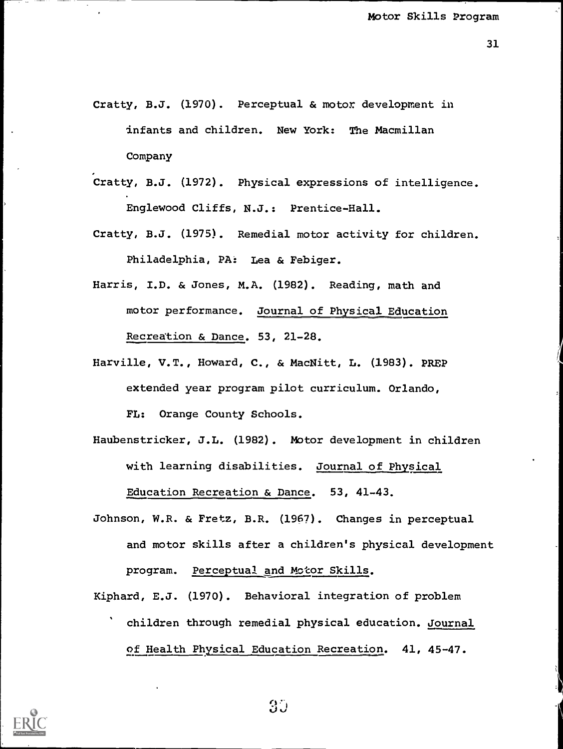Cratty, B.J. (1970). Perceptual & motor development in infants and children. New York: The Macmillan Company

Cratty, B.J. (1972). Physical expressions of intelligence. Englewood Cliffs, N.J.: Prentice-Hall.

Cratty, B.J. (1975). Remedial motor activity for children. Philadelphia, PA: Lea & Febiger.

Harris, I.D. & Jones, M.A. (1982). Reading, math and motor performance. Journal of Physical Education Recreation & Dance. 53, 21-28.

Harville, V.T., Howard, C., & MacNitt, L. (1983). PREP extended year program pilot curriculum. Orlando, FL: Orange County Schools.

Haubenstricker, J.L. (1982). Motor development in children with learning disabilities. Journal of Physical Education Recreation & Dance. 53, 41-43.

Johnson, W.R. & Fretz, B.R. (1967). Changes in perceptual and motor skills after a children's physical development program. Perceptual and Motor Skills.

Kiphard, E.J. (1970). Behavioral integration of problem children through remedial physical education. Journal of Health Physical Education Recreation. 41, 45-47.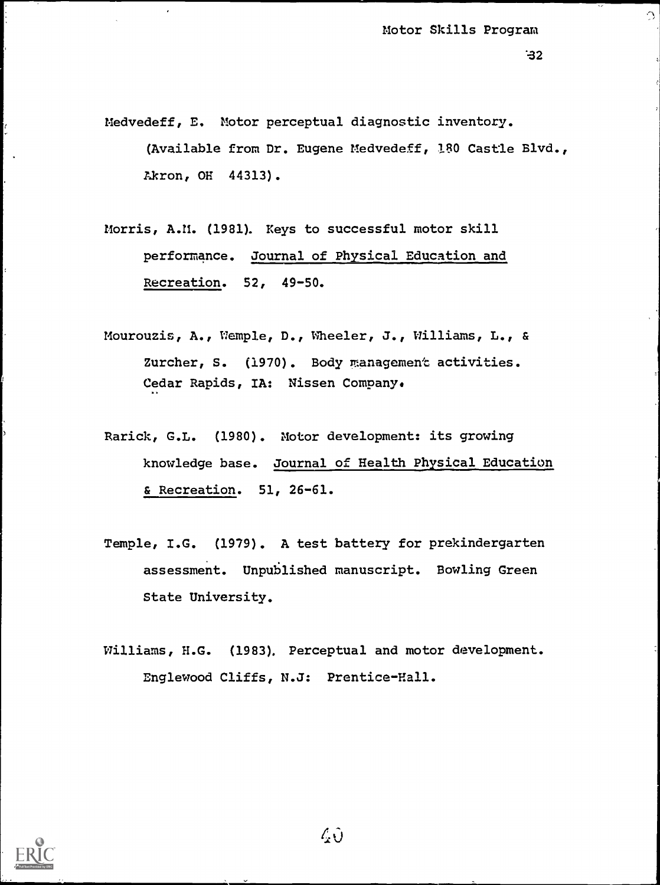Medvedeff, E. Motor perceptual diagnostic inventory. (Available from Dr. Eugene Medvedeff, 180 Castle Blvd., Akron, OH 44313).

Morris, A.M. (1981). Keys to successful motor skill performance. Journal of Physical Education and Recreation. 52, 49-50.

Mourouzis, A., Wemple, D., Wheeler, J., Williams, L., & Zurcher, S. (1970). Body management activities. Cedar Rapids, IA: Nissen Company.

Rarick, G.L. (1980). Motor development: its growing knowledge base. Journal of Health Physical Education & Recreation. 51, 26-61.

Temple, I.G. (1979). A test battery for prekindergarten assessment. Unpublished manuscript. Bowling Green State University.

Williams, H.G. (1983). Perceptual and motor development. Englewood Cliffs, N.J: Prentice-Hall.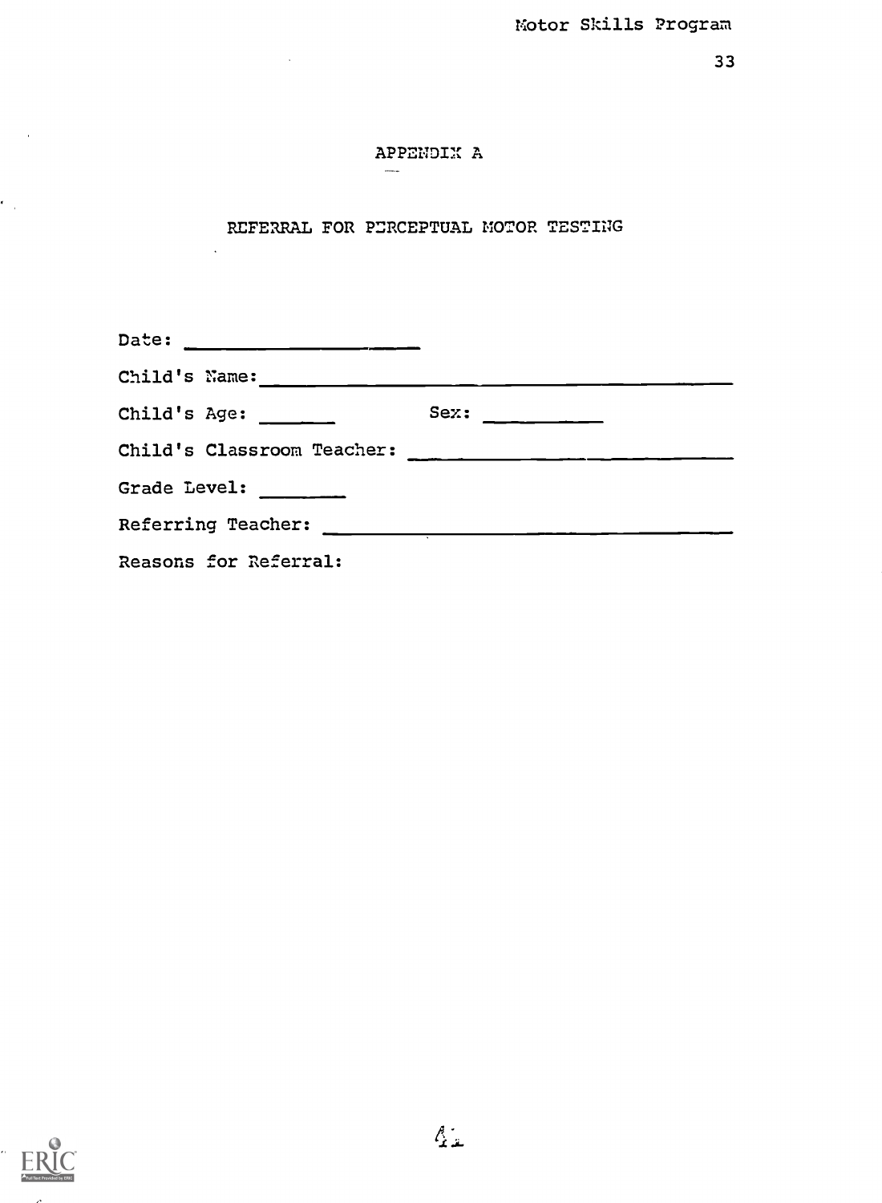# APPENDIX A

## REFERRAL FOR PERCEPTUAL MOTOR TESTING

Date: ____________________

Child's Name: ________________________________________

Child's Age: ______ Sex: __________

Child's Classroom Teacher: ___________________________

Grade Level: ________

Referring Teacher: ___________________________________

Reasons for Referral: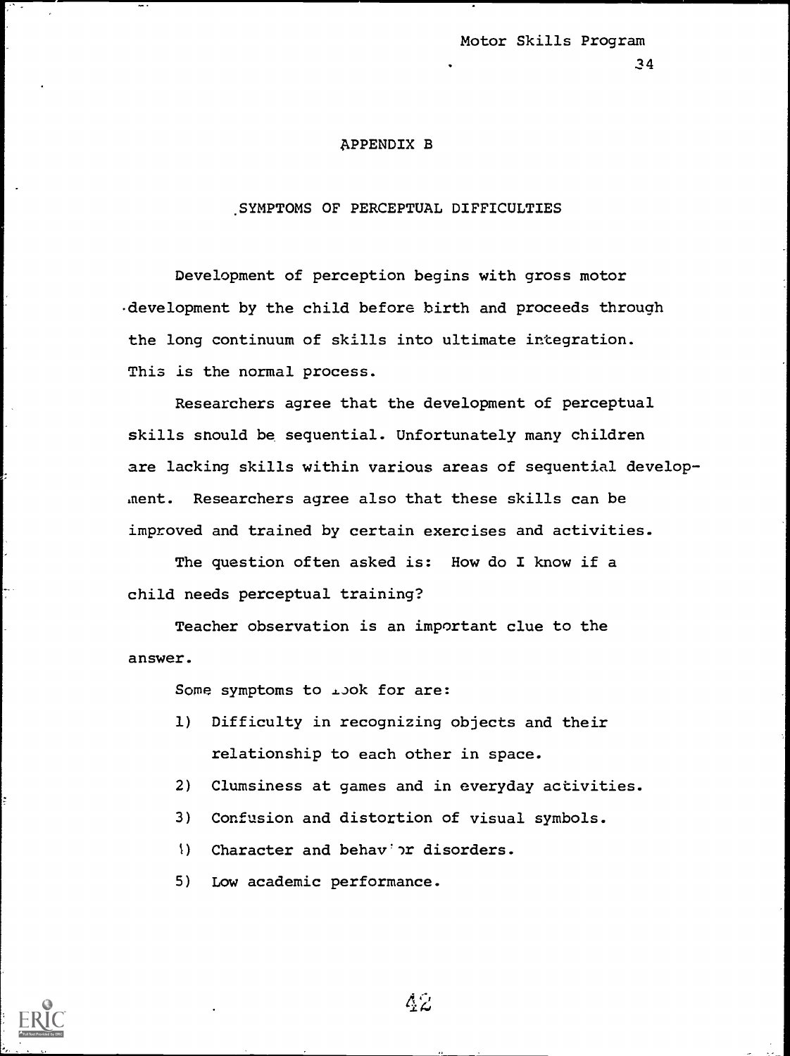## APPENDIX B

### SYMPTOMS OF PERCEPTUAL DIFFICULTIES

Development of perception begins with gross motor development by the child before birth and proceeds through the long continuum of skills into ultimate integration. This is the normal process.

Researchers agree that the development of perceptual skills should be sequential. Unfortunately many children are lacking skills within various areas of sequential development. Researchers agree also that these skills can be improved and trained by certain exercises and activities.

The question often asked is: How do I know if a child needs perceptual training?

Teacher observation is an important clue to the answer.

Some symptoms to look for are:

1) Difficulty in recognizing objects and their relationship to each other in space.
2) Clumsiness at games and in everyday activities.
3) Confusion and distortion of visual symbols.
4) Character and behavior disorders.
5) Low academic performance.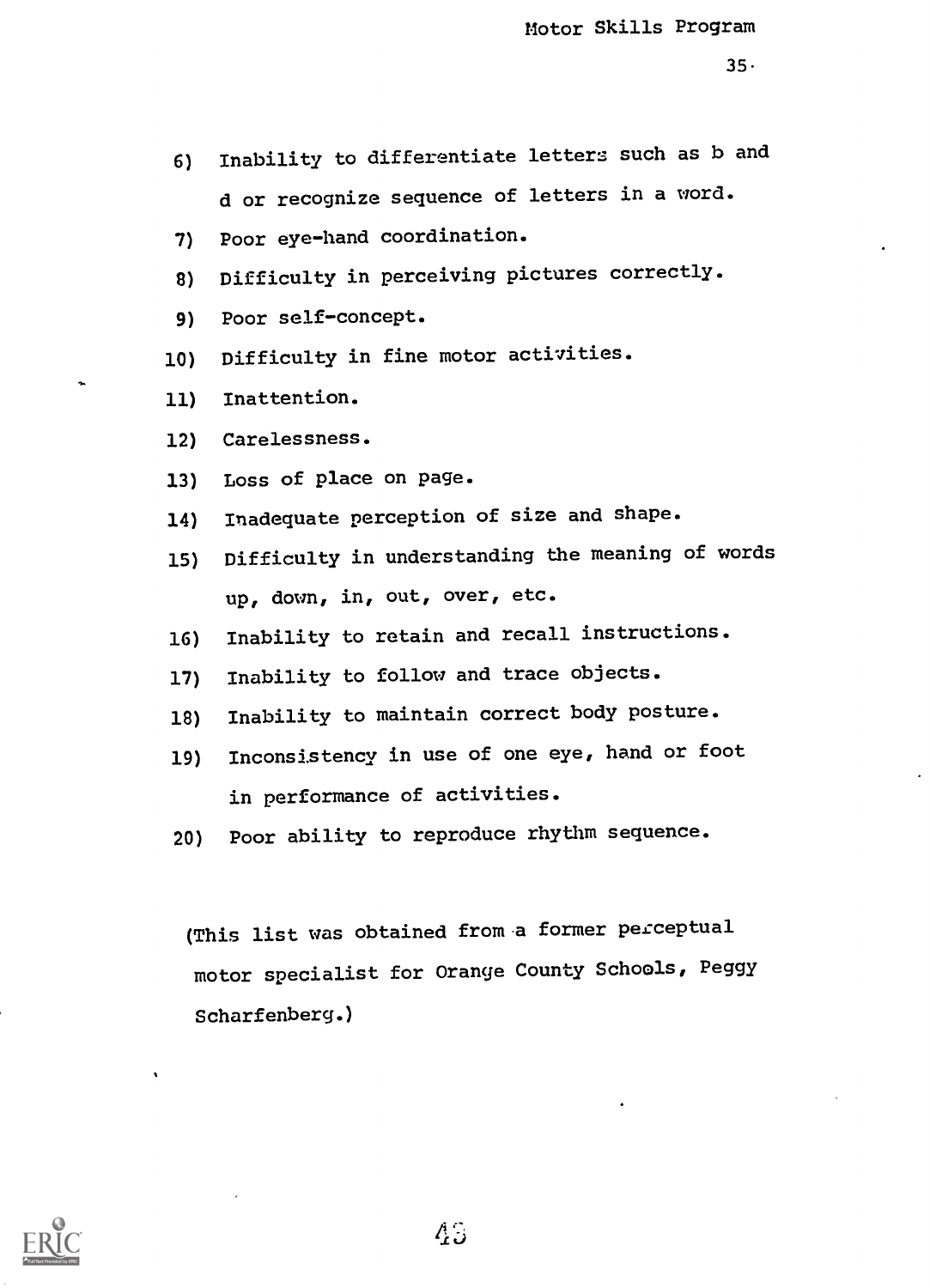6) Inability to differentiate letters such as b and d or recognize sequence of letters in a word.
7) Poor eye-hand coordination.
8) Difficulty in perceiving pictures correctly.
9) Poor self-concept.
10) Difficulty in fine motor activities.
11) Inattention.
12) Carelessness.
13) Loss of place on page.
14) Inadequate perception of size and shape.
15) Difficulty in understanding the meaning of words up, down, in, out, over, etc.
16) Inability to retain and recall instructions.
17) Inability to follow and trace objects.
18) Inability to maintain correct body posture.
19) Inconsistency in use of one eye, hand or foot in performance of activities.
20) Poor ability to reproduce rhythm sequence.

(This list was obtained from a former perceptual motor specialist for Orange County Schools, Peggy Scharfenberg.)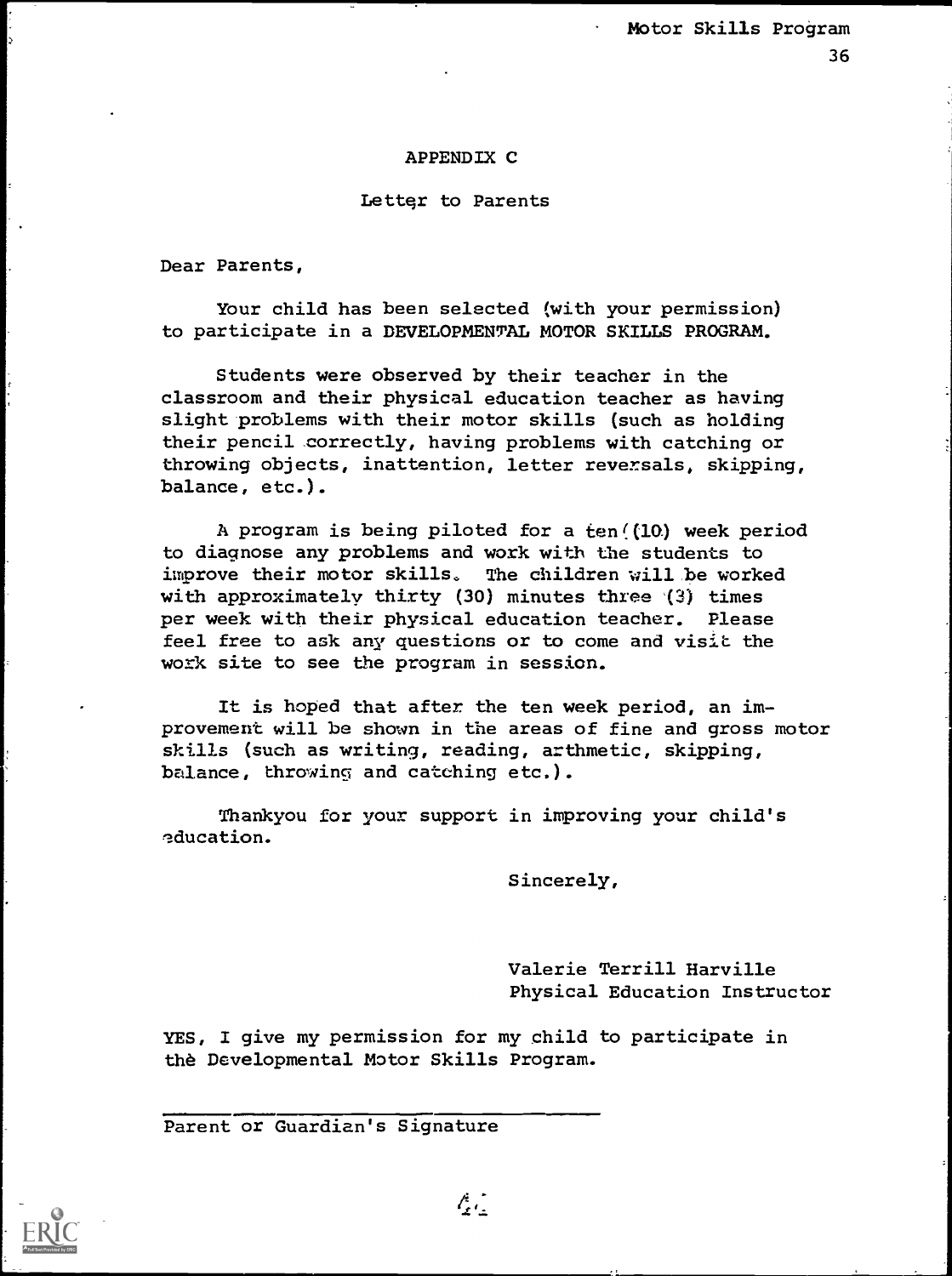## APPENDIX C

### Letter to Parents

Dear Parents,

Your child has been selected (with your permission) to participate in a DEVELOPMENTAL MOTOR SKILLS PROGRAM.

Students were observed by their teacher in the classroom and their physical education teacher as having slight problems with their motor skills (such as holding their pencil correctly, having problems with catching or throwing objects, inattention, letter reversals, skipping, balance, etc.).

A program is being piloted for a ten (10) week period to diagnose any problems and work with the students to improve their motor skills. The children will be worked with approximately thirty (30) minutes three (3) times per week with their physical education teacher. Please feel free to ask any questions or to come and visit the work site to see the program in session.

It is hoped that after the ten week period, an improvement will be shown in the areas of fine and gross motor skills (such as writing, reading, arthmetic, skipping, balance, throwing and catching etc.).

Thankyou for your support in improving your child's education.

Sincerely,

Valerie Terrill Harville
Physical Education Instructor

YES, I give my permission for my child to participate in the Developmental Motor Skills Program.

\_\_\_\_\_\_\_\_\_\_\_\_\_\_\_\_\_\_\_\_\_\_\_\_\_\_\_\_\_\_\_\_\_\_\_\_\_\_
Parent or Guardian's Signature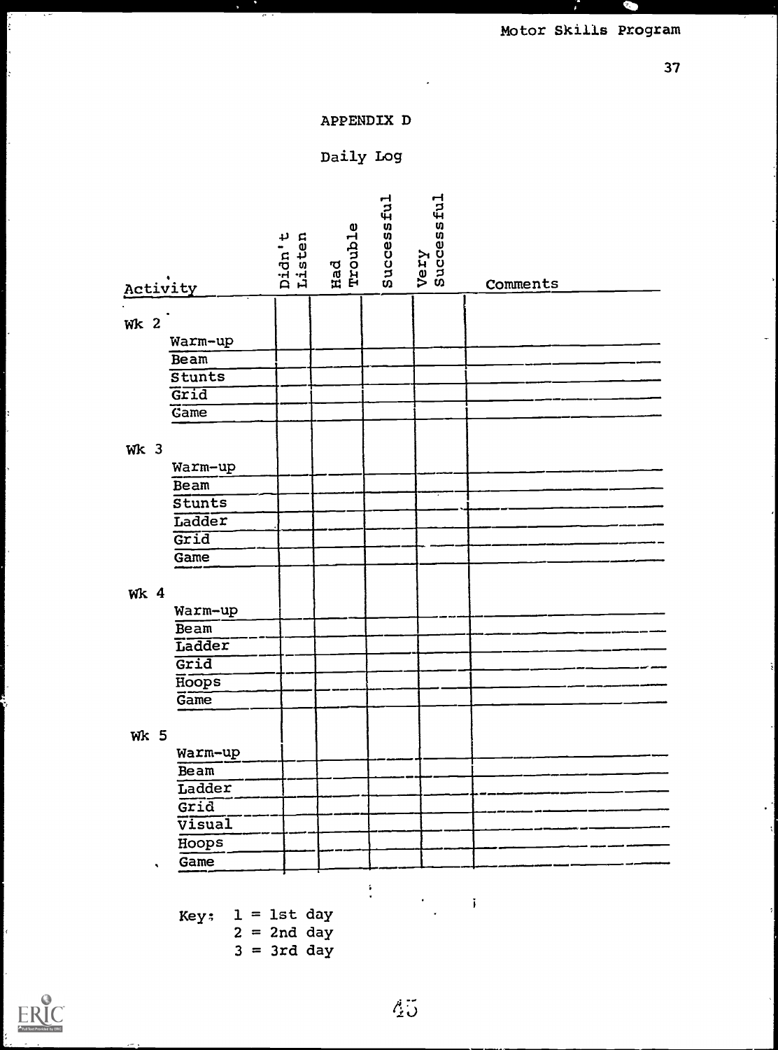## APPENDIX D

### Daily Log

| Activity | Didn't Listen | Had Trouble | Successful | Very Successful | Comments |
|---|---|---|---|---|---|
| **Wk 2** | | | | | |
| Warm-up | | | | | |
| Beam | | | | | |
| Stunts | | | | | |
| Grid | | | | | |
| Game | | | | | |
| **Wk 3** | | | | | |
| Warm-up | | | | | |
| Beam | | | | | |
| Stunts | | | | | |
| Ladder | | | | | |
| Grid | | | | | |
| Game | | | | | |
| **Wk 4** | | | | | |
| Warm-up | | | | | |
| Beam | | | | | |
| Ladder | | | | | |
| Grid | | | | | |
| Hoops | | | | | |
| Game | | | | | |
| **Wk 5** | | | | | |
| Warm-up | | | | | |
| Beam | | | | | |
| Ladder | | | | | |
| Grid | | | | | |
| Visual | | | | | |
| Hoops | | | | | |
| Game | | | | | |

Key: 1 = 1st day
2 = 2nd day
3 = 3rd day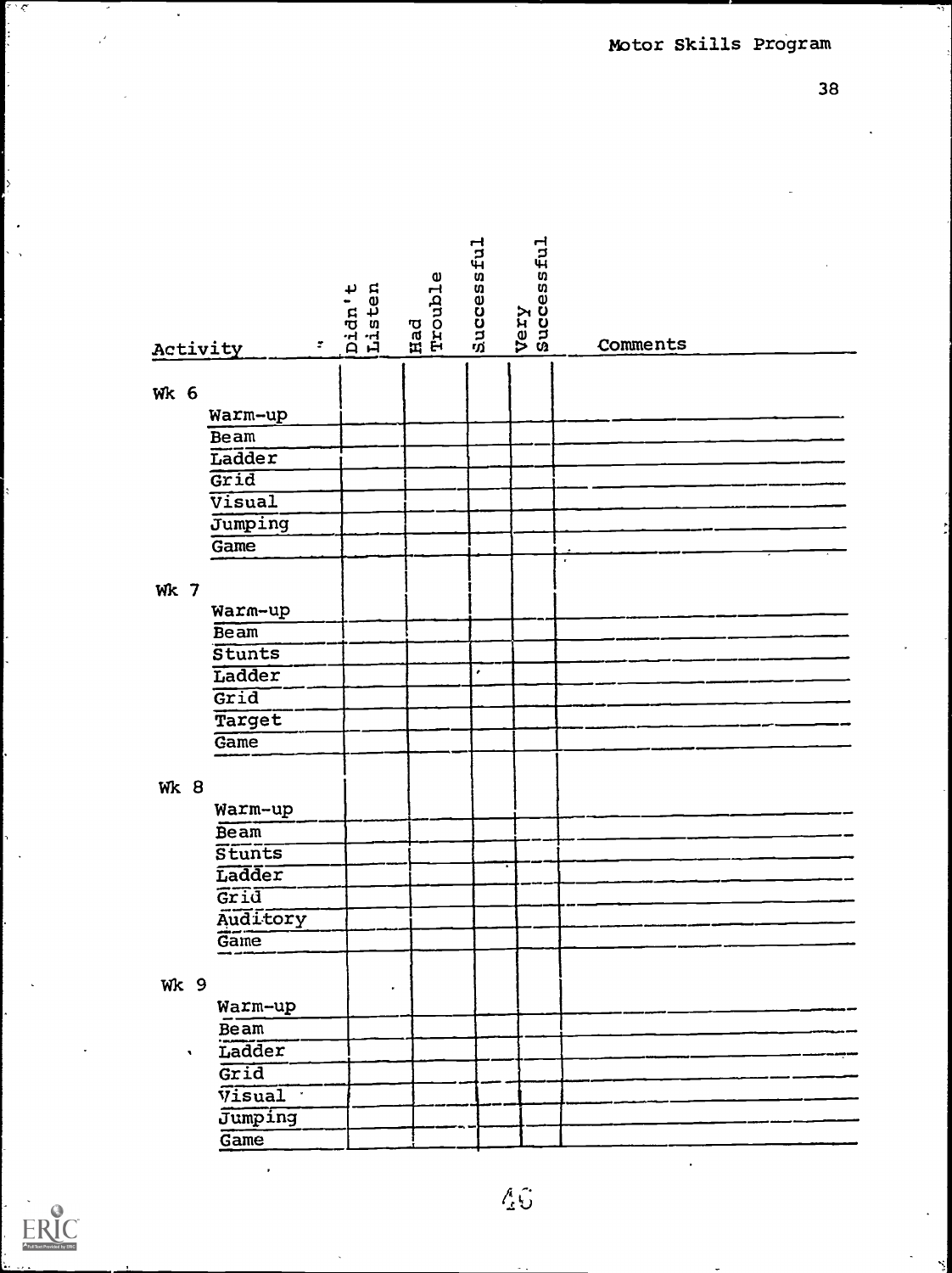| Activity | Didn't Listen | Had Trouble | Successful | Very Successful | Comments |
|---|---|---|---|---|---|
| **Wk 6** | | | | | |
| Warm-up | | | | | |
| Beam | | | | | |
| Ladder | | | | | |
| Grid | | | | | |
| Visual | | | | | |
| Jumping | | | | | |
| Game | | | | | |
| **Wk 7** | | | | | |
| Warm-up | | | | | |
| Beam | | | | | |
| Stunts | | | | | |
| Ladder | | | | | |
| Grid | | | | | |
| Target | | | | | |
| Game | | | | | |
| **Wk 8** | | | | | |
| Warm-up | | | | | |
| Beam | | | | | |
| Stunts | | | | | |
| Ladder | | | | | |
| Grid | | | | | |
| Auditory | | | | | |
| Game | | | | | |
| **Wk 9** | | | | | |
| Warm-up | | | | | |
| Beam | | | | | |
| Ladder | | | | | |
| Grid | | | | | |
| Visual | | | | | |
| Jumping | | | | | |
| Game | | | | | |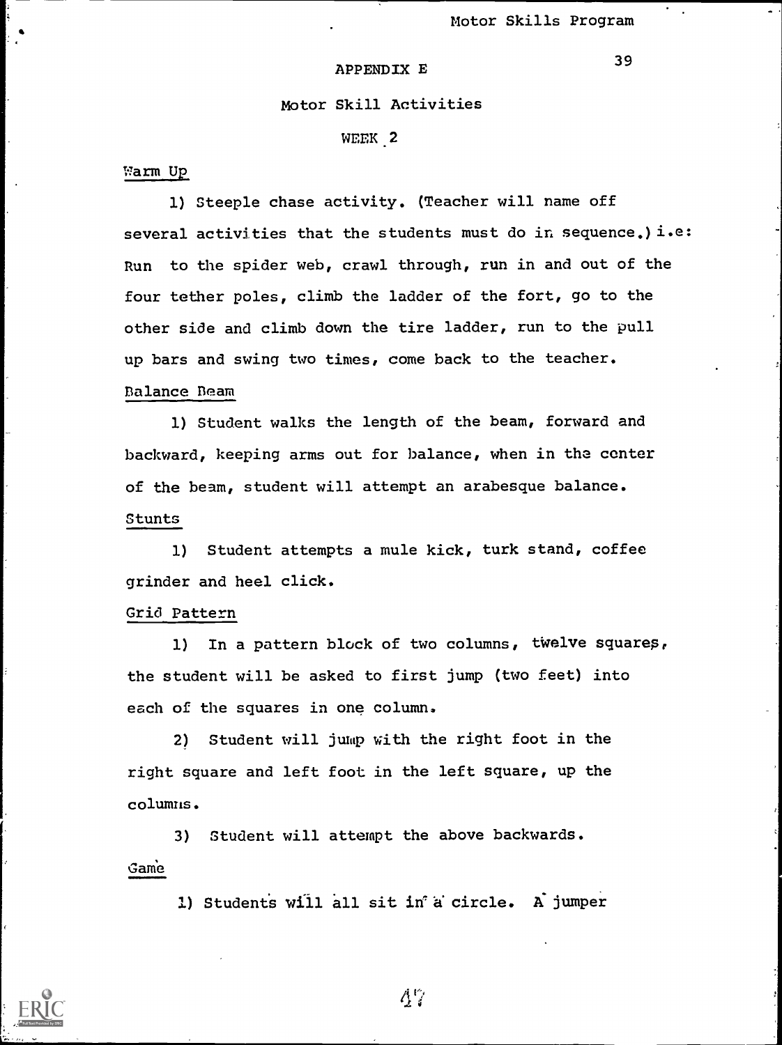## APPENDIX E

### Motor Skill Activities

### WEEK 2

Warm Up

1) Steeple chase activity. (Teacher will name off several activities that the students must do in sequence.) i.e: Run to the spider web, crawl through, run in and out of the four tether poles, climb the ladder of the fort, go to the other side and climb down the tire ladder, run to the pull up bars and swing two times, come back to the teacher.

Balance Beam

1) Student walks the length of the beam, forward and backward, keeping arms out for balance, when in the center of the beam, student will attempt an arabesque balance.

Stunts

1) Student attempts a mule kick, turk stand, coffee grinder and heel click.

Grid Pattern

1) In a pattern block of two columns, twelve squares, the student will be asked to first jump (two feet) into each of the squares in one column.

2) Student will jump with the right foot in the right square and left foot in the left square, up the columns.

3) Student will attempt the above backwards.

Game

1) Students will all sit in a circle. A jumper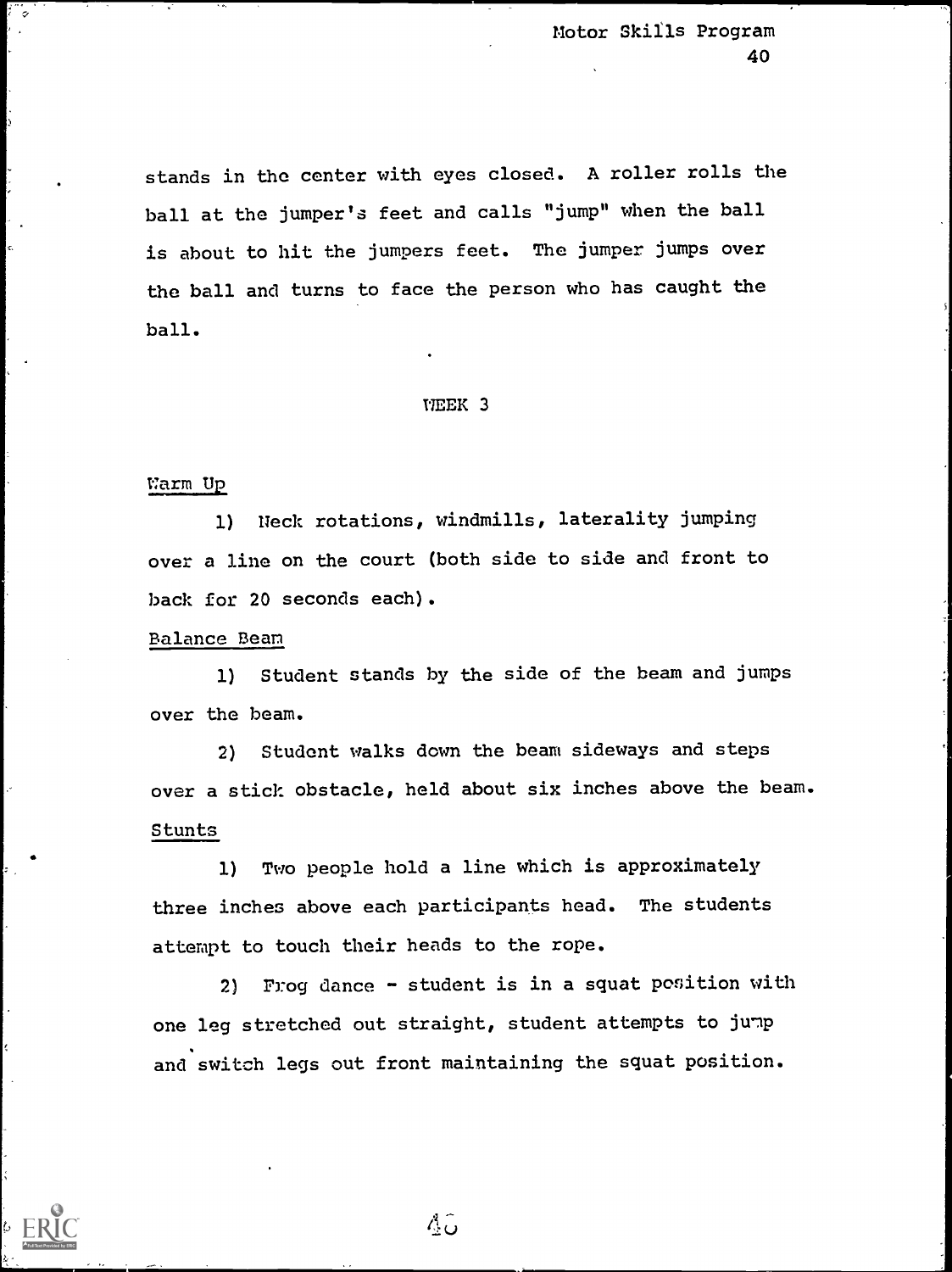stands in the center with eyes closed. A roller rolls the ball at the jumper's feet and calls "jump" when the ball is about to hit the jumpers feet. The jumper jumps over the ball and turns to face the person who has caught the ball.

## WEEK 3

Warm Up

1) Neck rotations, windmills, laterality jumping over a line on the court (both side to side and front to back for 20 seconds each).

Balance Beam

1) Student stands by the side of the beam and jumps over the beam.

2) Student walks down the beam sideways and steps over a stick obstacle, held about six inches above the beam.

Stunts

1) Two people hold a line which is approximately three inches above each participants head. The students attempt to touch their heads to the rope.

2) Frog dance - student is in a squat position with one leg stretched out straight, student attempts to jump and switch legs out front maintaining the squat position.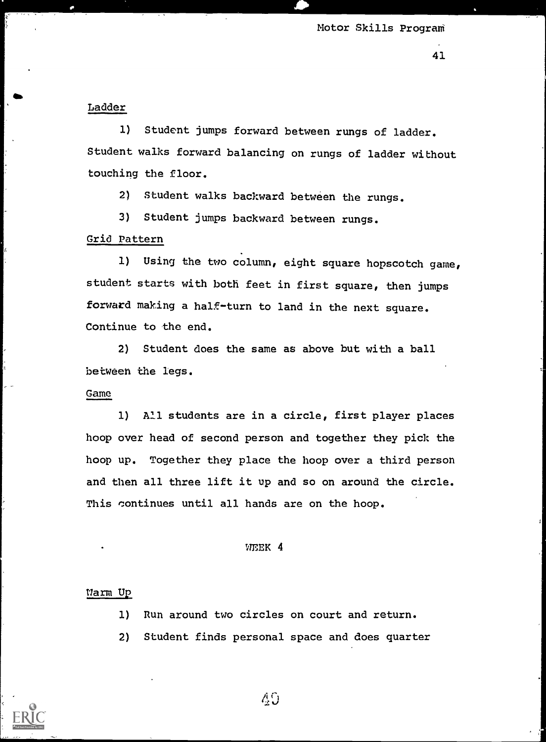<u>Ladder</u>

1) Student jumps forward between rungs of ladder. Student walks forward balancing on rungs of ladder without touching the floor.

2) Student walks backward between the rungs.

3) Student jumps backward between rungs.

<u>Grid Pattern</u>

1) Using the two column, eight square hopscotch game, student starts with both feet in first square, then jumps forward making a half-turn to land in the next square. Continue to the end.

2) Student does the same as above but with a ball between the legs.

<u>Game</u>

1) All students are in a circle, first player places hoop over head of second person and together they pick the hoop up. Together they place the hoop over a third person and then all three lift it up and so on around the circle. This continues until all hands are on the hoop.

WEEK 4

<u>Warm Up</u>

1) Run around two circles on court and return.

2) Student finds personal space and does quarter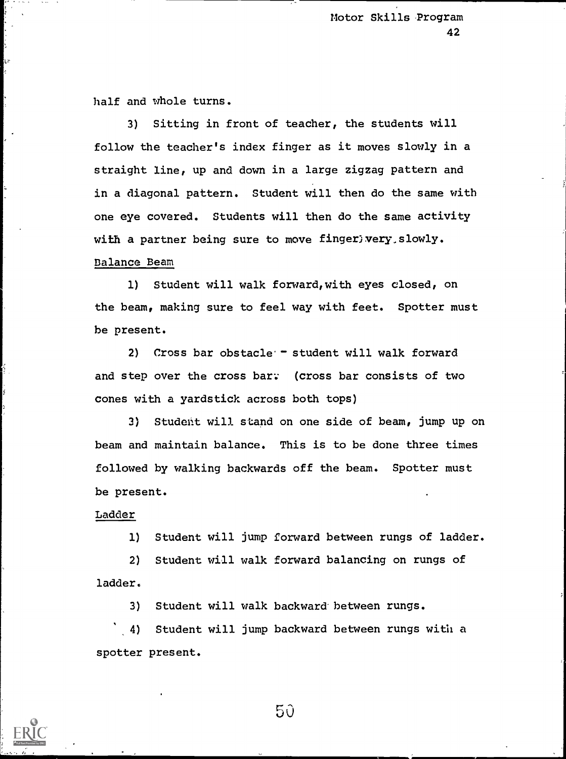half and whole turns.

3) Sitting in front of teacher, the students will follow the teacher's index finger as it moves slowly in a straight line, up and down in a large zigzag pattern and in a diagonal pattern. Student will then do the same with one eye covered. Students will then do the same activity with a partner being sure to move finger very slowly.

Balance Beam

1) Student will walk forward, with eyes closed, on the beam, making sure to feel way with feet. Spotter must be present.

2) Cross bar obstacle - student will walk forward and step over the cross bar. (cross bar consists of two cones with a yardstick across both tops)

3) Student will stand on one side of beam, jump up on beam and maintain balance. This is to be done three times followed by walking backwards off the beam. Spotter must be present.

Ladder

1) Student will jump forward between rungs of ladder.

2) Student will walk forward balancing on rungs of ladder.

3) Student will walk backward between rungs.

4) Student will jump backward between rungs with a spotter present.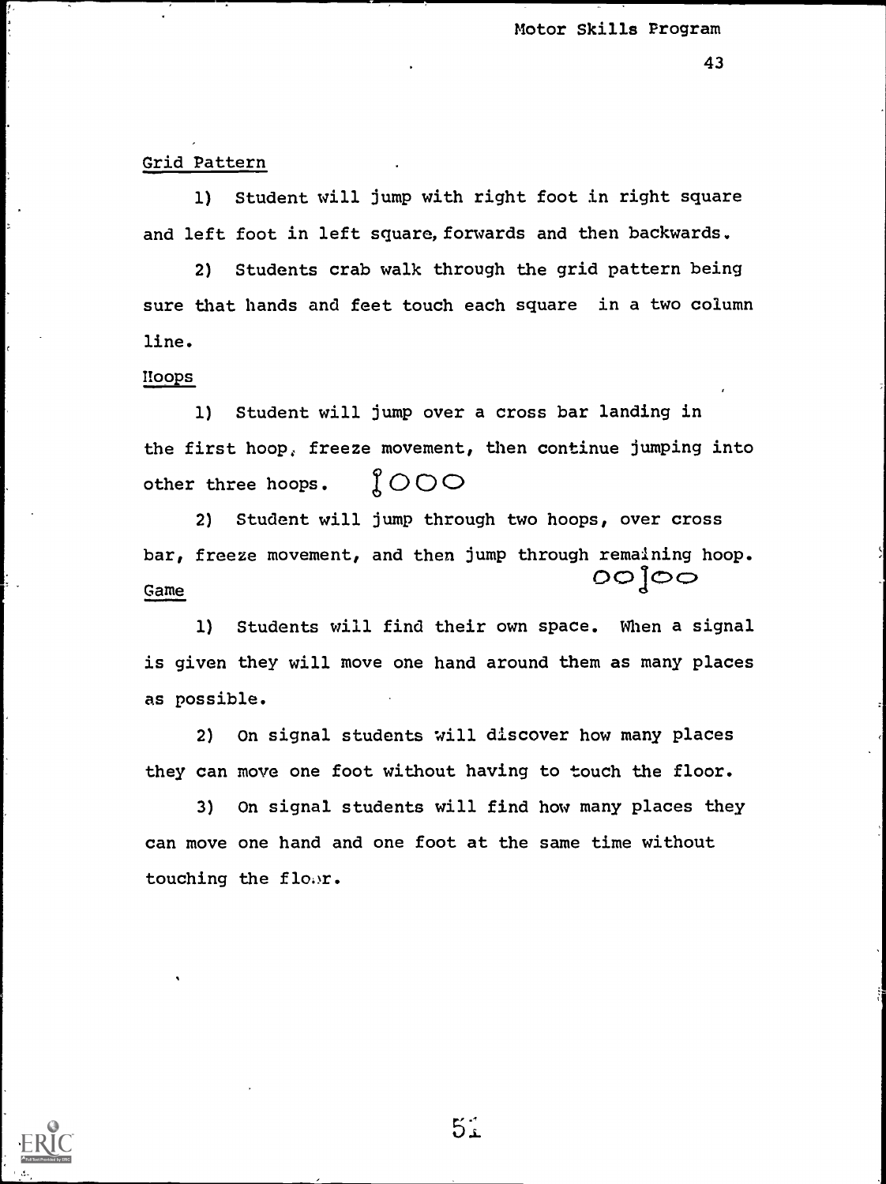Grid Pattern

1) Student will jump with right foot in right square and left foot in left square, forwards and then backwards.

2) Students crab walk through the grid pattern being sure that hands and feet touch each square in a two column line.

Hoops

1) Student will jump over a cross bar landing in the first hoop, freeze movement, then continue jumping into other three hoops.

2) Student will jump through two hoops, over cross bar, freeze movement, and then jump through remaining hoop.

Game

1) Students will find their own space. When a signal is given they will move one hand around them as many places as possible.

2) On signal students will discover how many places they can move one foot without having to touch the floor.

3) On signal students will find how many places they can move one hand and one foot at the same time without touching the floor.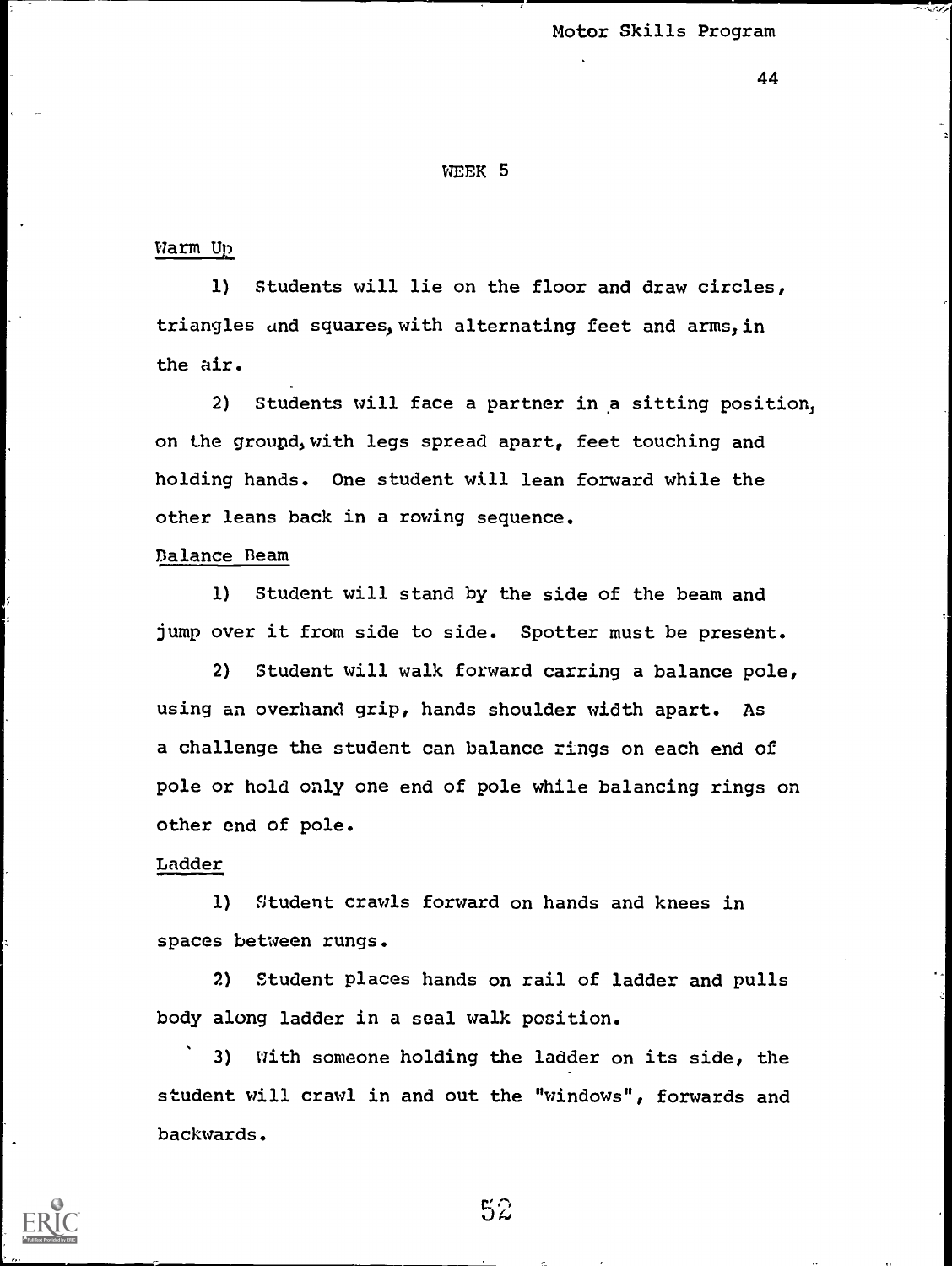## WEEK 5

Warm Up

1) Students will lie on the floor and draw circles, triangles and squares, with alternating feet and arms, in the air.

2) Students will face a partner in a sitting position, on the ground, with legs spread apart, feet touching and holding hands. One student will lean forward while the other leans back in a rowing sequence.

Balance Beam

1) Student will stand by the side of the beam and jump over it from side to side. Spotter must be present.

2) Student will walk forward carring a balance pole, using an overhand grip, hands shoulder width apart. As a challenge the student can balance rings on each end of pole or hold only one end of pole while balancing rings on other end of pole.

Ladder

1) Student crawls forward on hands and knees in spaces between rungs.

2) Student places hands on rail of ladder and pulls body along ladder in a seal walk position.

3) With someone holding the ladder on its side, the student will crawl in and out the "windows", forwards and backwards.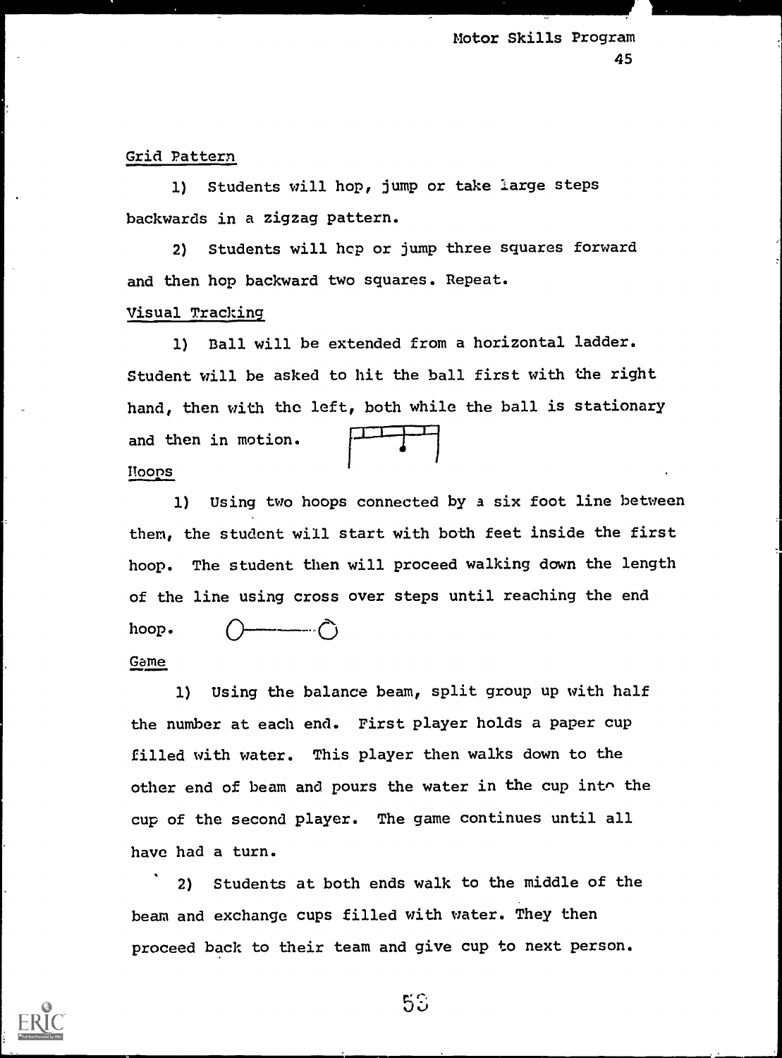Grid Pattern

1) Students will hop, jump or take large steps backwards in a zigzag pattern.

2) Students will hop or jump three squares forward and then hop backward two squares. Repeat.

Visual Tracking

1) Ball will be extended from a horizontal ladder. Student will be asked to hit the ball first with the right hand, then with the left, both while the ball is stationary and then in motion.

Hoops

1) Using two hoops connected by a six foot line between them, the student will start with both feet inside the first hoop. The student then will proceed walking down the length of the line using cross over steps until reaching the end hoop.

Game

1) Using the balance beam, split group up with half the number at each end. First player holds a paper cup filled with water. This player then walks down to the other end of beam and pours the water in the cup into the cup of the second player. The game continues until all have had a turn.

2) Students at both ends walk to the middle of the beam and exchange cups filled with water. They then proceed back to their team and give cup to next person.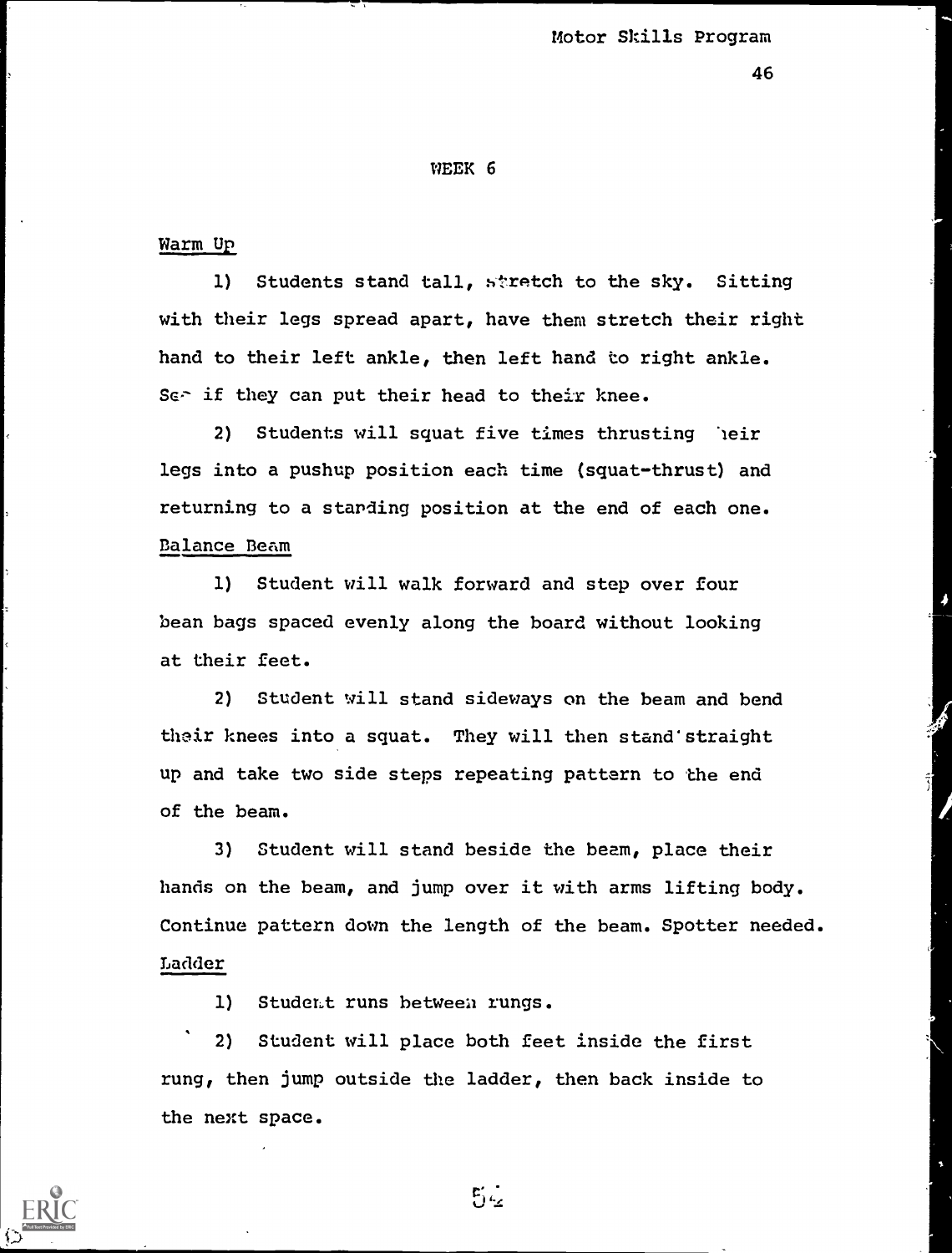## WEEK 6

### Warm Up

1) Students stand tall, stretch to the sky. Sitting with their legs spread apart, have them stretch their right hand to their left ankle, then left hand to right ankle. See if they can put their head to their knee.

2) Students will squat five times thrusting their legs into a pushup position each time (squat-thrust) and returning to a standing position at the end of each one.

### Balance Beam

1) Student will walk forward and step over four bean bags spaced evenly along the board without looking at their feet.

2) Student will stand sideways on the beam and bend their knees into a squat. They will then stand straight up and take two side steps repeating pattern to the end of the beam.

3) Student will stand beside the beam, place their hands on the beam, and jump over it with arms lifting body. Continue pattern down the length of the beam. Spotter needed.

### Ladder

1) Student runs between rungs.

2) Student will place both feet inside the first rung, then jump outside the ladder, then back inside to the next space.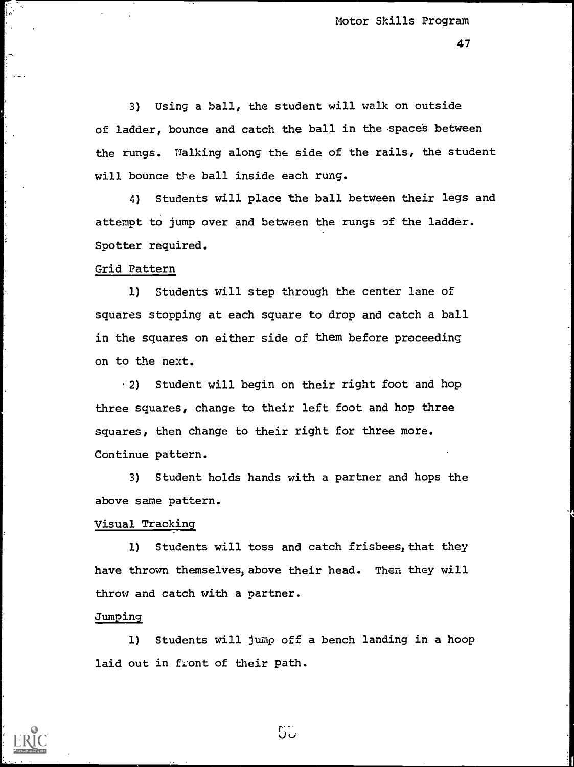3) Using a ball, the student will walk on outside of ladder, bounce and catch the ball in the spaces between the rungs. Walking along the side of the rails, the student will bounce the ball inside each rung.

4) Students will place the ball between their legs and attempt to jump over and between the rungs of the ladder. Spotter required.

Grid Pattern

1) Students will step through the center lane of squares stopping at each square to drop and catch a ball in the squares on either side of them before proceeding on to the next.

2) Student will begin on their right foot and hop three squares, change to their left foot and hop three squares, then change to their right for three more. Continue pattern.

3) Student holds hands with a partner and hops the above same pattern.

Visual Tracking

1) Students will toss and catch frisbees, that they have thrown themselves, above their head. Then they will throw and catch with a partner.

Jumping

1) Students will jump off a bench landing in a hoop laid out in front of their path.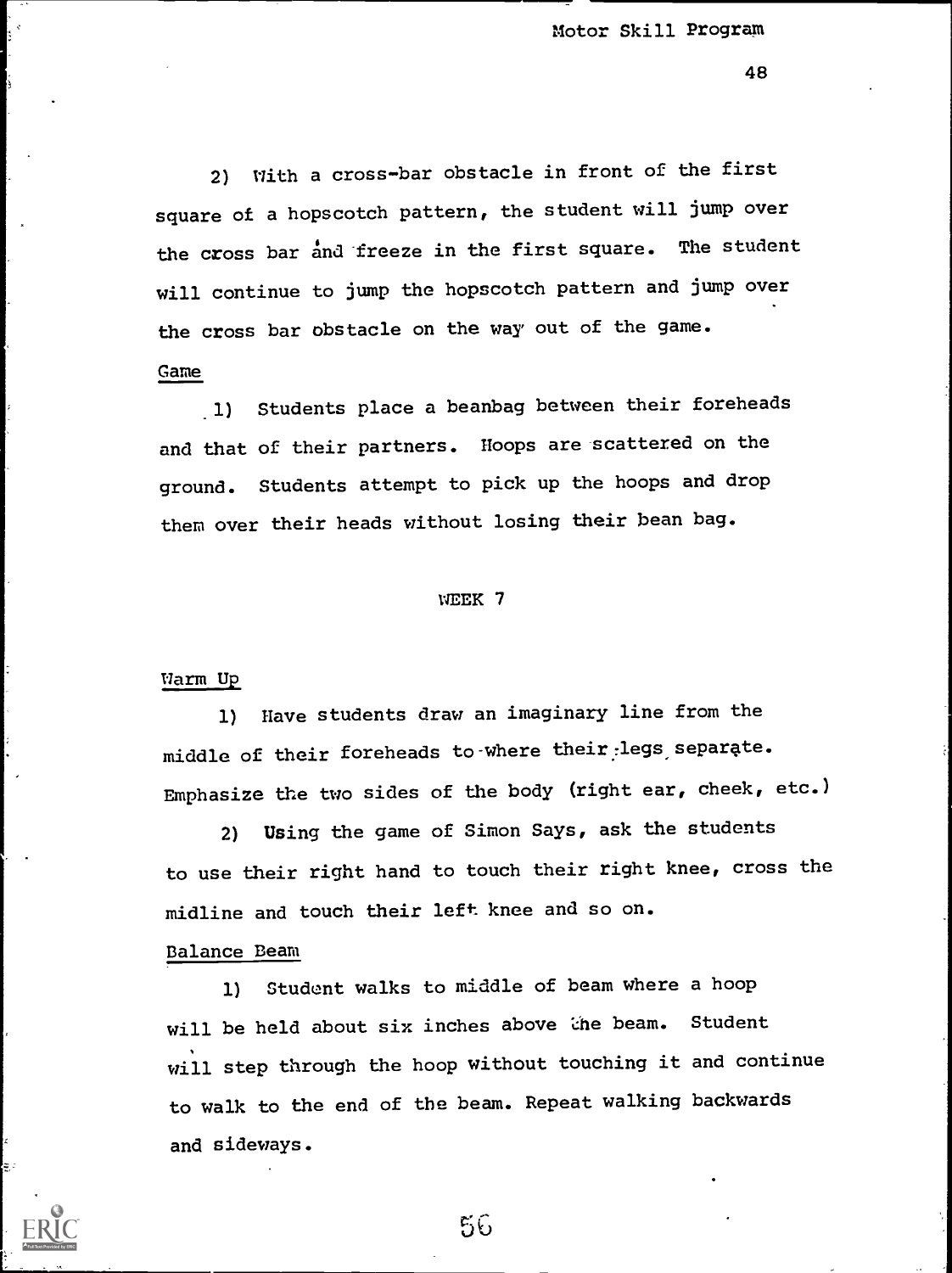2) With a cross-bar obstacle in front of the first square of a hopscotch pattern, the student will jump over the cross bar and freeze in the first square. The student will continue to jump the hopscotch pattern and jump over the cross bar obstacle on the way out of the game.

Game

1) Students place a beanbag between their foreheads and that of their partners. Hoops are scattered on the ground. Students attempt to pick up the hoops and drop them over their heads without losing their bean bag.

## WEEK 7

Warm Up

1) Have students draw an imaginary line from the middle of their foreheads to where their legs separate. Emphasize the two sides of the body (right ear, cheek, etc.)

2) Using the game of Simon Says, ask the students to use their right hand to touch their right knee, cross the midline and touch their left knee and so on.

Balance Beam

1) Student walks to middle of beam where a hoop will be held about six inches above the beam. Student will step through the hoop without touching it and continue to walk to the end of the beam. Repeat walking backwards and sideways.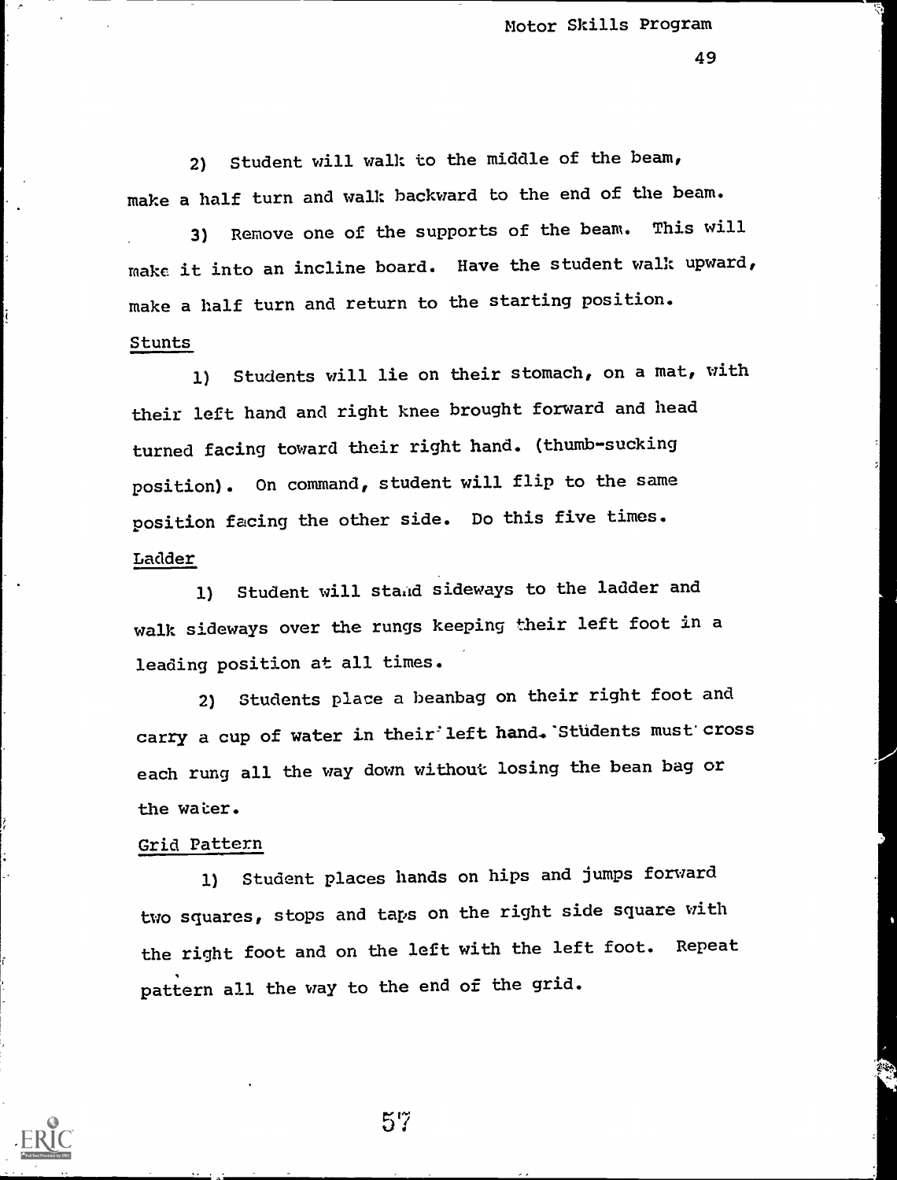2) Student will walk to the middle of the beam, make a half turn and walk backward to the end of the beam.

3) Remove one of the supports of the beam. This will make it into an incline board. Have the student walk upward, make a half turn and return to the starting position.

Stunts

1) Students will lie on their stomach, on a mat, with their left hand and right knee brought forward and head turned facing toward their right hand. (thumb-sucking position). On command, student will flip to the same position facing the other side. Do this five times.

Ladder

1) Student will stand sideways to the ladder and walk sideways over the rungs keeping their left foot in a leading position at all times.

2) Students place a beanbag on their right foot and carry a cup of water in their left hand. Students must cross each rung all the way down without losing the bean bag or the water.

Grid Pattern

1) Student places hands on hips and jumps forward two squares, stops and taps on the right side square with the right foot and on the left with the left foot. Repeat pattern all the way to the end of the grid.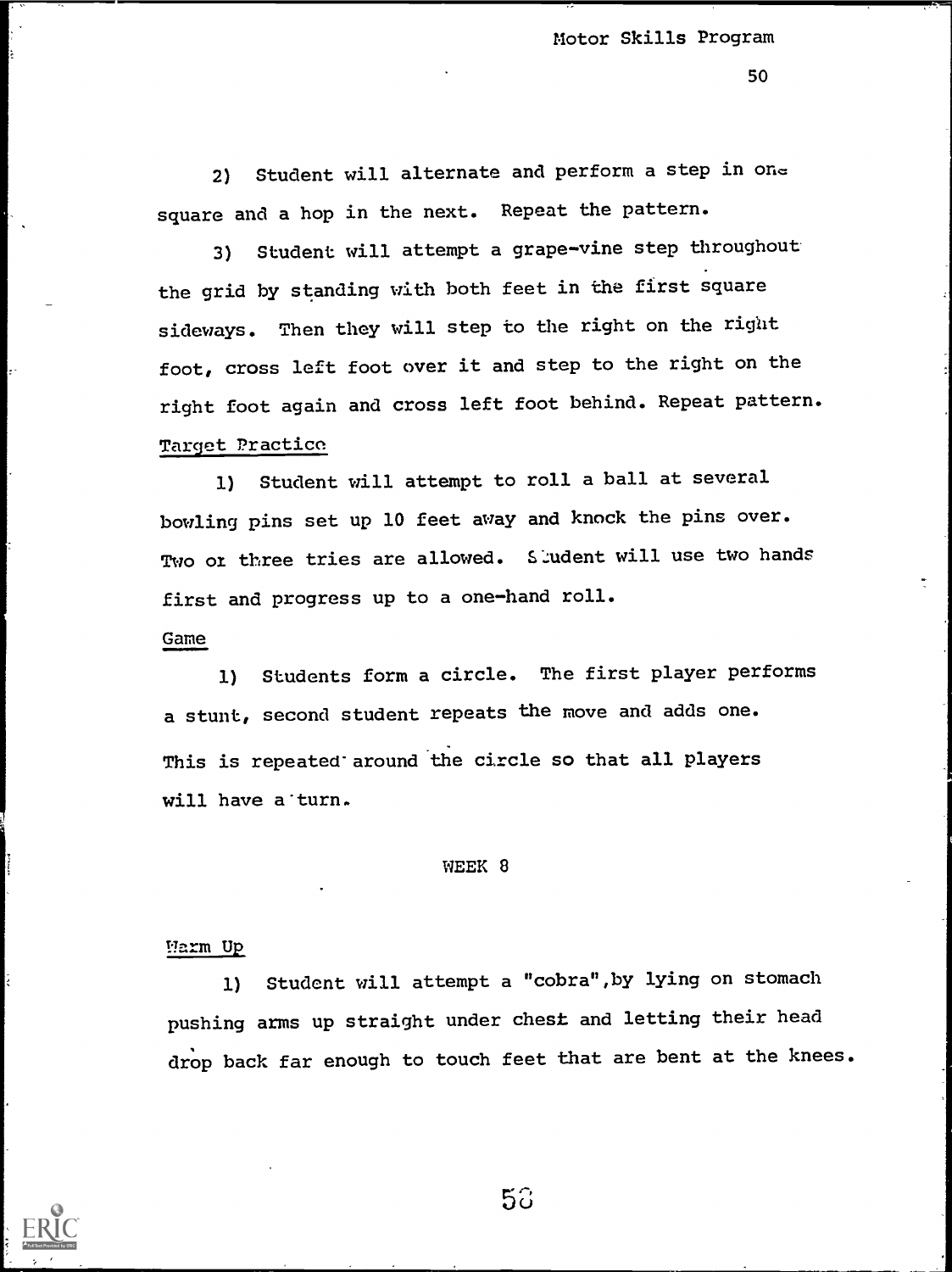2) Student will alternate and perform a step in one square and a hop in the next. Repeat the pattern.

3) Student will attempt a grape-vine step throughout the grid by standing with both feet in the first square sideways. Then they will step to the right on the right foot, cross left foot over it and step to the right on the right foot again and cross left foot behind. Repeat pattern.

Target Practice

1) Student will attempt to roll a ball at several bowling pins set up 10 feet away and knock the pins over. Two or three tries are allowed. Student will use two hands first and progress up to a one-hand roll.

Game

1) Students form a circle. The first player performs a stunt, second student repeats the move and adds one. This is repeated around the circle so that all players will have a turn.

## WEEK 8

Warm Up

1) Student will attempt a "cobra",by lying on stomach pushing arms up straight under chest and letting their head drop back far enough to touch feet that are bent at the knees.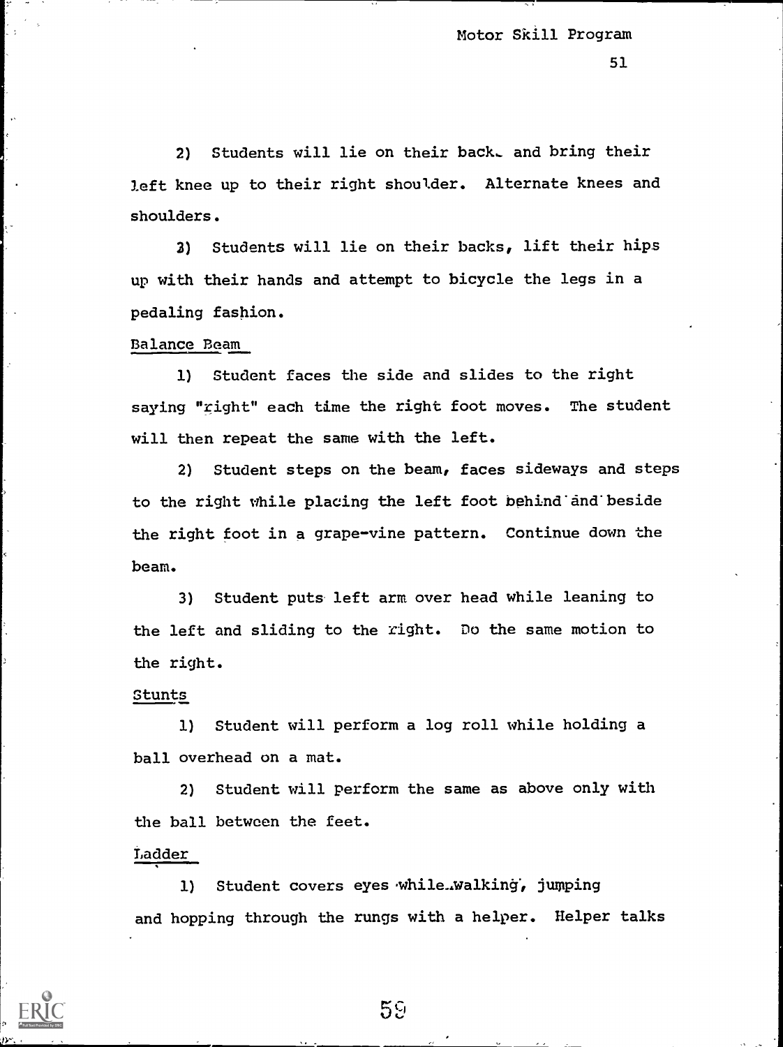2) Students will lie on their back and bring their left knee up to their right shoulder. Alternate knees and shoulders.

3) Students will lie on their backs, lift their hips up with their hands and attempt to bicycle the legs in a pedaling fashion.

Balance Beam

1) Student faces the side and slides to the right saying "right" each time the right foot moves. The student will then repeat the same with the left.

2) Student steps on the beam, faces sideways and steps to the right while placing the left foot behind and beside the right foot in a grape-vine pattern. Continue down the beam.

3) Student puts left arm over head while leaning to the left and sliding to the right. Do the same motion to the right.

Stunts

1) Student will perform a log roll while holding a ball overhead on a mat.

2) Student will perform the same as above only with the ball between the feet.

Ladder

1) Student covers eyes while walking, jumping and hopping through the rungs with a helper. Helper talks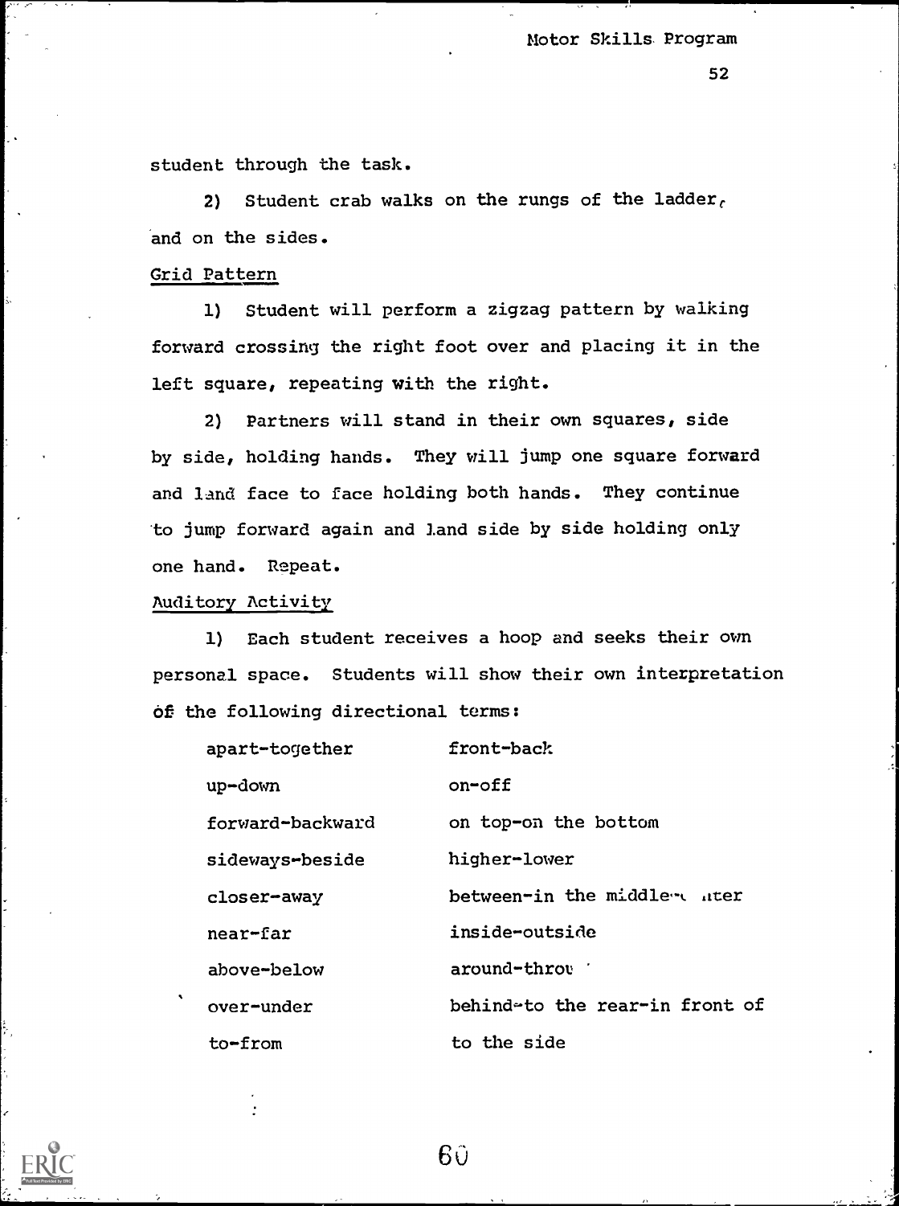student through the task.

2) Student crab walks on the rungs of the ladder, and on the sides.

Grid Pattern

1) Student will perform a zigzag pattern by walking forward crossing the right foot over and placing it in the left square, repeating with the right.

2) Partners will stand in their own squares, side by side, holding hands. They will jump one square forward and land face to face holding both hands. They continue to jump forward again and land side by side holding only one hand. Repeat.

Auditory Activity

1) Each student receives a hoop and seeks their own personal space. Students will show their own interpretation of the following directional terms:

| | |
|---|---|
| apart-together | front-back |
| up-down | on-off |
| forward-backward | on top-on the bottom |
| sideways-beside | higher-lower |
| closer-away | between-in the middle-center |
| near-far | inside-outside |
| above-below | around-through |
| over-under | behind-to the rear-in front of |
| to-from | to the side |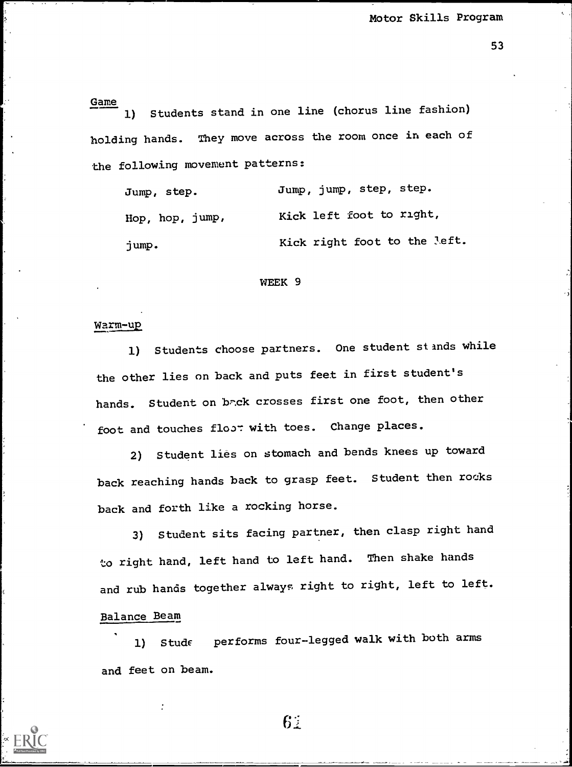Game

1) Students stand in one line (chorus line fashion) holding hands. They move across the room once in each of the following movement patterns:

| | |
|---|---|
| Jump, step. | Jump, jump, step, step. |
| Hop, hop, jump, jump. | Kick left foot to right, Kick right foot to the left. |

## WEEK 9

Warm-up

1) Students choose partners. One student stands while the other lies on back and puts feet in first student's hands. Student on back crosses first one foot, then other foot and touches floor with toes. Change places.

2) Student lies on stomach and bends knees up toward back reaching hands back to grasp feet. Student then rocks back and forth like a rocking horse.

3) Student sits facing partner, then clasp right hand to right hand, left hand to left hand. Then shake hands and rub hands together always right to right, left to left.

Balance Beam

1) Stude performs four-legged walk with both arms and feet on beam.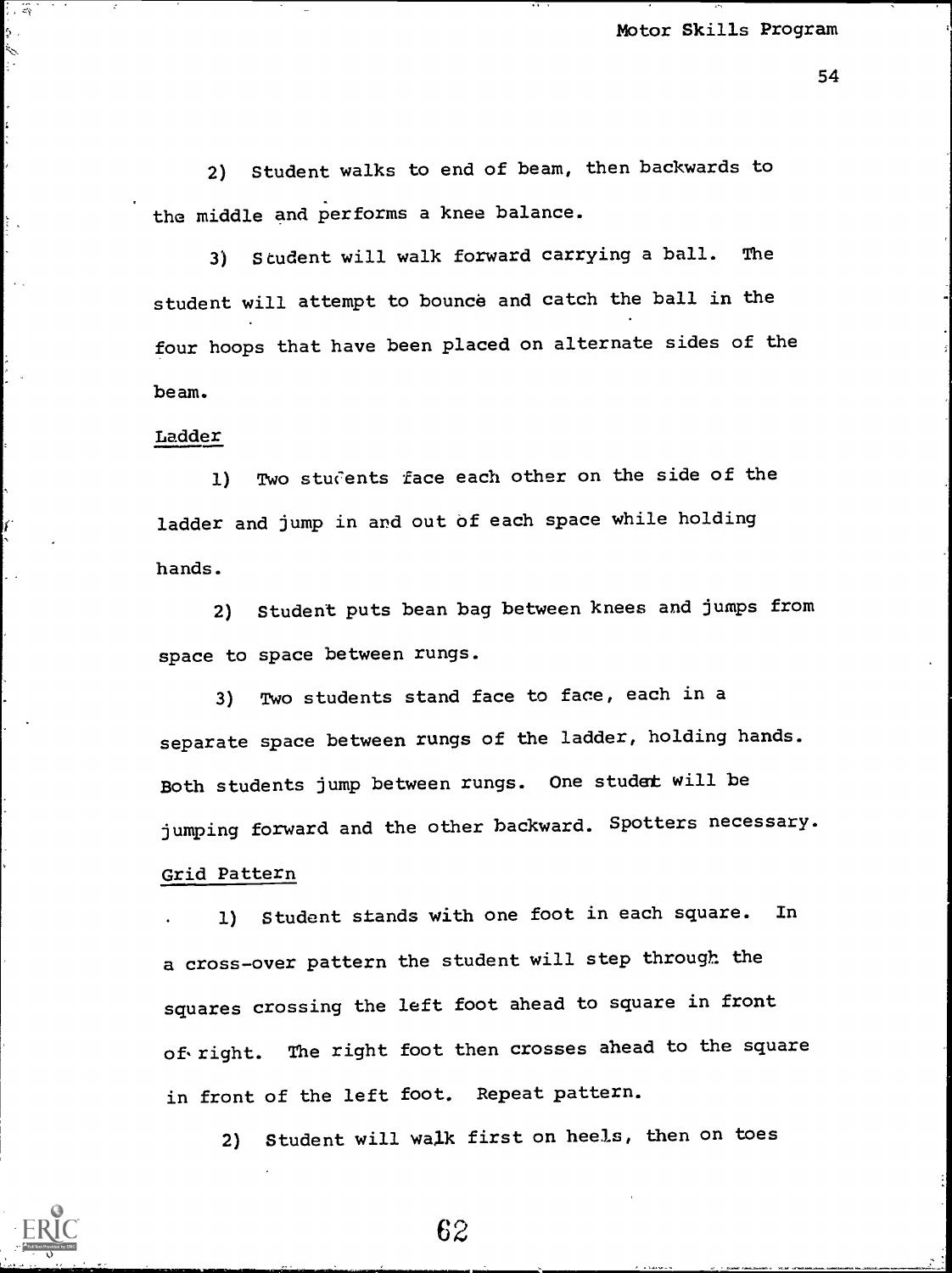2) Student walks to end of beam, then backwards to the middle and performs a knee balance.

3) Student will walk forward carrying a ball. The student will attempt to bounce and catch the ball in the four hoops that have been placed on alternate sides of the beam.

Ladder

1) Two students face each other on the side of the ladder and jump in and out of each space while holding hands.

2) Student puts bean bag between knees and jumps from space to space between rungs.

3) Two students stand face to face, each in a separate space between rungs of the ladder, holding hands. Both students jump between rungs. One student will be jumping forward and the other backward. Spotters necessary.

Grid Pattern

1) Student stands with one foot in each square. In a cross-over pattern the student will step through the squares crossing the left foot ahead to square in front of right. The right foot then crosses ahead to the square in front of the left foot. Repeat pattern.

2) Student will walk first on heels, then on toes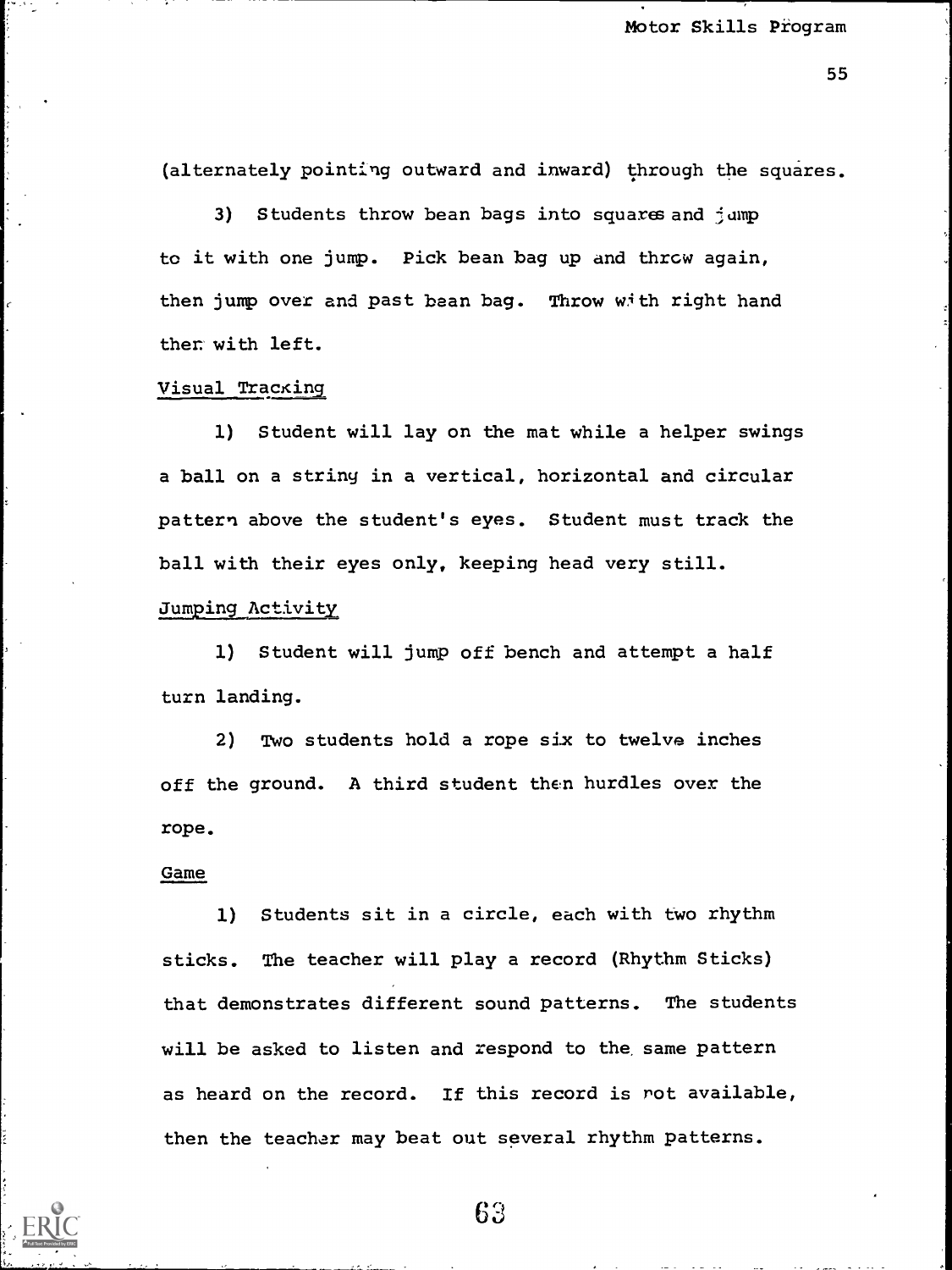(alternately pointing outward and inward) through the squares.

3) Students throw bean bags into squares and jump to it with one jump. Pick bean bag up and throw again, then jump over and past bean bag. Throw with right hand then with left.

Visual Tracking

1) Student will lay on the mat while a helper swings a ball on a string in a vertical, horizontal and circular pattern above the student's eyes. Student must track the ball with their eyes only, keeping head very still.

Jumping Activity

1) Student will jump off bench and attempt a half turn landing.

2) Two students hold a rope six to twelve inches off the ground. A third student then hurdles over the rope.

Game

1) Students sit in a circle, each with two rhythm sticks. The teacher will play a record (Rhythm Sticks) that demonstrates different sound patterns. The students will be asked to listen and respond to the same pattern as heard on the record. If this record is not available, then the teacher may beat out several rhythm patterns.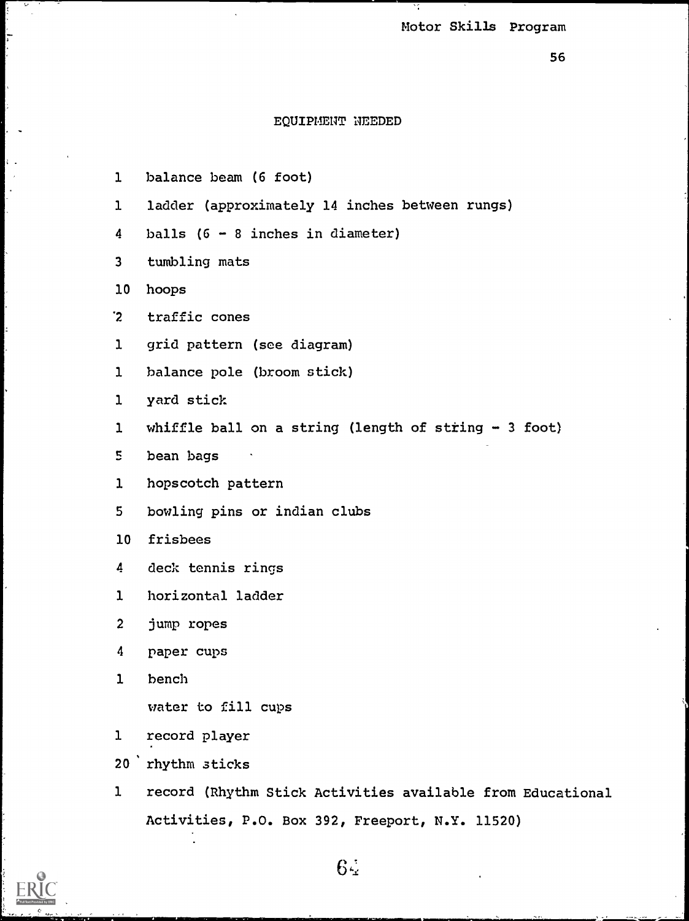## EQUIPMENT NEEDED

| | |
|---|---|
| 1 | balance beam (6 foot) |
| 1 | ladder (approximately 14 inches between rungs) |
| 4 | balls (6 - 8 inches in diameter) |
| 3 | tumbling mats |
| 10 | hoops |
| 2 | traffic cones |
| 1 | grid pattern (see diagram) |
| 1 | balance pole (broom stick) |
| 1 | yard stick |
| 1 | whiffle ball on a string (length of string - 3 foot) |
| 5 | bean bags |
| 1 | hopscotch pattern |
| 5 | bowling pins or indian clubs |
| 10 | frisbees |
| 4 | deck tennis rings |
| 1 | horizontal ladder |
| 2 | jump ropes |
| 4 | paper cups |
| 1 | bench |
| | water to fill cups |
| 1 | record player |
| 20 | rhythm sticks |
| 1 | record (Rhythm Stick Activities available from Educational Activities, P.O. Box 392, Freeport, N.Y. 11520) |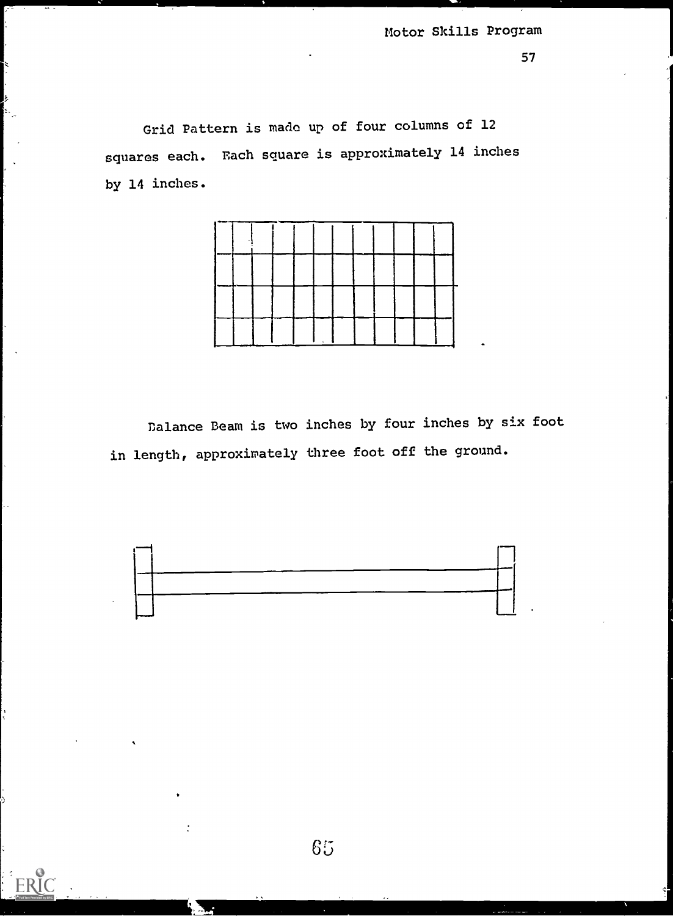Grid Pattern is made up of four columns of 12 squares each. Each square is approximately 14 inches by 14 inches.

Balance Beam is two inches by four inches by six foot in length, approximately three foot off the ground.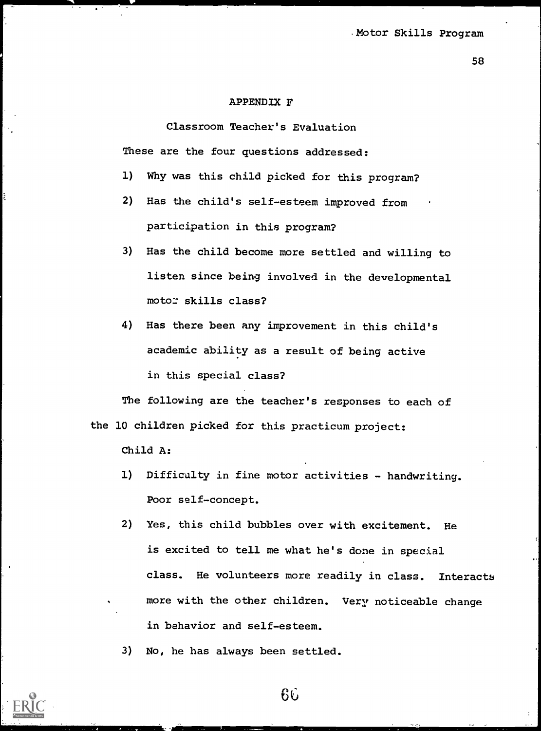## APPENDIX F

### Classroom Teacher's Evaluation

These are the four questions addressed:

1) Why was this child picked for this program?
2) Has the child's self-esteem improved from participation in this program?
3) Has the child become more settled and willing to listen since being involved in the developmental motor skills class?
4) Has there been any improvement in this child's academic ability as a result of being active in this special class?

The following are the teacher's responses to each of the 10 children picked for this practicum project:

Child A:

1) Difficulty in fine motor activities - handwriting. Poor self-concept.
2) Yes, this child bubbles over with excitement. He is excited to tell me what he's done in special class. He volunteers more readily in class. Interacts more with the other children. Very noticeable change in behavior and self-esteem.
3) No, he has always been settled.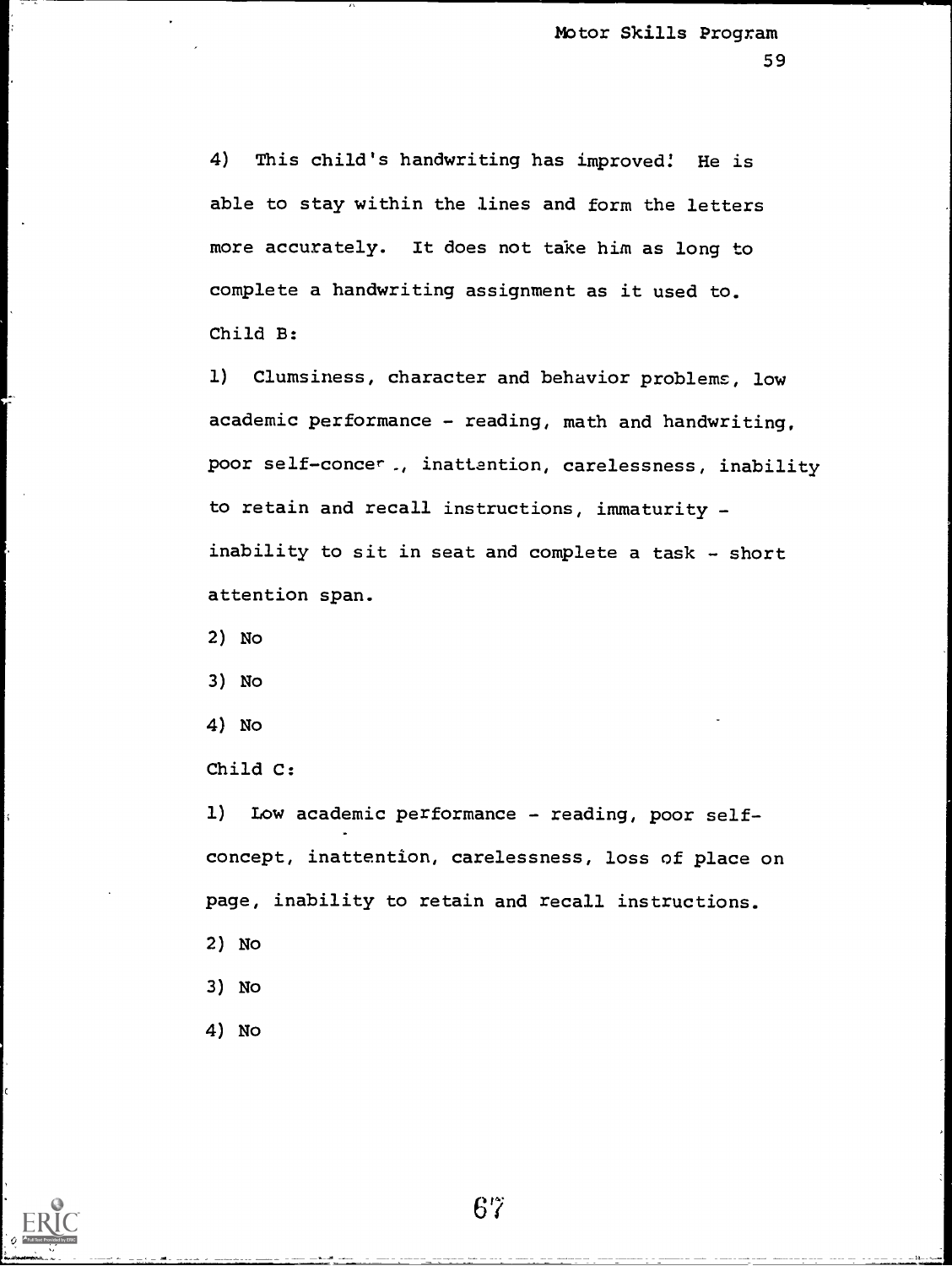4) This child's handwriting has improved! He is able to stay within the lines and form the letters more accurately. It does not take him as long to complete a handwriting assignment as it used to.

Child B:

1) Clumsiness, character and behavior problems, low academic performance - reading, math and handwriting, poor self-concept, inattention, carelessness, inability to retain and recall instructions, immaturity - inability to sit in seat and complete a task - short attention span.

2) No

3) No

4) No

Child C:

1) Low academic performance - reading, poor self-concept, inattention, carelessness, loss of place on page, inability to retain and recall instructions.

2) No

3) No

4) No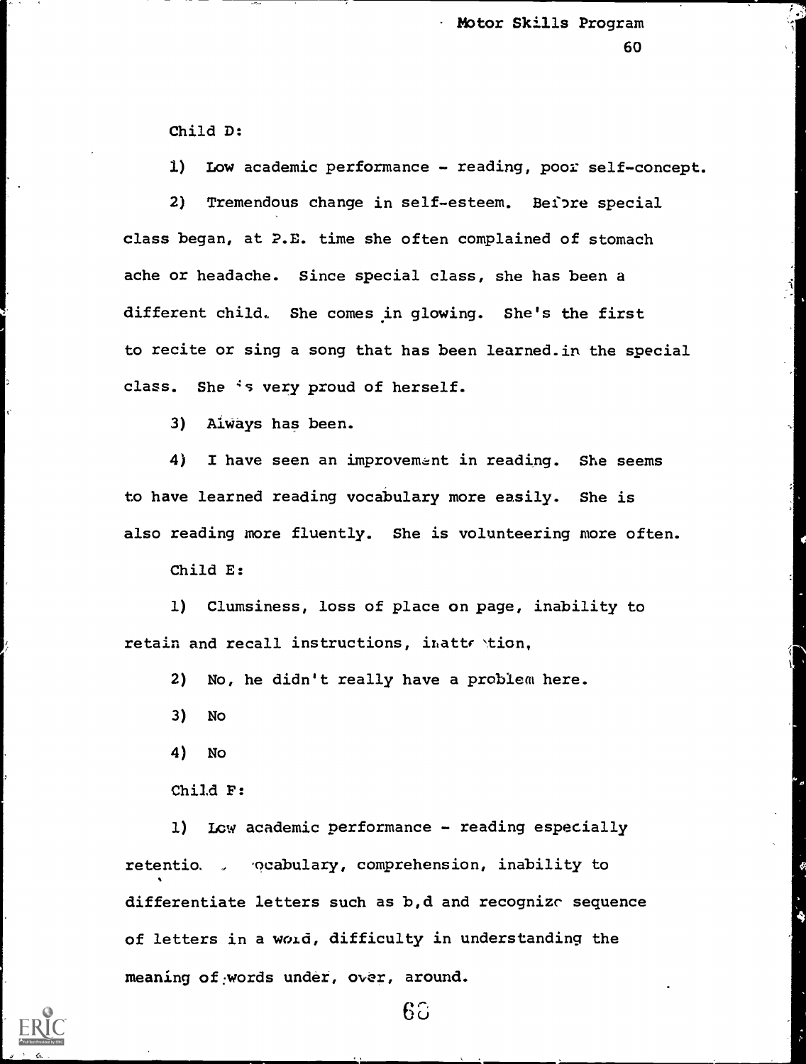Child D:

1) Low academic performance - reading, poor self-concept.

2) Tremendous change in self-esteem. Before special class began, at P.E. time she often complained of stomach ache or headache. Since special class, she has been a different child. She comes in glowing. She's the first to recite or sing a song that has been learned in the special class. She is very proud of herself.

3) Always has been.

4) I have seen an improvement in reading. She seems to have learned reading vocabulary more easily. She is also reading more fluently. She is volunteering more often.

Child E:

1) Clumsiness, loss of place on page, inability to retain and recall instructions, inattention,

2) No, he didn't really have a problem here.

3) No

4) No

Child F:

1) Low academic performance - reading especially retention, vocabulary, comprehension, inability to differentiate letters such as b,d and recognize sequence of letters in a word, difficulty in understanding the meaning of words under, over, around.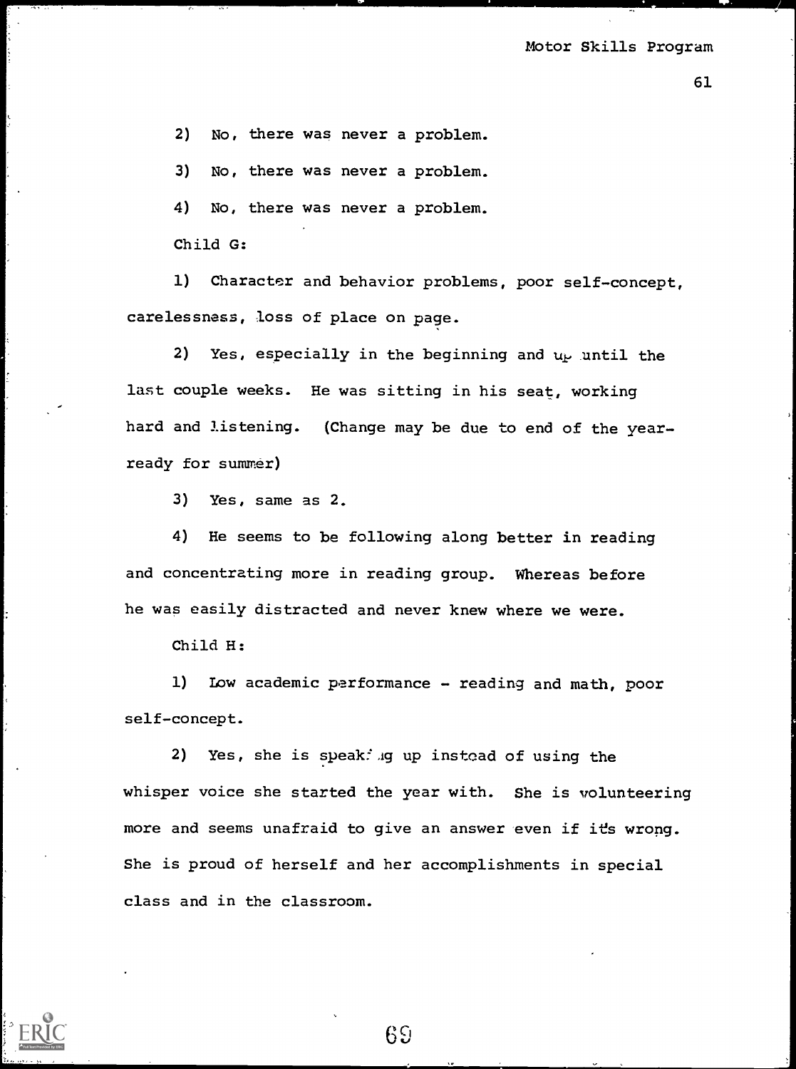2) No, there was never a problem.

3) No, there was never a problem.

4) No, there was never a problem.

Child G:

1) Character and behavior problems, poor self-concept, carelessness, loss of place on page.

2) Yes, especially in the beginning and up until the last couple weeks. He was sitting in his seat, working hard and listening. (Change may be due to end of the year-ready for summer)

3) Yes, same as 2.

4) He seems to be following along better in reading and concentrating more in reading group. Whereas before he was easily distracted and never knew where we were.

Child H:

1) Low academic performance - reading and math, poor self-concept.

2) Yes, she is speaking up instead of using the whisper voice she started the year with. She is volunteering more and seems unafraid to give an answer even if it's wrong. She is proud of herself and her accomplishments in special class and in the classroom.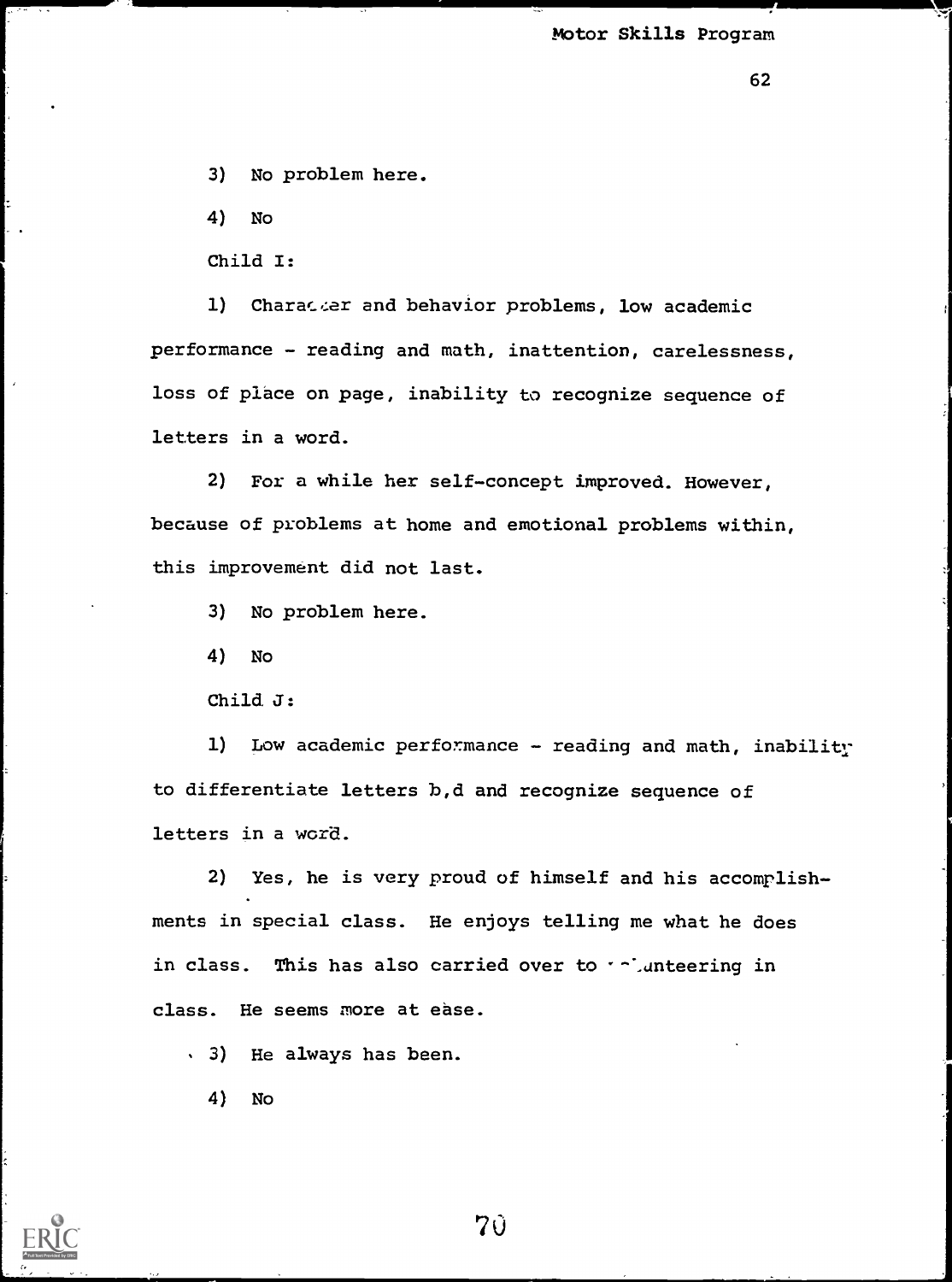3) No problem here.

4) No

Child I:

1) Character and behavior problems, low academic performance - reading and math, inattention, carelessness, loss of place on page, inability to recognize sequence of letters in a word.

2) For a while her self-concept improved. However, because of problems at home and emotional problems within, this improvement did not last.

3) No problem here.

4) No

Child J:

1) Low academic performance - reading and math, inability to differentiate letters b,d and recognize sequence of letters in a word.

2) Yes, he is very proud of himself and his accomplishments in special class. He enjoys telling me what he does in class. This has also carried over to volunteering in class. He seems more at ease.

3) He always has been.

4) No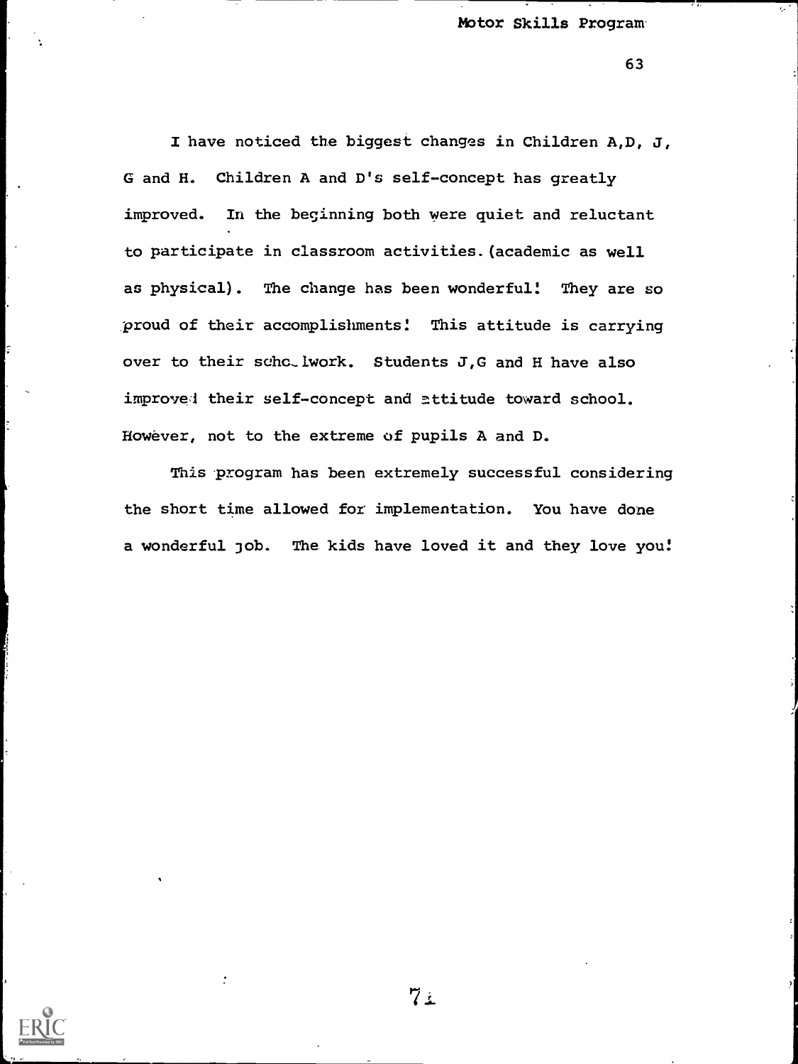I have noticed the biggest changes in Children A,D, J, G and H. Children A and D's self-concept has greatly improved. In the beginning both were quiet and reluctant to participate in classroom activities.(academic as well as physical). The change has been wonderful! They are so proud of their accomplishments! This attitude is carrying over to their schoolwork. Students J,G and H have also improved their self-concept and attitude toward school. However, not to the extreme of pupils A and D.

This program has been extremely successful considering the short time allowed for implementation. You have done a wonderful job. The kids have loved it and they love you!